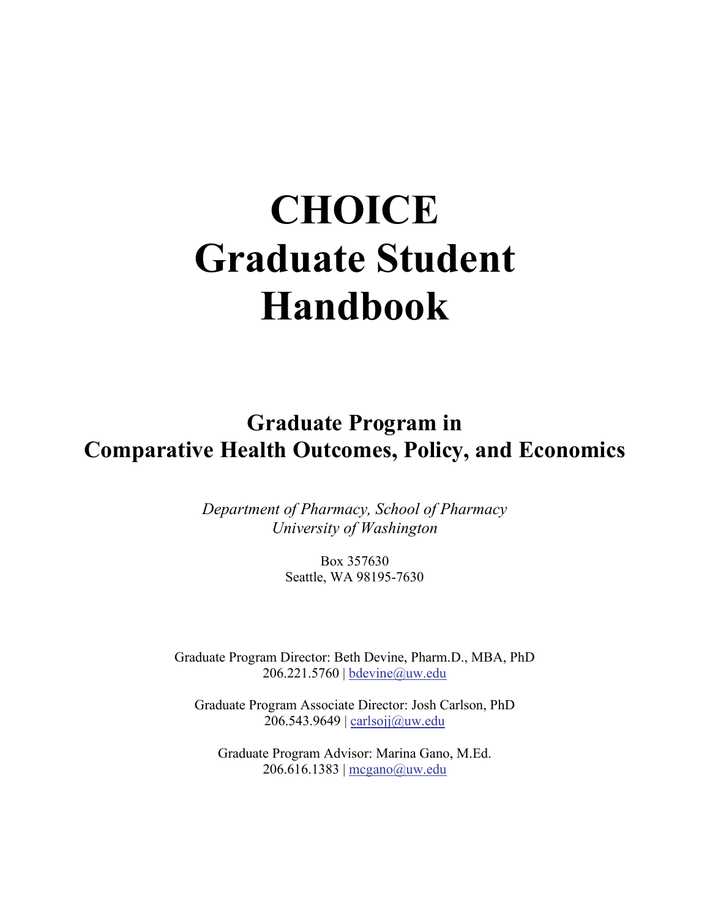# CHOICE Graduate Student Handbook

## Graduate Program in Comparative Health Outcomes, Policy, and Economics

*Department of Pharmacy, School of Pharmacy*
*University of Washington*

Box 357630
Seattle, WA 98195-7630

Graduate Program Director: Beth Devine, Pharm.D., MBA, PhD
206.221.5760 | bdevine@uw.edu

Graduate Program Associate Director: Josh Carlson, PhD
206.543.9649 | carlsojj@uw.edu

Graduate Program Advisor: Marina Gano, M.Ed.
206.616.1383 | mcgano@uw.edu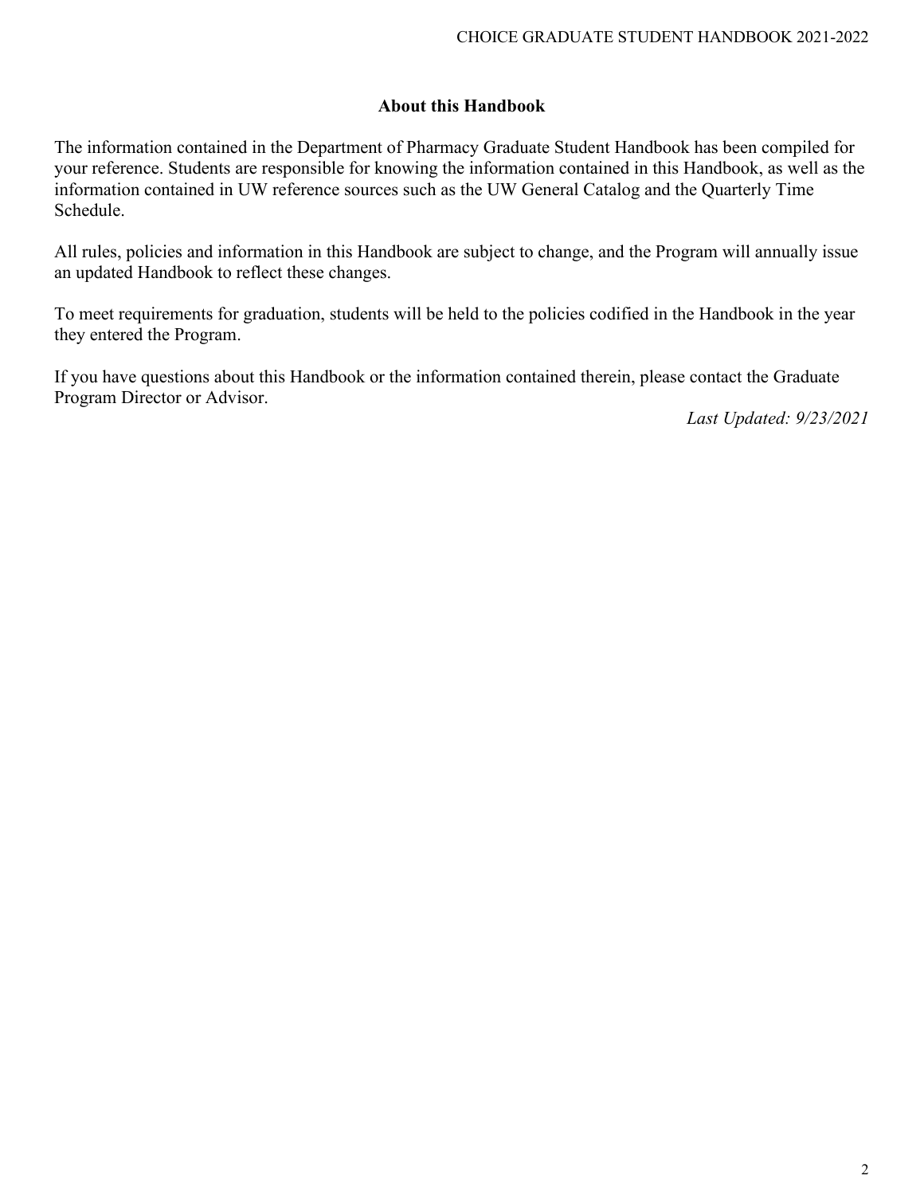## About this Handbook

The information contained in the Department of Pharmacy Graduate Student Handbook has been compiled for your reference. Students are responsible for knowing the information contained in this Handbook, as well as the information contained in UW reference sources such as the UW General Catalog and the Quarterly Time Schedule.

All rules, policies and information in this Handbook are subject to change, and the Program will annually issue an updated Handbook to reflect these changes.

To meet requirements for graduation, students will be held to the policies codified in the Handbook in the year they entered the Program.

If you have questions about this Handbook or the information contained therein, please contact the Graduate Program Director or Advisor.

*Last Updated: 9/23/2021*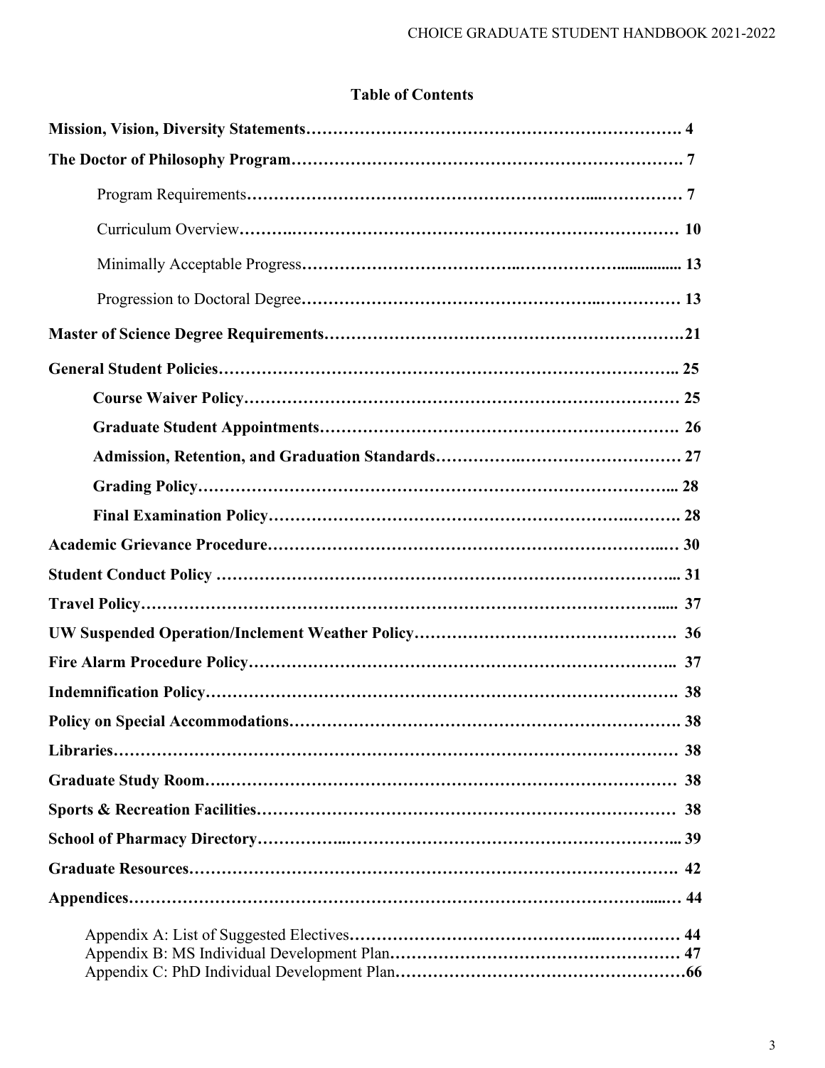## Table of Contents

**Mission, Vision, Diversity Statements** …… **4**

**The Doctor of Philosophy Program** …… **7**

- Program Requirements …… **7**
- Curriculum Overview …… **10**
- Minimally Acceptable Progress …… **13**
- Progression to Doctoral Degree …… **13**

**Master of Science Degree Requirements** …… **21**

**General Student Policies** …… **25**

- **Course Waiver Policy** …… **25**
- **Graduate Student Appointments** …… **26**
- **Admission, Retention, and Graduation Standards** …… **27**
- **Grading Policy** …… **28**
- **Final Examination Policy** …… **28**

**Academic Grievance Procedure** …… **30**

**Student Conduct Policy** …… **31**

**Travel Policy** …… **37**

**UW Suspended Operation/Inclement Weather Policy** …… **36**

**Fire Alarm Procedure Policy** …… **37**

**Indemnification Policy** …… **38**

**Policy on Special Accommodations** …… **38**

**Libraries** …… **38**

**Graduate Study Room** …… **38**

**Sports & Recreation Facilities** …… **38**

**School of Pharmacy Directory** …… **39**

**Graduate Resources** …… **42**

**Appendices** …… **44**

- Appendix A: List of Suggested Electives …… **44**
- Appendix B: MS Individual Development Plan …… **47**
- Appendix C: PhD Individual Development Plan …… **66**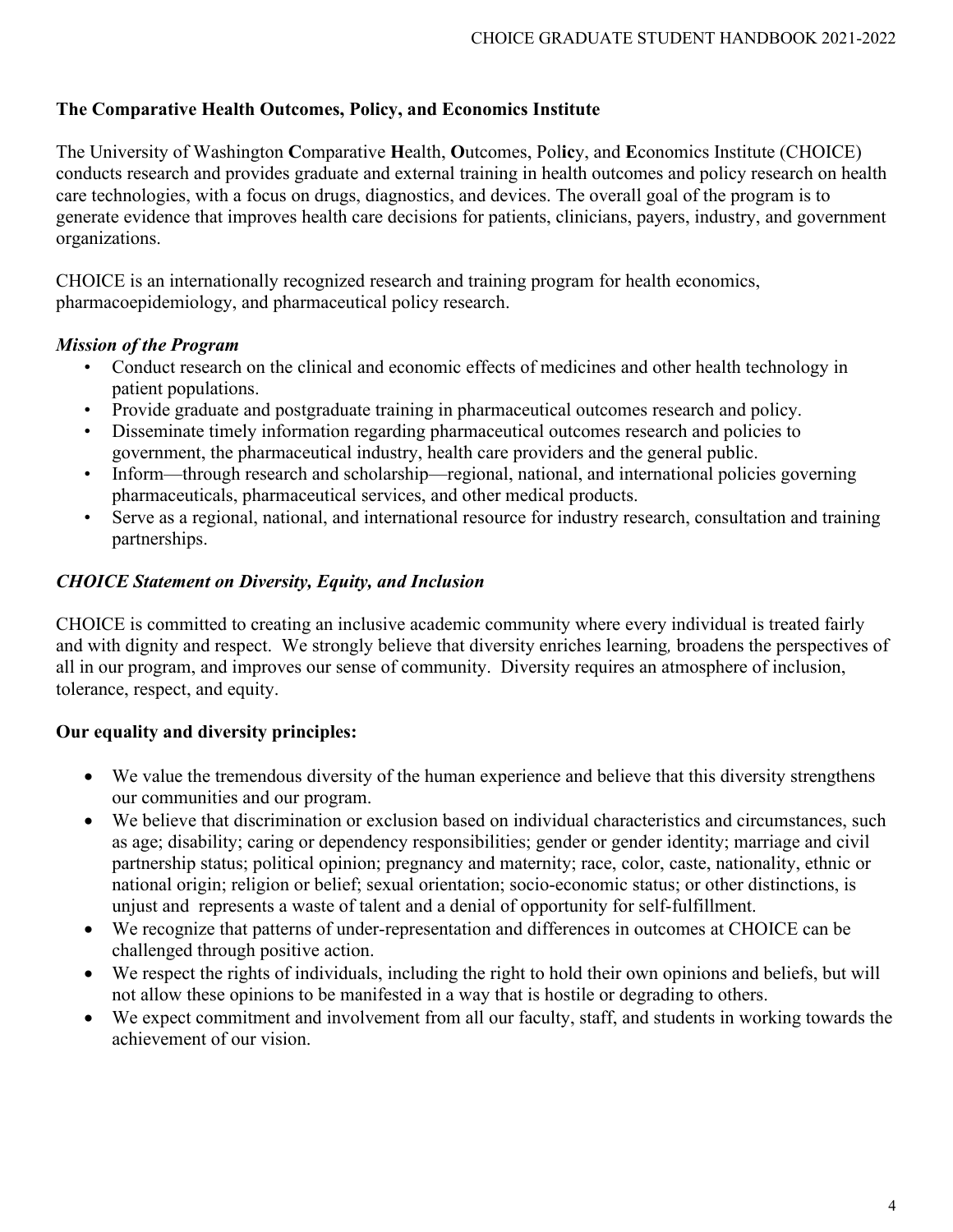## The Comparative Health Outcomes, Policy, and Economics Institute

The University of Washington **C**omparative **H**ealth, **O**utcomes, Pol**ic**y, and **E**conomics Institute (CHOICE) conducts research and provides graduate and external training in health outcomes and policy research on health care technologies, with a focus on drugs, diagnostics, and devices. The overall goal of the program is to generate evidence that improves health care decisions for patients, clinicians, payers, industry, and government organizations.

CHOICE is an internationally recognized research and training program for health economics, pharmacoepidemiology, and pharmaceutical policy research.

### *Mission of the Program*

- Conduct research on the clinical and economic effects of medicines and other health technology in patient populations.
- Provide graduate and postgraduate training in pharmaceutical outcomes research and policy.
- Disseminate timely information regarding pharmaceutical outcomes research and policies to government, the pharmaceutical industry, health care providers and the general public.
- Inform—through research and scholarship—regional, national, and international policies governing pharmaceuticals, pharmaceutical services, and other medical products.
- Serve as a regional, national, and international resource for industry research, consultation and training partnerships.

### *CHOICE Statement on Diversity, Equity, and Inclusion*

CHOICE is committed to creating an inclusive academic community where every individual is treated fairly and with dignity and respect. We strongly believe that diversity enriches learning*,* broadens the perspectives of all in our program, and improves our sense of community. Diversity requires an atmosphere of inclusion, tolerance, respect, and equity.

### Our equality and diversity principles:

- We value the tremendous diversity of the human experience and believe that this diversity strengthens our communities and our program.
- We believe that discrimination or exclusion based on individual characteristics and circumstances, such as age; disability; caring or dependency responsibilities; gender or gender identity; marriage and civil partnership status; political opinion; pregnancy and maternity; race, color, caste, nationality, ethnic or national origin; religion or belief; sexual orientation; socio-economic status; or other distinctions, is unjust and represents a waste of talent and a denial of opportunity for self-fulfillment.
- We recognize that patterns of under-representation and differences in outcomes at CHOICE can be challenged through positive action.
- We respect the rights of individuals, including the right to hold their own opinions and beliefs, but will not allow these opinions to be manifested in a way that is hostile or degrading to others.
- We expect commitment and involvement from all our faculty, staff, and students in working towards the achievement of our vision.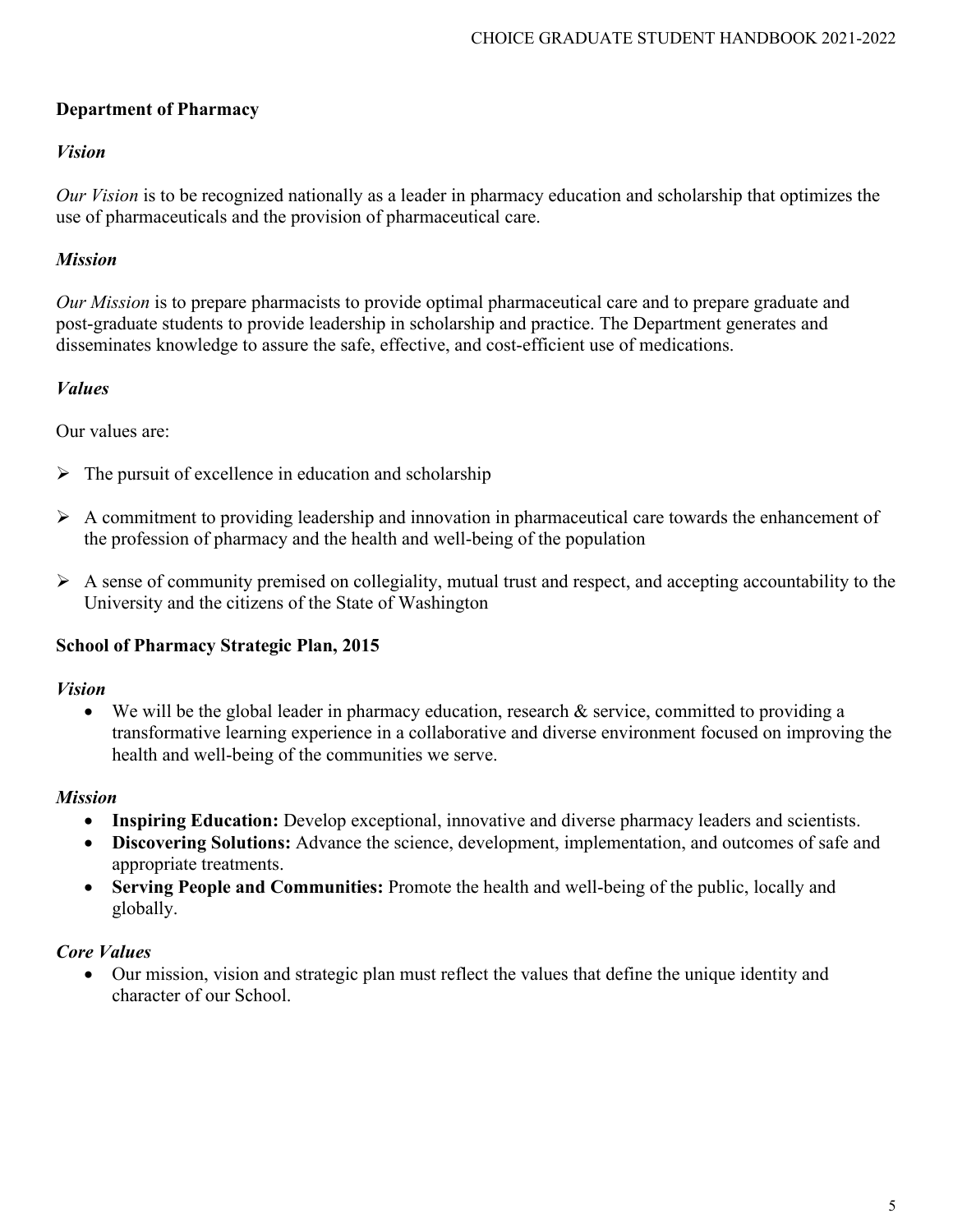## Department of Pharmacy

### *Vision*

*Our Vision* is to be recognized nationally as a leader in pharmacy education and scholarship that optimizes the use of pharmaceuticals and the provision of pharmaceutical care.

### *Mission*

*Our Mission* is to prepare pharmacists to provide optimal pharmaceutical care and to prepare graduate and post-graduate students to provide leadership in scholarship and practice. The Department generates and disseminates knowledge to assure the safe, effective, and cost-efficient use of medications.

### *Values*

Our values are:

- The pursuit of excellence in education and scholarship
- A commitment to providing leadership and innovation in pharmaceutical care towards the enhancement of the profession of pharmacy and the health and well-being of the population
- A sense of community premised on collegiality, mutual trust and respect, and accepting accountability to the University and the citizens of the State of Washington

## School of Pharmacy Strategic Plan, 2015

### *Vision*

- We will be the global leader in pharmacy education, research & service, committed to providing a transformative learning experience in a collaborative and diverse environment focused on improving the health and well-being of the communities we serve.

### *Mission*

- **Inspiring Education:** Develop exceptional, innovative and diverse pharmacy leaders and scientists.
- **Discovering Solutions:** Advance the science, development, implementation, and outcomes of safe and appropriate treatments.
- **Serving People and Communities:** Promote the health and well-being of the public, locally and globally.

### *Core Values*

- Our mission, vision and strategic plan must reflect the values that define the unique identity and character of our School.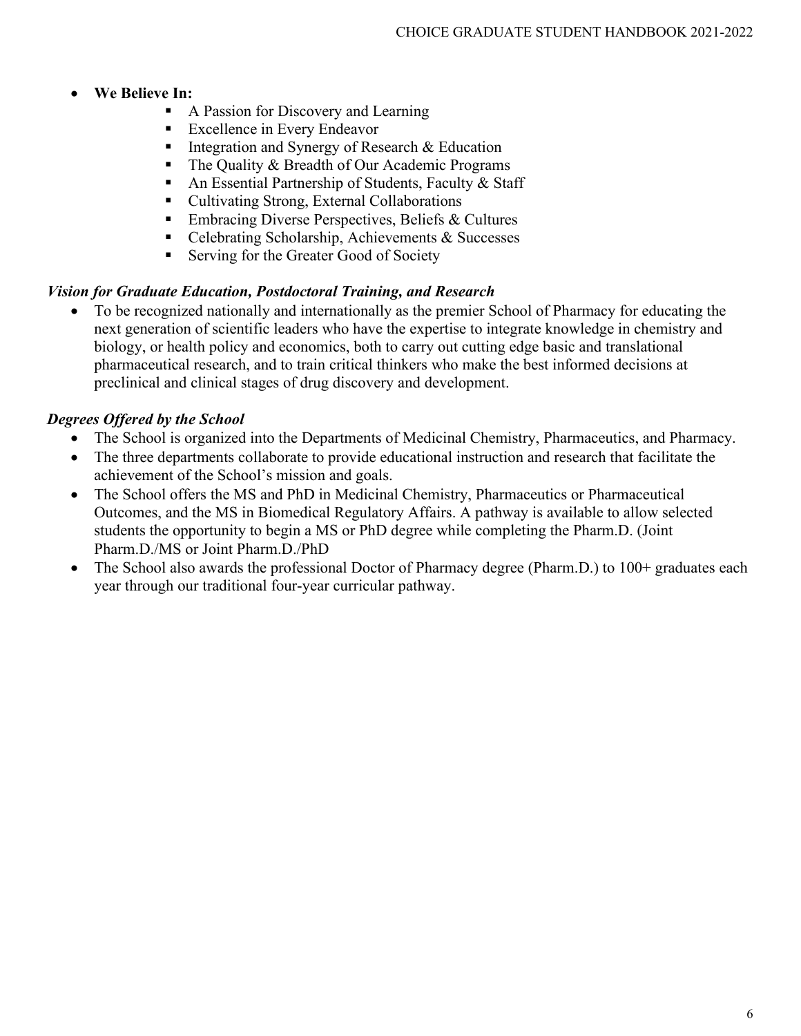- **We Believe In:**
  - A Passion for Discovery and Learning
  - Excellence in Every Endeavor
  - Integration and Synergy of Research & Education
  - The Quality & Breadth of Our Academic Programs
  - An Essential Partnership of Students, Faculty & Staff
  - Cultivating Strong, External Collaborations
  - Embracing Diverse Perspectives, Beliefs & Cultures
  - Celebrating Scholarship, Achievements & Successes
  - Serving for the Greater Good of Society

### *Vision for Graduate Education, Postdoctoral Training, and Research*

- To be recognized nationally and internationally as the premier School of Pharmacy for educating the next generation of scientific leaders who have the expertise to integrate knowledge in chemistry and biology, or health policy and economics, both to carry out cutting edge basic and translational pharmaceutical research, and to train critical thinkers who make the best informed decisions at preclinical and clinical stages of drug discovery and development.

### *Degrees Offered by the School*

- The School is organized into the Departments of Medicinal Chemistry, Pharmaceutics, and Pharmacy.
- The three departments collaborate to provide educational instruction and research that facilitate the achievement of the School's mission and goals.
- The School offers the MS and PhD in Medicinal Chemistry, Pharmaceutics or Pharmaceutical Outcomes, and the MS in Biomedical Regulatory Affairs. A pathway is available to allow selected students the opportunity to begin a MS or PhD degree while completing the Pharm.D. (Joint Pharm.D./MS or Joint Pharm.D./PhD
- The School also awards the professional Doctor of Pharmacy degree (Pharm.D.) to 100+ graduates each year through our traditional four-year curricular pathway.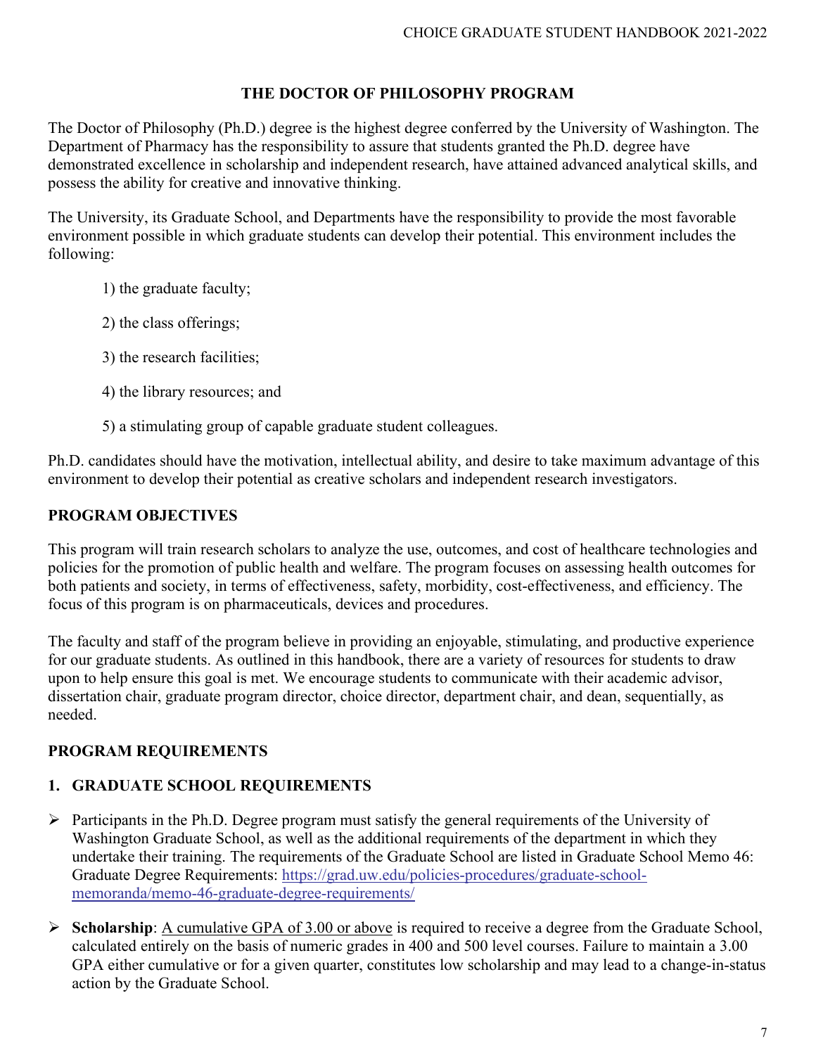# THE DOCTOR OF PHILOSOPHY PROGRAM

The Doctor of Philosophy (Ph.D.) degree is the highest degree conferred by the University of Washington. The Department of Pharmacy has the responsibility to assure that students granted the Ph.D. degree have demonstrated excellence in scholarship and independent research, have attained advanced analytical skills, and possess the ability for creative and innovative thinking.

The University, its Graduate School, and Departments have the responsibility to provide the most favorable environment possible in which graduate students can develop their potential. This environment includes the following:

1) the graduate faculty;

2) the class offerings;

3) the research facilities;

4) the library resources; and

5) a stimulating group of capable graduate student colleagues.

Ph.D. candidates should have the motivation, intellectual ability, and desire to take maximum advantage of this environment to develop their potential as creative scholars and independent research investigators.

## PROGRAM OBJECTIVES

This program will train research scholars to analyze the use, outcomes, and cost of healthcare technologies and policies for the promotion of public health and welfare. The program focuses on assessing health outcomes for both patients and society, in terms of effectiveness, safety, morbidity, cost-effectiveness, and efficiency. The focus of this program is on pharmaceuticals, devices and procedures.

The faculty and staff of the program believe in providing an enjoyable, stimulating, and productive experience for our graduate students. As outlined in this handbook, there are a variety of resources for students to draw upon to help ensure this goal is met. We encourage students to communicate with their academic advisor, dissertation chair, graduate program director, choice director, department chair, and dean, sequentially, as needed.

## PROGRAM REQUIREMENTS

### 1. GRADUATE SCHOOL REQUIREMENTS

- Participants in the Ph.D. Degree program must satisfy the general requirements of the University of Washington Graduate School, as well as the additional requirements of the department in which they undertake their training. The requirements of the Graduate School are listed in Graduate School Memo 46: Graduate Degree Requirements: [https://grad.uw.edu/policies-procedures/graduate-school-memoranda/memo-46-graduate-degree-requirements/](https://grad.uw.edu/policies-procedures/graduate-school-memoranda/memo-46-graduate-degree-requirements/)
- **Scholarship**: A cumulative GPA of 3.00 or above is required to receive a degree from the Graduate School, calculated entirely on the basis of numeric grades in 400 and 500 level courses. Failure to maintain a 3.00 GPA either cumulative or for a given quarter, constitutes low scholarship and may lead to a change-in-status action by the Graduate School.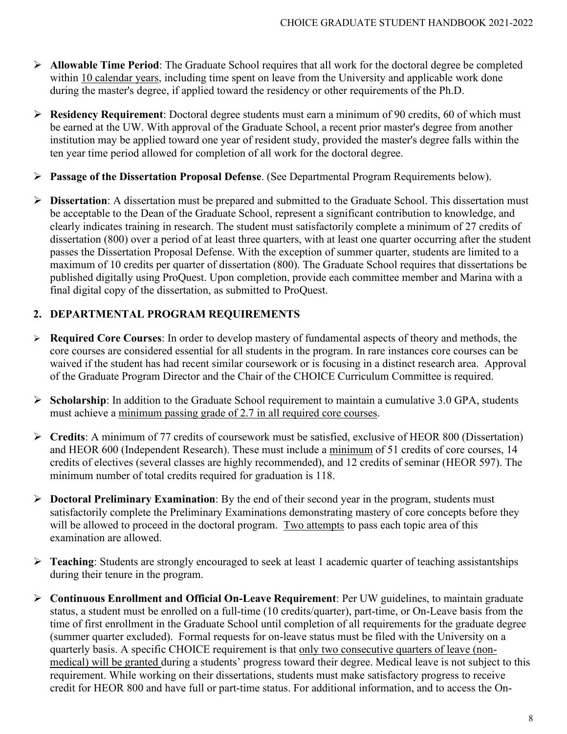- **Allowable Time Period**: The Graduate School requires that all work for the doctoral degree be completed within 10 calendar years, including time spent on leave from the University and applicable work done during the master's degree, if applied toward the residency or other requirements of the Ph.D.

- **Residency Requirement**: Doctoral degree students must earn a minimum of 90 credits, 60 of which must be earned at the UW. With approval of the Graduate School, a recent prior master's degree from another institution may be applied toward one year of resident study, provided the master's degree falls within the ten year time period allowed for completion of all work for the doctoral degree.

- **Passage of the Dissertation Proposal Defense**. (See Departmental Program Requirements below).

- **Dissertation**: A dissertation must be prepared and submitted to the Graduate School. This dissertation must be acceptable to the Dean of the Graduate School, represent a significant contribution to knowledge, and clearly indicates training in research. The student must satisfactorily complete a minimum of 27 credits of dissertation (800) over a period of at least three quarters, with at least one quarter occurring after the student passes the Dissertation Proposal Defense. With the exception of summer quarter, students are limited to a maximum of 10 credits per quarter of dissertation (800). The Graduate School requires that dissertations be published digitally using ProQuest. Upon completion, provide each committee member and Marina with a final digital copy of the dissertation, as submitted to ProQuest.

## 2. DEPARTMENTAL PROGRAM REQUIREMENTS

- **Required Core Courses**: In order to develop mastery of fundamental aspects of theory and methods, the core courses are considered essential for all students in the program. In rare instances core courses can be waived if the student has had recent similar coursework or is focusing in a distinct research area. Approval of the Graduate Program Director and the Chair of the CHOICE Curriculum Committee is required.

- **Scholarship**: In addition to the Graduate School requirement to maintain a cumulative 3.0 GPA, students must achieve a minimum passing grade of 2.7 in all required core courses.

- **Credits**: A minimum of 77 credits of coursework must be satisfied, exclusive of HEOR 800 (Dissertation) and HEOR 600 (Independent Research). These must include a minimum of 51 credits of core courses, 14 credits of electives (several classes are highly recommended), and 12 credits of seminar (HEOR 597). The minimum number of total credits required for graduation is 118.

- **Doctoral Preliminary Examination**: By the end of their second year in the program, students must satisfactorily complete the Preliminary Examinations demonstrating mastery of core concepts before they will be allowed to proceed in the doctoral program. Two attempts to pass each topic area of this examination are allowed.

- **Teaching**: Students are strongly encouraged to seek at least 1 academic quarter of teaching assistantships during their tenure in the program.

- **Continuous Enrollment and Official On-Leave Requirement**: Per UW guidelines, to maintain graduate status, a student must be enrolled on a full-time (10 credits/quarter), part-time, or On-Leave basis from the time of first enrollment in the Graduate School until completion of all requirements for the graduate degree (summer quarter excluded). Formal requests for on-leave status must be filed with the University on a quarterly basis. A specific CHOICE requirement is that only two consecutive quarters of leave (non-medical) will be granted during a students' progress toward their degree. Medical leave is not subject to this requirement. While working on their dissertations, students must make satisfactory progress to receive credit for HEOR 800 and have full or part-time status. For additional information, and to access the On-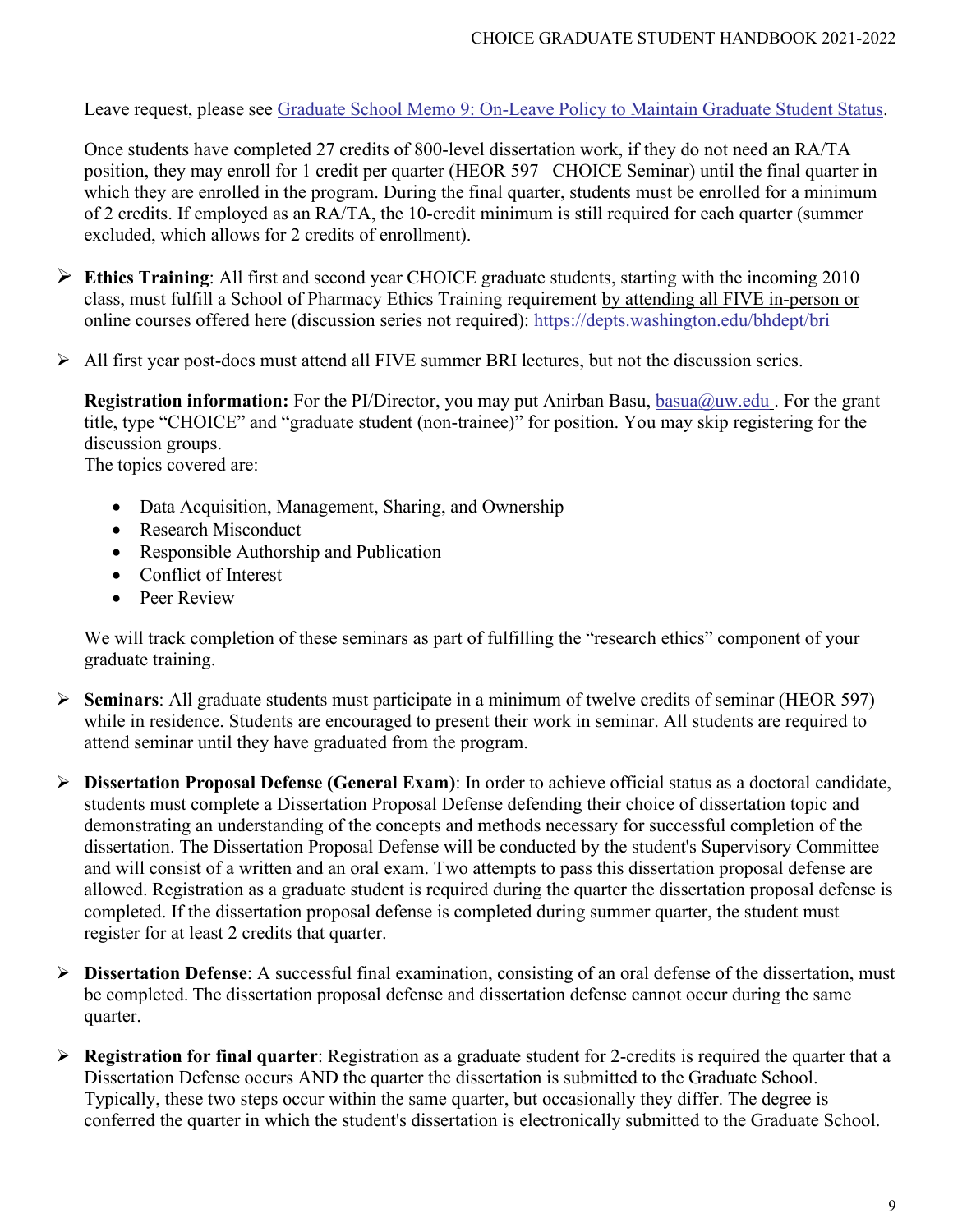Leave request, please see [Graduate School Memo 9: On-Leave Policy to Maintain Graduate Student Status](#).

Once students have completed 27 credits of 800-level dissertation work, if they do not need an RA/TA position, they may enroll for 1 credit per quarter (HEOR 597 –CHOICE Seminar) until the final quarter in which they are enrolled in the program. During the final quarter, students must be enrolled for a minimum of 2 credits. If employed as an RA/TA, the 10-credit minimum is still required for each quarter (summer excluded, which allows for 2 credits of enrollment).

- **Ethics Training**: All first and second year CHOICE graduate students, starting with the incoming 2010 class, must fulfill a School of Pharmacy Ethics Training requirement by attending all FIVE in-person or online courses offered here (discussion series not required): https://depts.washington.edu/bhdept/bri

- All first year post-docs must attend all FIVE summer BRI lectures, but not the discussion series.

  **Registration information:** For the PI/Director, you may put Anirban Basu, basua@uw.edu . For the grant title, type "CHOICE" and "graduate student (non-trainee)" for position. You may skip registering for the discussion groups.
  The topics covered are:

  - Data Acquisition, Management, Sharing, and Ownership
  - Research Misconduct
  - Responsible Authorship and Publication
  - Conflict of Interest
  - Peer Review

  We will track completion of these seminars as part of fulfilling the "research ethics" component of your graduate training.

- **Seminars**: All graduate students must participate in a minimum of twelve credits of seminar (HEOR 597) while in residence. Students are encouraged to present their work in seminar. All students are required to attend seminar until they have graduated from the program.

- **Dissertation Proposal Defense (General Exam)**: In order to achieve official status as a doctoral candidate, students must complete a Dissertation Proposal Defense defending their choice of dissertation topic and demonstrating an understanding of the concepts and methods necessary for successful completion of the dissertation. The Dissertation Proposal Defense will be conducted by the student's Supervisory Committee and will consist of a written and an oral exam. Two attempts to pass this dissertation proposal defense are allowed. Registration as a graduate student is required during the quarter the dissertation proposal defense is completed. If the dissertation proposal defense is completed during summer quarter, the student must register for at least 2 credits that quarter.

- **Dissertation Defense**: A successful final examination, consisting of an oral defense of the dissertation, must be completed. The dissertation proposal defense and dissertation defense cannot occur during the same quarter.

- **Registration for final quarter**: Registration as a graduate student for 2-credits is required the quarter that a Dissertation Defense occurs AND the quarter the dissertation is submitted to the Graduate School. Typically, these two steps occur within the same quarter, but occasionally they differ. The degree is conferred the quarter in which the student's dissertation is electronically submitted to the Graduate School.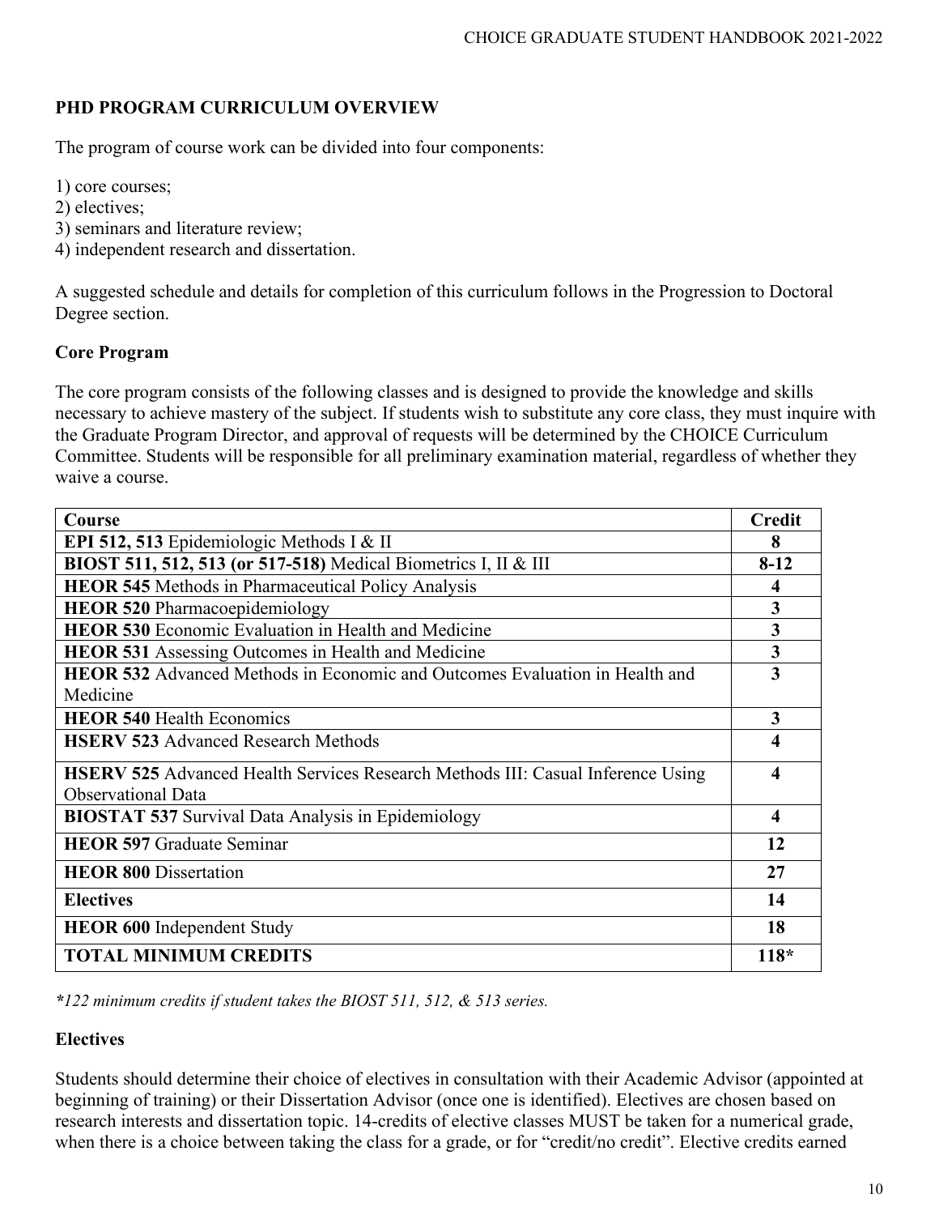## PHD PROGRAM CURRICULUM OVERVIEW

The program of course work can be divided into four components:

1) core courses;
2) electives;
3) seminars and literature review;
4) independent research and dissertation.

A suggested schedule and details for completion of this curriculum follows in the Progression to Doctoral Degree section.

### Core Program

The core program consists of the following classes and is designed to provide the knowledge and skills necessary to achieve mastery of the subject. If students wish to substitute any core class, they must inquire with the Graduate Program Director, and approval of requests will be determined by the CHOICE Curriculum Committee. Students will be responsible for all preliminary examination material, regardless of whether they waive a course.

| Course | Credit |
|---|---|
| **EPI 512, 513** Epidemiologic Methods I & II | **8** |
| **BIOST 511, 512, 513 (or 517-518)** Medical Biometrics I, II & III | **8-12** |
| **HEOR 545** Methods in Pharmaceutical Policy Analysis | **4** |
| **HEOR 520** Pharmacoepidemiology | **3** |
| **HEOR 530** Economic Evaluation in Health and Medicine | **3** |
| **HEOR 531** Assessing Outcomes in Health and Medicine | **3** |
| **HEOR 532** Advanced Methods in Economic and Outcomes Evaluation in Health and Medicine | **3** |
| **HEOR 540** Health Economics | **3** |
| **HSERV 523** Advanced Research Methods | **4** |
| **HSERV 525** Advanced Health Services Research Methods III: Casual Inference Using Observational Data | **4** |
| **BIOSTAT 537** Survival Data Analysis in Epidemiology | **4** |
| **HEOR 597** Graduate Seminar | **12** |
| **HEOR 800** Dissertation | **27** |
| **Electives** | **14** |
| **HEOR 600** Independent Study | **18** |
| **TOTAL MINIMUM CREDITS** | **118*** |

***122 minimum credits if student takes the BIOST 511, 512, & 513 series.*

### Electives

Students should determine their choice of electives in consultation with their Academic Advisor (appointed at beginning of training) or their Dissertation Advisor (once one is identified). Electives are chosen based on research interests and dissertation topic. 14-credits of elective classes MUST be taken for a numerical grade, when there is a choice between taking the class for a grade, or for "credit/no credit". Elective credits earned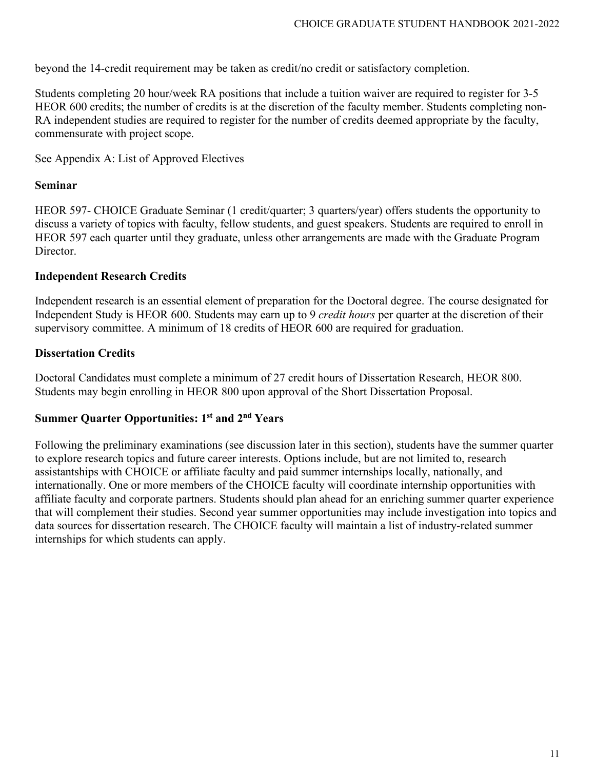beyond the 14-credit requirement may be taken as credit/no credit or satisfactory completion.

Students completing 20 hour/week RA positions that include a tuition waiver are required to register for 3-5 HEOR 600 credits; the number of credits is at the discretion of the faculty member. Students completing non-RA independent studies are required to register for the number of credits deemed appropriate by the faculty, commensurate with project scope.

See Appendix A: List of Approved Electives

### Seminar

HEOR 597- CHOICE Graduate Seminar (1 credit/quarter; 3 quarters/year) offers students the opportunity to discuss a variety of topics with faculty, fellow students, and guest speakers. Students are required to enroll in HEOR 597 each quarter until they graduate, unless other arrangements are made with the Graduate Program Director.

### Independent Research Credits

Independent research is an essential element of preparation for the Doctoral degree. The course designated for Independent Study is HEOR 600. Students may earn up to 9 *credit hours* per quarter at the discretion of their supervisory committee. A minimum of 18 credits of HEOR 600 are required for graduation.

### Dissertation Credits

Doctoral Candidates must complete a minimum of 27 credit hours of Dissertation Research, HEOR 800. Students may begin enrolling in HEOR 800 upon approval of the Short Dissertation Proposal.

### Summer Quarter Opportunities: 1st and 2nd Years

Following the preliminary examinations (see discussion later in this section), students have the summer quarter to explore research topics and future career interests. Options include, but are not limited to, research assistantships with CHOICE or affiliate faculty and paid summer internships locally, nationally, and internationally. One or more members of the CHOICE faculty will coordinate internship opportunities with affiliate faculty and corporate partners. Students should plan ahead for an enriching summer quarter experience that will complement their studies. Second year summer opportunities may include investigation into topics and data sources for dissertation research. The CHOICE faculty will maintain a list of industry-related summer internships for which students can apply.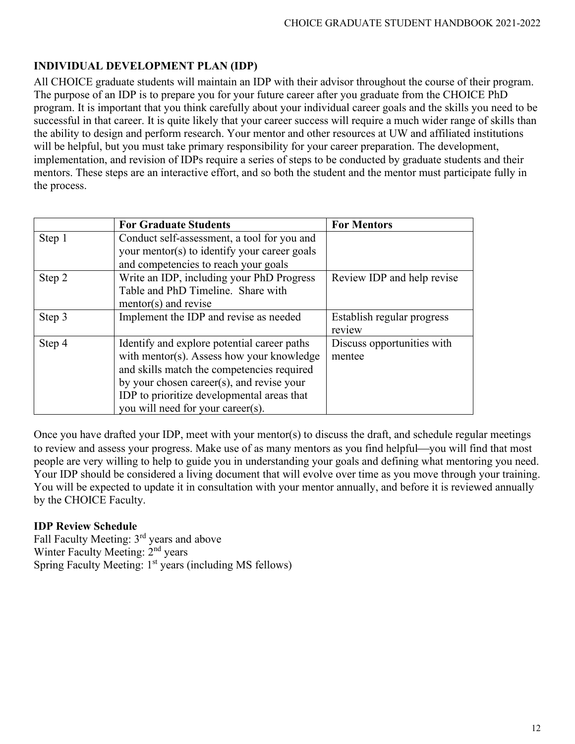## INDIVIDUAL DEVELOPMENT PLAN (IDP)

All CHOICE graduate students will maintain an IDP with their advisor throughout the course of their program. The purpose of an IDP is to prepare you for your future career after you graduate from the CHOICE PhD program. It is important that you think carefully about your individual career goals and the skills you need to be successful in that career. It is quite likely that your career success will require a much wider range of skills than the ability to design and perform research. Your mentor and other resources at UW and affiliated institutions will be helpful, but you must take primary responsibility for your career preparation. The development, implementation, and revision of IDPs require a series of steps to be conducted by graduate students and their mentors. These steps are an interactive effort, and so both the student and the mentor must participate fully in the process.

| | For Graduate Students | For Mentors |
|---|---|---|
| Step 1 | Conduct self-assessment, a tool for you and your mentor(s) to identify your career goals and competencies to reach your goals | |
| Step 2 | Write an IDP, including your PhD Progress Table and PhD Timeline. Share with mentor(s) and revise | Review IDP and help revise |
| Step 3 | Implement the IDP and revise as needed | Establish regular progress review |
| Step 4 | Identify and explore potential career paths with mentor(s). Assess how your knowledge and skills match the competencies required by your chosen career(s), and revise your IDP to prioritize developmental areas that you will need for your career(s). | Discuss opportunities with mentee |

Once you have drafted your IDP, meet with your mentor(s) to discuss the draft, and schedule regular meetings to review and assess your progress. Make use of as many mentors as you find helpful—you will find that most people are very willing to help to guide you in understanding your goals and defining what mentoring you need. Your IDP should be considered a living document that will evolve over time as you move through your training. You will be expected to update it in consultation with your mentor annually, and before it is reviewed annually by the CHOICE Faculty.

**IDP Review Schedule**

Fall Faculty Meeting: 3rd years and above
Winter Faculty Meeting: 2nd years
Spring Faculty Meeting: 1st years (including MS fellows)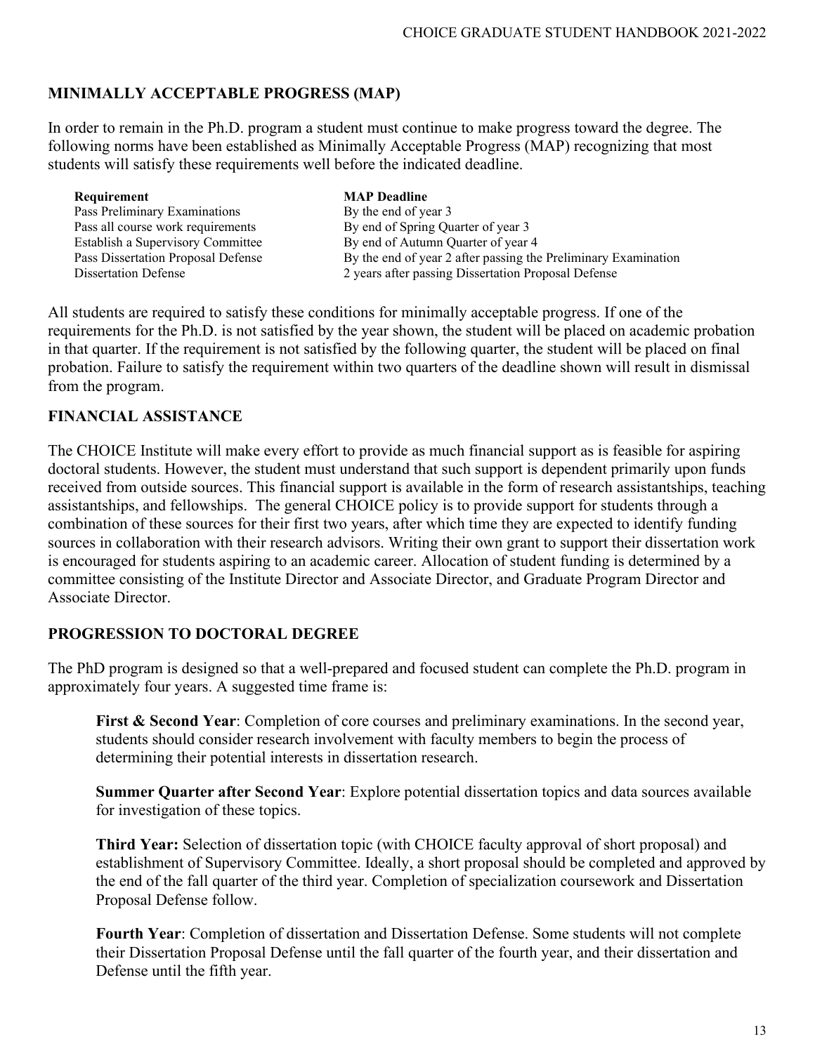## MINIMALLY ACCEPTABLE PROGRESS (MAP)

In order to remain in the Ph.D. program a student must continue to make progress toward the degree. The following norms have been established as Minimally Acceptable Progress (MAP) recognizing that most students will satisfy these requirements well before the indicated deadline.

| Requirement | MAP Deadline |
|---|---|
| Pass Preliminary Examinations | By the end of year 3 |
| Pass all course work requirements | By end of Spring Quarter of year 3 |
| Establish a Supervisory Committee | By end of Autumn Quarter of year 4 |
| Pass Dissertation Proposal Defense | By the end of year 2 after passing the Preliminary Examination |
| Dissertation Defense | 2 years after passing Dissertation Proposal Defense |

All students are required to satisfy these conditions for minimally acceptable progress. If one of the requirements for the Ph.D. is not satisfied by the year shown, the student will be placed on academic probation in that quarter. If the requirement is not satisfied by the following quarter, the student will be placed on final probation. Failure to satisfy the requirement within two quarters of the deadline shown will result in dismissal from the program.

## FINANCIAL ASSISTANCE

The CHOICE Institute will make every effort to provide as much financial support as is feasible for aspiring doctoral students. However, the student must understand that such support is dependent primarily upon funds received from outside sources. This financial support is available in the form of research assistantships, teaching assistantships, and fellowships. The general CHOICE policy is to provide support for students through a combination of these sources for their first two years, after which time they are expected to identify funding sources in collaboration with their research advisors. Writing their own grant to support their dissertation work is encouraged for students aspiring to an academic career. Allocation of student funding is determined by a committee consisting of the Institute Director and Associate Director, and Graduate Program Director and Associate Director.

## PROGRESSION TO DOCTORAL DEGREE

The PhD program is designed so that a well-prepared and focused student can complete the Ph.D. program in approximately four years. A suggested time frame is:

**First & Second Year**: Completion of core courses and preliminary examinations. In the second year, students should consider research involvement with faculty members to begin the process of determining their potential interests in dissertation research.

**Summer Quarter after Second Year**: Explore potential dissertation topics and data sources available for investigation of these topics.

**Third Year:** Selection of dissertation topic (with CHOICE faculty approval of short proposal) and establishment of Supervisory Committee. Ideally, a short proposal should be completed and approved by the end of the fall quarter of the third year. Completion of specialization coursework and Dissertation Proposal Defense follow.

**Fourth Year**: Completion of dissertation and Dissertation Defense. Some students will not complete their Dissertation Proposal Defense until the fall quarter of the fourth year, and their dissertation and Defense until the fifth year.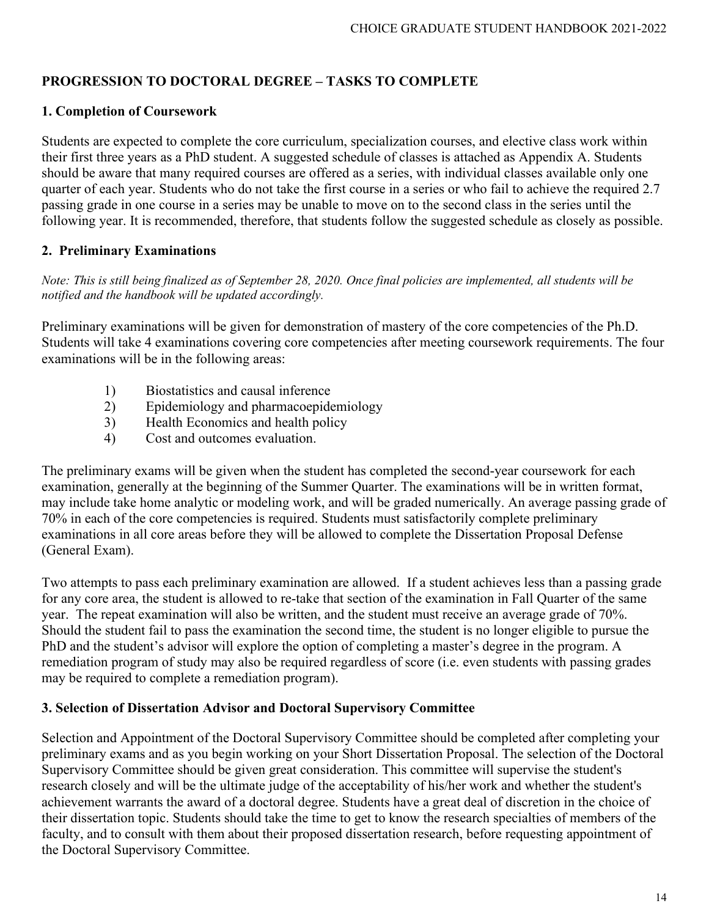## PROGRESSION TO DOCTORAL DEGREE – TASKS TO COMPLETE

### 1. Completion of Coursework

Students are expected to complete the core curriculum, specialization courses, and elective class work within their first three years as a PhD student. A suggested schedule of classes is attached as Appendix A. Students should be aware that many required courses are offered as a series, with individual classes available only one quarter of each year. Students who do not take the first course in a series or who fail to achieve the required 2.7 passing grade in one course in a series may be unable to move on to the second class in the series until the following year. It is recommended, therefore, that students follow the suggested schedule as closely as possible.

### 2. Preliminary Examinations

*Note: This is still being finalized as of September 28, 2020. Once final policies are implemented, all students will be notified and the handbook will be updated accordingly.*

Preliminary examinations will be given for demonstration of mastery of the core competencies of the Ph.D. Students will take 4 examinations covering core competencies after meeting coursework requirements. The four examinations will be in the following areas:

1) Biostatistics and causal inference
2) Epidemiology and pharmacoepidemiology
3) Health Economics and health policy
4) Cost and outcomes evaluation.

The preliminary exams will be given when the student has completed the second-year coursework for each examination, generally at the beginning of the Summer Quarter. The examinations will be in written format, may include take home analytic or modeling work, and will be graded numerically. An average passing grade of 70% in each of the core competencies is required. Students must satisfactorily complete preliminary examinations in all core areas before they will be allowed to complete the Dissertation Proposal Defense (General Exam).

Two attempts to pass each preliminary examination are allowed. If a student achieves less than a passing grade for any core area, the student is allowed to re-take that section of the examination in Fall Quarter of the same year. The repeat examination will also be written, and the student must receive an average grade of 70%. Should the student fail to pass the examination the second time, the student is no longer eligible to pursue the PhD and the student's advisor will explore the option of completing a master's degree in the program. A remediation program of study may also be required regardless of score (i.e. even students with passing grades may be required to complete a remediation program).

### 3. Selection of Dissertation Advisor and Doctoral Supervisory Committee

Selection and Appointment of the Doctoral Supervisory Committee should be completed after completing your preliminary exams and as you begin working on your Short Dissertation Proposal. The selection of the Doctoral Supervisory Committee should be given great consideration. This committee will supervise the student's research closely and will be the ultimate judge of the acceptability of his/her work and whether the student's achievement warrants the award of a doctoral degree. Students have a great deal of discretion in the choice of their dissertation topic. Students should take the time to get to know the research specialties of members of the faculty, and to consult with them about their proposed dissertation research, before requesting appointment of the Doctoral Supervisory Committee.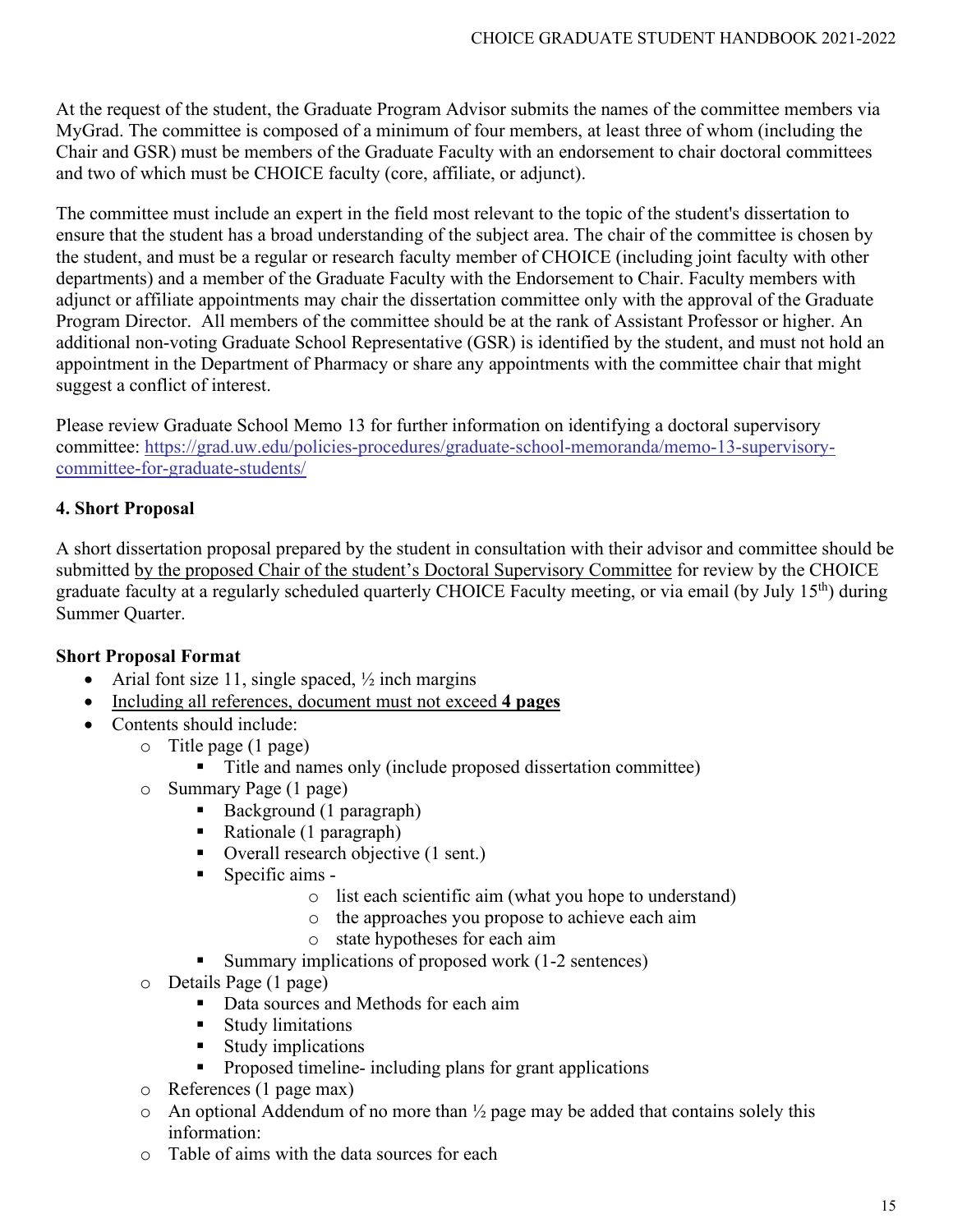At the request of the student, the Graduate Program Advisor submits the names of the committee members via MyGrad. The committee is composed of a minimum of four members, at least three of whom (including the Chair and GSR) must be members of the Graduate Faculty with an endorsement to chair doctoral committees and two of which must be CHOICE faculty (core, affiliate, or adjunct).

The committee must include an expert in the field most relevant to the topic of the student's dissertation to ensure that the student has a broad understanding of the subject area. The chair of the committee is chosen by the student, and must be a regular or research faculty member of CHOICE (including joint faculty with other departments) and a member of the Graduate Faculty with the Endorsement to Chair. Faculty members with adjunct or affiliate appointments may chair the dissertation committee only with the approval of the Graduate Program Director. All members of the committee should be at the rank of Assistant Professor or higher. An additional non-voting Graduate School Representative (GSR) is identified by the student, and must not hold an appointment in the Department of Pharmacy or share any appointments with the committee chair that might suggest a conflict of interest.

Please review Graduate School Memo 13 for further information on identifying a doctoral supervisory committee: [https://grad.uw.edu/policies-procedures/graduate-school-memoranda/memo-13-supervisory-committee-for-graduate-students/](https://grad.uw.edu/policies-procedures/graduate-school-memoranda/memo-13-supervisory-committee-for-graduate-students/)

### 4. Short Proposal

A short dissertation proposal prepared by the student in consultation with their advisor and committee should be submitted <u>by the proposed Chair of the student's Doctoral Supervisory Committee</u> for review by the CHOICE graduate faculty at a regularly scheduled quarterly CHOICE Faculty meeting, or via email (by July 15th) during Summer Quarter.

**Short Proposal Format**

- Arial font size 11, single spaced, ½ inch margins
- <u>Including all references, document must not exceed **4 pages**</u>
- Contents should include:
  - Title page (1 page)
    - Title and names only (include proposed dissertation committee)
  - Summary Page (1 page)
    - Background (1 paragraph)
    - Rationale (1 paragraph)
    - Overall research objective (1 sent.)
    - Specific aims -
      - list each scientific aim (what you hope to understand)
      - the approaches you propose to achieve each aim
      - state hypotheses for each aim
    - Summary implications of proposed work (1-2 sentences)
  - Details Page (1 page)
    - Data sources and Methods for each aim
    - Study limitations
    - Study implications
    - Proposed timeline- including plans for grant applications
  - References (1 page max)
  - An optional Addendum of no more than ½ page may be added that contains solely this information:
  - Table of aims with the data sources for each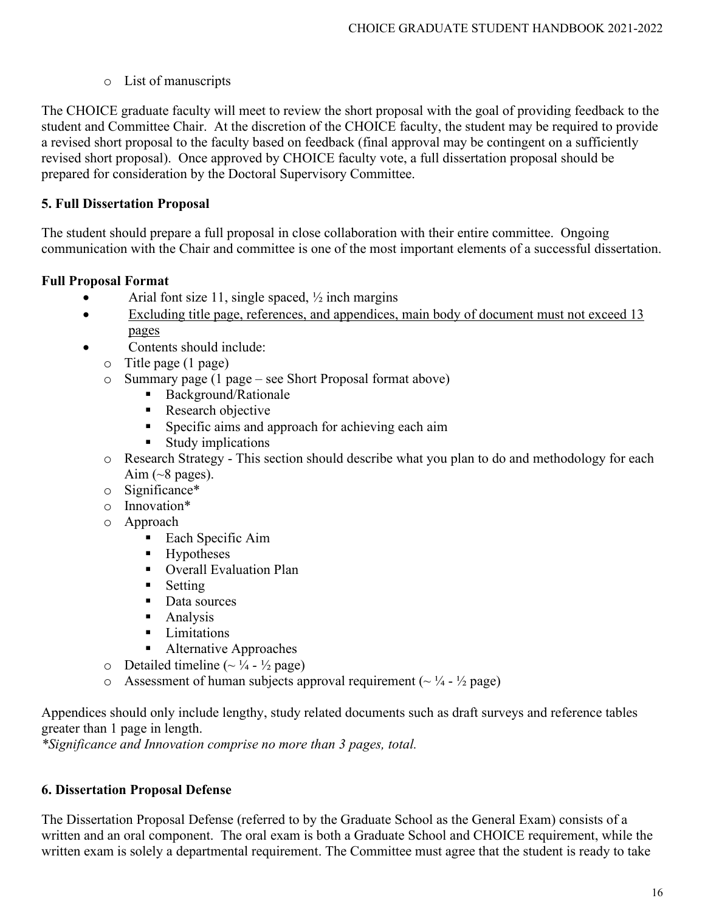- List of manuscripts

The CHOICE graduate faculty will meet to review the short proposal with the goal of providing feedback to the student and Committee Chair. At the discretion of the CHOICE faculty, the student may be required to provide a revised short proposal to the faculty based on feedback (final approval may be contingent on a sufficiently revised short proposal). Once approved by CHOICE faculty vote, a full dissertation proposal should be prepared for consideration by the Doctoral Supervisory Committee.

### 5. Full Dissertation Proposal

The student should prepare a full proposal in close collaboration with their entire committee. Ongoing communication with the Chair and committee is one of the most important elements of a successful dissertation.

**Full Proposal Format**

- Arial font size 11, single spaced, ½ inch margins
- <u>Excluding title page, references, and appendices, main body of document must not exceed 13 pages</u>
- Contents should include:
  - Title page (1 page)
  - Summary page (1 page – see Short Proposal format above)
    - Background/Rationale
    - Research objective
    - Specific aims and approach for achieving each aim
    - Study implications
  - Research Strategy - This section should describe what you plan to do and methodology for each Aim (~8 pages).
  - Significance*
  - Innovation*
  - Approach
    - Each Specific Aim
    - Hypotheses
    - Overall Evaluation Plan
    - Setting
    - Data sources
    - Analysis
    - Limitations
    - Alternative Approaches
  - Detailed timeline (~ ¼ - ½ page)
  - Assessment of human subjects approval requirement (~ ¼ - ½ page)

Appendices should only include lengthy, study related documents such as draft surveys and reference tables greater than 1 page in length.
*\*Significance and Innovation comprise no more than 3 pages, total.*

### 6. Dissertation Proposal Defense

The Dissertation Proposal Defense (referred to by the Graduate School as the General Exam) consists of a written and an oral component. The oral exam is both a Graduate School and CHOICE requirement, while the written exam is solely a departmental requirement. The Committee must agree that the student is ready to take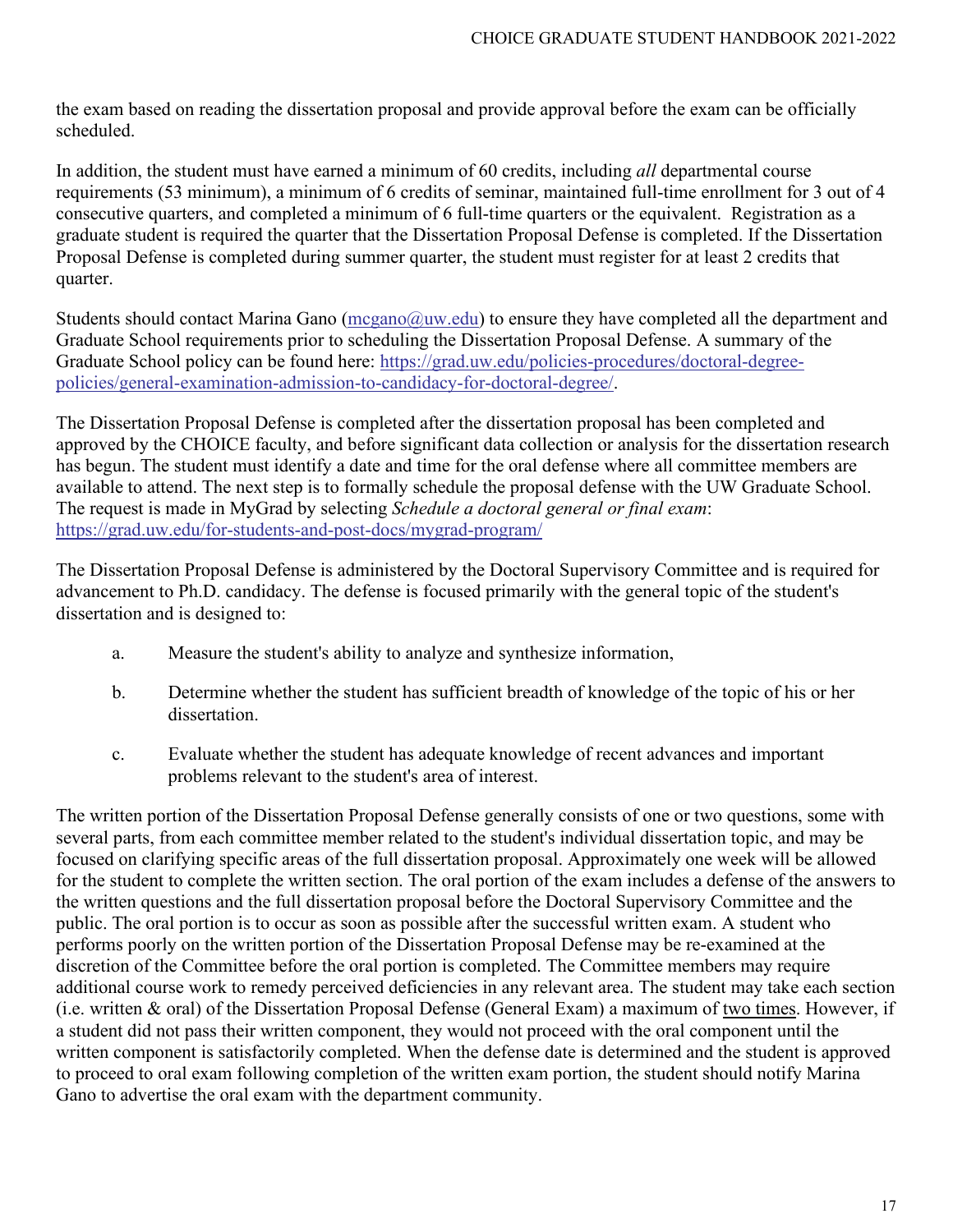the exam based on reading the dissertation proposal and provide approval before the exam can be officially scheduled.

In addition, the student must have earned a minimum of 60 credits, including *all* departmental course requirements (53 minimum), a minimum of 6 credits of seminar, maintained full-time enrollment for 3 out of 4 consecutive quarters, and completed a minimum of 6 full-time quarters or the equivalent. Registration as a graduate student is required the quarter that the Dissertation Proposal Defense is completed. If the Dissertation Proposal Defense is completed during summer quarter, the student must register for at least 2 credits that quarter.

Students should contact Marina Gano (mcgano@uw.edu) to ensure they have completed all the department and Graduate School requirements prior to scheduling the Dissertation Proposal Defense. A summary of the Graduate School policy can be found here: https://grad.uw.edu/policies-procedures/doctoral-degree-policies/general-examination-admission-to-candidacy-for-doctoral-degree/.

The Dissertation Proposal Defense is completed after the dissertation proposal has been completed and approved by the CHOICE faculty, and before significant data collection or analysis for the dissertation research has begun. The student must identify a date and time for the oral defense where all committee members are available to attend. The next step is to formally schedule the proposal defense with the UW Graduate School. The request is made in MyGrad by selecting *Schedule a doctoral general or final exam*: https://grad.uw.edu/for-students-and-post-docs/mygrad-program/

The Dissertation Proposal Defense is administered by the Doctoral Supervisory Committee and is required for advancement to Ph.D. candidacy. The defense is focused primarily with the general topic of the student's dissertation and is designed to:

a. Measure the student's ability to analyze and synthesize information,

b. Determine whether the student has sufficient breadth of knowledge of the topic of his or her dissertation.

c. Evaluate whether the student has adequate knowledge of recent advances and important problems relevant to the student's area of interest.

The written portion of the Dissertation Proposal Defense generally consists of one or two questions, some with several parts, from each committee member related to the student's individual dissertation topic, and may be focused on clarifying specific areas of the full dissertation proposal. Approximately one week will be allowed for the student to complete the written section. The oral portion of the exam includes a defense of the answers to the written questions and the full dissertation proposal before the Doctoral Supervisory Committee and the public. The oral portion is to occur as soon as possible after the successful written exam. A student who performs poorly on the written portion of the Dissertation Proposal Defense may be re-examined at the discretion of the Committee before the oral portion is completed. The Committee members may require additional course work to remedy perceived deficiencies in any relevant area. The student may take each section (i.e. written & oral) of the Dissertation Proposal Defense (General Exam) a maximum of two times. However, if a student did not pass their written component, they would not proceed with the oral component until the written component is satisfactorily completed. When the defense date is determined and the student is approved to proceed to oral exam following completion of the written exam portion, the student should notify Marina Gano to advertise the oral exam with the department community.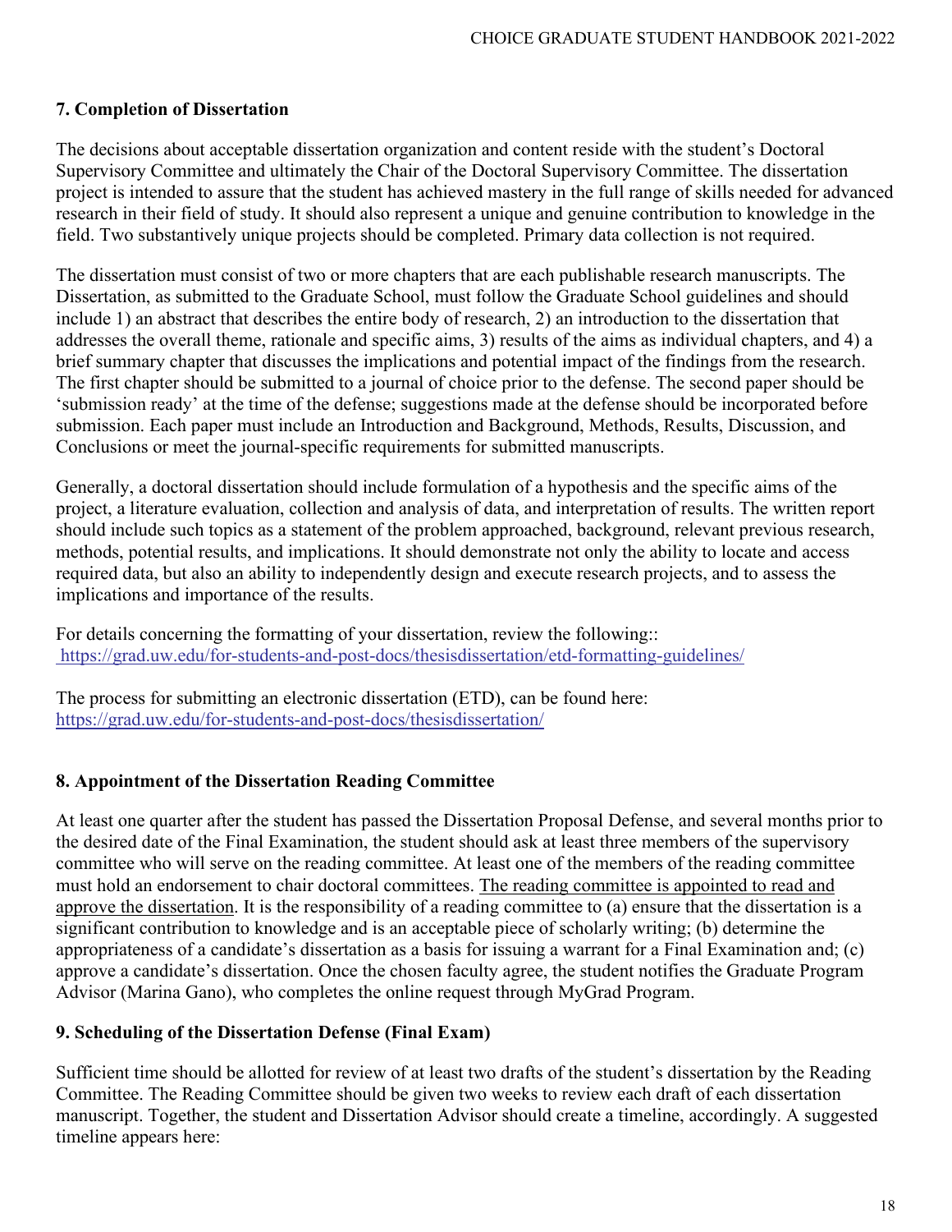### 7. Completion of Dissertation

The decisions about acceptable dissertation organization and content reside with the student's Doctoral Supervisory Committee and ultimately the Chair of the Doctoral Supervisory Committee. The dissertation project is intended to assure that the student has achieved mastery in the full range of skills needed for advanced research in their field of study. It should also represent a unique and genuine contribution to knowledge in the field. Two substantively unique projects should be completed. Primary data collection is not required.

The dissertation must consist of two or more chapters that are each publishable research manuscripts. The Dissertation, as submitted to the Graduate School, must follow the Graduate School guidelines and should include 1) an abstract that describes the entire body of research, 2) an introduction to the dissertation that addresses the overall theme, rationale and specific aims, 3) results of the aims as individual chapters, and 4) a brief summary chapter that discusses the implications and potential impact of the findings from the research. The first chapter should be submitted to a journal of choice prior to the defense. The second paper should be 'submission ready' at the time of the defense; suggestions made at the defense should be incorporated before submission. Each paper must include an Introduction and Background, Methods, Results, Discussion, and Conclusions or meet the journal-specific requirements for submitted manuscripts.

Generally, a doctoral dissertation should include formulation of a hypothesis and the specific aims of the project, a literature evaluation, collection and analysis of data, and interpretation of results. The written report should include such topics as a statement of the problem approached, background, relevant previous research, methods, potential results, and implications. It should demonstrate not only the ability to locate and access required data, but also an ability to independently design and execute research projects, and to assess the implications and importance of the results.

For details concerning the formatting of your dissertation, review the following::
https://grad.uw.edu/for-students-and-post-docs/thesisdissertation/etd-formatting-guidelines/

The process for submitting an electronic dissertation (ETD), can be found here:
https://grad.uw.edu/for-students-and-post-docs/thesisdissertation/

### 8. Appointment of the Dissertation Reading Committee

At least one quarter after the student has passed the Dissertation Proposal Defense, and several months prior to the desired date of the Final Examination, the student should ask at least three members of the supervisory committee who will serve on the reading committee. At least one of the members of the reading committee must hold an endorsement to chair doctoral committees. The reading committee is appointed to read and approve the dissertation. It is the responsibility of a reading committee to (a) ensure that the dissertation is a significant contribution to knowledge and is an acceptable piece of scholarly writing; (b) determine the appropriateness of a candidate's dissertation as a basis for issuing a warrant for a Final Examination and; (c) approve a candidate's dissertation. Once the chosen faculty agree, the student notifies the Graduate Program Advisor (Marina Gano), who completes the online request through MyGrad Program.

### 9. Scheduling of the Dissertation Defense (Final Exam)

Sufficient time should be allotted for review of at least two drafts of the student's dissertation by the Reading Committee. The Reading Committee should be given two weeks to review each draft of each dissertation manuscript. Together, the student and Dissertation Advisor should create a timeline, accordingly. A suggested timeline appears here: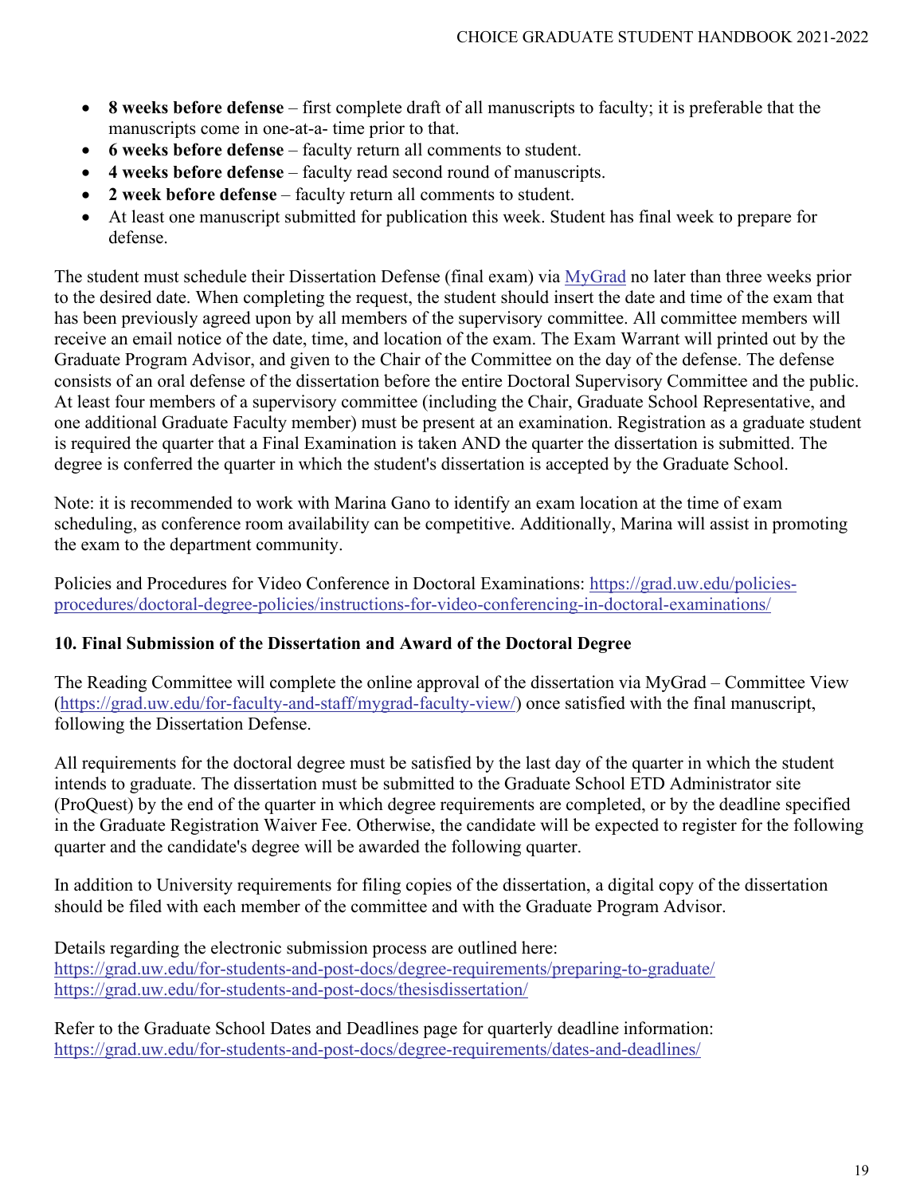- **8 weeks before defense** – first complete draft of all manuscripts to faculty; it is preferable that the manuscripts come in one-at-a- time prior to that.
- **6 weeks before defense** – faculty return all comments to student.
- **4 weeks before defense** – faculty read second round of manuscripts.
- **2 week before defense** – faculty return all comments to student.
- At least one manuscript submitted for publication this week. Student has final week to prepare for defense.

The student must schedule their Dissertation Defense (final exam) via [MyGrad](https://grad.uw.edu/for-faculty-and-staff/mygrad-faculty-view/) no later than three weeks prior to the desired date. When completing the request, the student should insert the date and time of the exam that has been previously agreed upon by all members of the supervisory committee. All committee members will receive an email notice of the date, time, and location of the exam. The Exam Warrant will printed out by the Graduate Program Advisor, and given to the Chair of the Committee on the day of the defense. The defense consists of an oral defense of the dissertation before the entire Doctoral Supervisory Committee and the public. At least four members of a supervisory committee (including the Chair, Graduate School Representative, and one additional Graduate Faculty member) must be present at an examination. Registration as a graduate student is required the quarter that a Final Examination is taken AND the quarter the dissertation is submitted. The degree is conferred the quarter in which the student's dissertation is accepted by the Graduate School.

Note: it is recommended to work with Marina Gano to identify an exam location at the time of exam scheduling, as conference room availability can be competitive. Additionally, Marina will assist in promoting the exam to the department community.

Policies and Procedures for Video Conference in Doctoral Examinations: https://grad.uw.edu/policies-procedures/doctoral-degree-policies/instructions-for-video-conferencing-in-doctoral-examinations/

### 10. Final Submission of the Dissertation and Award of the Doctoral Degree

The Reading Committee will complete the online approval of the dissertation via MyGrad – Committee View (https://grad.uw.edu/for-faculty-and-staff/mygrad-faculty-view/) once satisfied with the final manuscript, following the Dissertation Defense.

All requirements for the doctoral degree must be satisfied by the last day of the quarter in which the student intends to graduate. The dissertation must be submitted to the Graduate School ETD Administrator site (ProQuest) by the end of the quarter in which degree requirements are completed, or by the deadline specified in the Graduate Registration Waiver Fee. Otherwise, the candidate will be expected to register for the following quarter and the candidate's degree will be awarded the following quarter.

In addition to University requirements for filing copies of the dissertation, a digital copy of the dissertation should be filed with each member of the committee and with the Graduate Program Advisor.

Details regarding the electronic submission process are outlined here:
https://grad.uw.edu/for-students-and-post-docs/degree-requirements/preparing-to-graduate/
https://grad.uw.edu/for-students-and-post-docs/thesisdissertation/

Refer to the Graduate School Dates and Deadlines page for quarterly deadline information:
https://grad.uw.edu/for-students-and-post-docs/degree-requirements/dates-and-deadlines/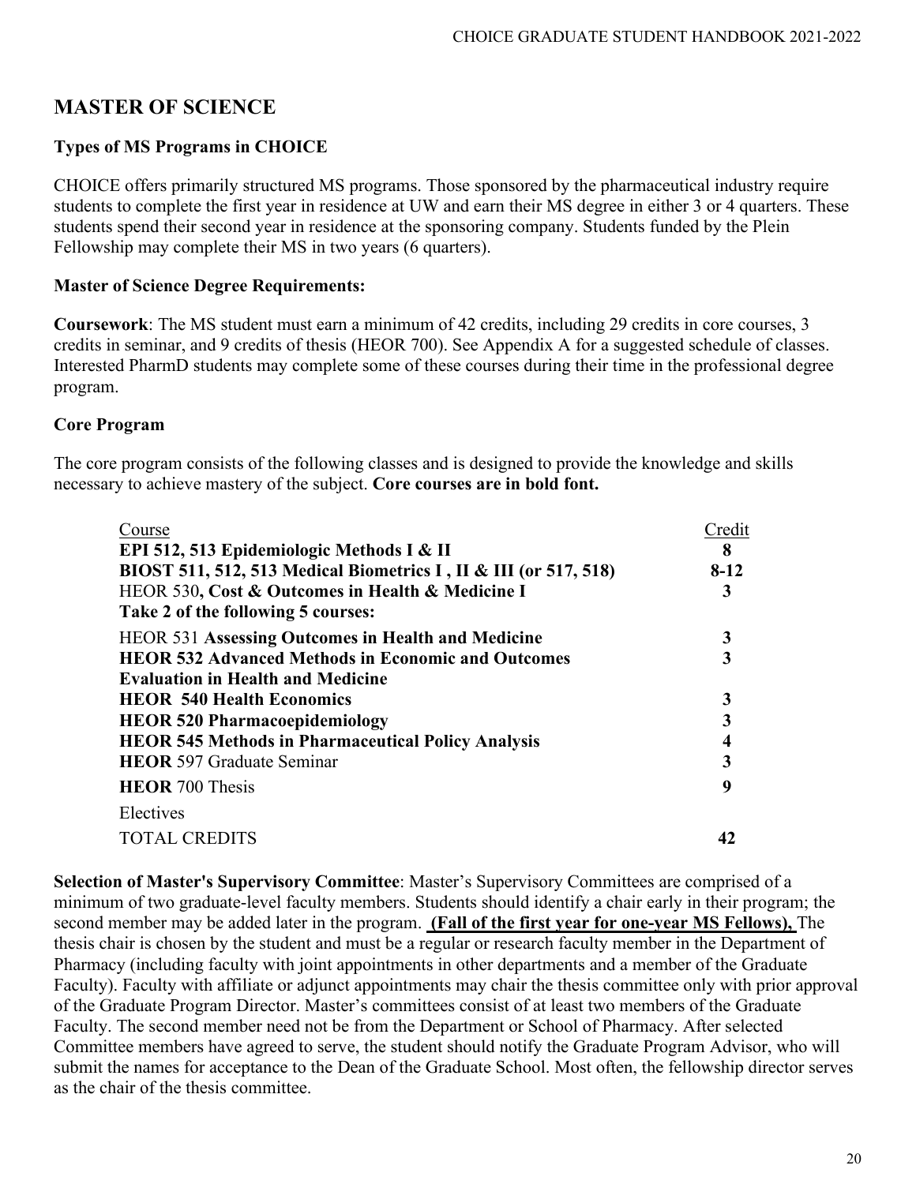## MASTER OF SCIENCE

### Types of MS Programs in CHOICE

CHOICE offers primarily structured MS programs. Those sponsored by the pharmaceutical industry require students to complete the first year in residence at UW and earn their MS degree in either 3 or 4 quarters. These students spend their second year in residence at the sponsoring company. Students funded by the Plein Fellowship may complete their MS in two years (6 quarters).

### Master of Science Degree Requirements:

**Coursework**: The MS student must earn a minimum of 42 credits, including 29 credits in core courses, 3 credits in seminar, and 9 credits of thesis (HEOR 700). See Appendix A for a suggested schedule of classes. Interested PharmD students may complete some of these courses during their time in the professional degree program.

### Core Program

The core program consists of the following classes and is designed to provide the knowledge and skills necessary to achieve mastery of the subject. **Core courses are in bold font.**

| Course | Credit |
| --- | --- |
| **EPI 512, 513 Epidemiologic Methods I & II** | **8** |
| **BIOST 511, 512, 513 Medical Biometrics I , II & III (or 517, 518)** | **8-12** |
| HEOR 530**, Cost & Outcomes in Health & Medicine I** | **3** |
| **Take 2 of the following 5 courses:** | |
| HEOR 531 **Assessing Outcomes in Health and Medicine** | **3** |
| **HEOR 532 Advanced Methods in Economic and Outcomes Evaluation in Health and Medicine** | **3** |
| **HEOR 540 Health Economics** | **3** |
| **HEOR 520 Pharmacoepidemiology** | **3** |
| **HEOR 545 Methods in Pharmaceutical Policy Analysis** | **4** |
| **HEOR** 597 Graduate Seminar | **3** |
| **HEOR** 700 Thesis | **9** |
| Electives | |
| TOTAL CREDITS | **42** |

**Selection of Master's Supervisory Committee**: Master's Supervisory Committees are comprised of a minimum of two graduate-level faculty members. Students should identify a chair early in their program; the second member may be added later in the program. **(Fall of the first year for one-year MS Fellows),** The thesis chair is chosen by the student and must be a regular or research faculty member in the Department of Pharmacy (including faculty with joint appointments in other departments and a member of the Graduate Faculty). Faculty with affiliate or adjunct appointments may chair the thesis committee only with prior approval of the Graduate Program Director. Master's committees consist of at least two members of the Graduate Faculty. The second member need not be from the Department or School of Pharmacy. After selected Committee members have agreed to serve, the student should notify the Graduate Program Advisor, who will submit the names for acceptance to the Dean of the Graduate School. Most often, the fellowship director serves as the chair of the thesis committee.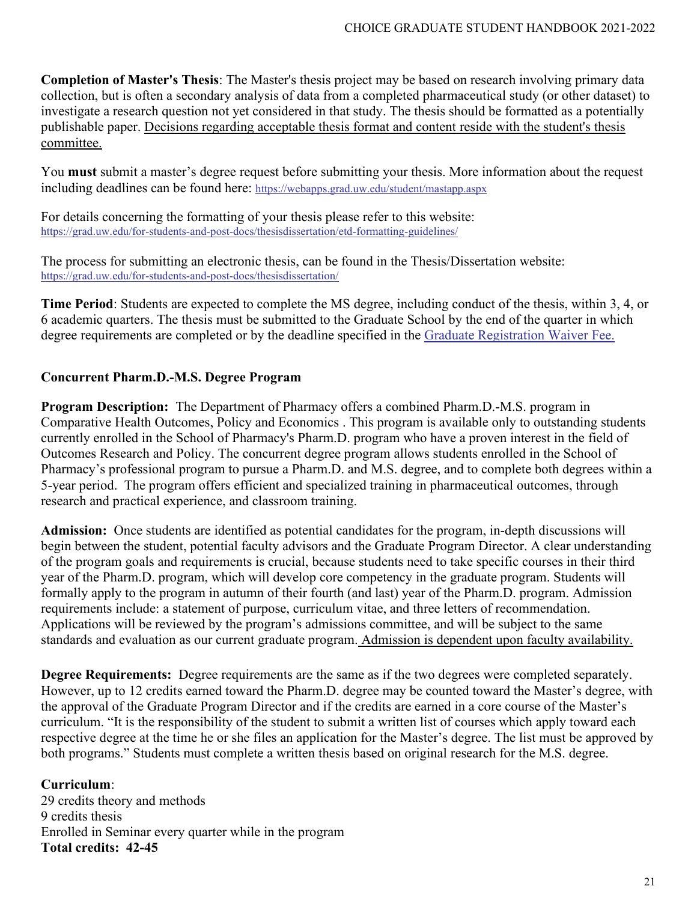**Completion of Master's Thesis**: The Master's thesis project may be based on research involving primary data collection, but is often a secondary analysis of data from a completed pharmaceutical study (or other dataset) to investigate a research question not yet considered in that study. The thesis should be formatted as a potentially publishable paper. <u>Decisions regarding acceptable thesis format and content reside with the student's thesis committee.</u>

You **must** submit a master's degree request before submitting your thesis. More information about the request including deadlines can be found here: https://webapps.grad.uw.edu/student/mastapp.aspx

For details concerning the formatting of your thesis please refer to this website: https://grad.uw.edu/for-students-and-post-docs/thesisdissertation/etd-formatting-guidelines/

The process for submitting an electronic thesis, can be found in the Thesis/Dissertation website: https://grad.uw.edu/for-students-and-post-docs/thesisdissertation/

**Time Period**: Students are expected to complete the MS degree, including conduct of the thesis, within 3, 4, or 6 academic quarters. The thesis must be submitted to the Graduate School by the end of the quarter in which degree requirements are completed or by the deadline specified in the Graduate Registration Waiver Fee.

### Concurrent Pharm.D.-M.S. Degree Program

**Program Description:** The Department of Pharmacy offers a combined Pharm.D.-M.S. program in Comparative Health Outcomes, Policy and Economics . This program is available only to outstanding students currently enrolled in the School of Pharmacy's Pharm.D. program who have a proven interest in the field of Outcomes Research and Policy. The concurrent degree program allows students enrolled in the School of Pharmacy's professional program to pursue a Pharm.D. and M.S. degree, and to complete both degrees within a 5-year period. The program offers efficient and specialized training in pharmaceutical outcomes, through research and practical experience, and classroom training.

**Admission:** Once students are identified as potential candidates for the program, in-depth discussions will begin between the student, potential faculty advisors and the Graduate Program Director. A clear understanding of the program goals and requirements is crucial, because students need to take specific courses in their third year of the Pharm.D. program, which will develop core competency in the graduate program. Students will formally apply to the program in autumn of their fourth (and last) year of the Pharm.D. program. Admission requirements include: a statement of purpose, curriculum vitae, and three letters of recommendation. Applications will be reviewed by the program's admissions committee, and will be subject to the same standards and evaluation as our current graduate program. <u>Admission is dependent upon faculty availability.</u>

**Degree Requirements:** Degree requirements are the same as if the two degrees were completed separately. However, up to 12 credits earned toward the Pharm.D. degree may be counted toward the Master's degree, with the approval of the Graduate Program Director and if the credits are earned in a core course of the Master's curriculum. "It is the responsibility of the student to submit a written list of courses which apply toward each respective degree at the time he or she files an application for the Master's degree. The list must be approved by both programs." Students must complete a written thesis based on original research for the M.S. degree.

**Curriculum**:
29 credits theory and methods
9 credits thesis
Enrolled in Seminar every quarter while in the program
**Total credits: 42-45**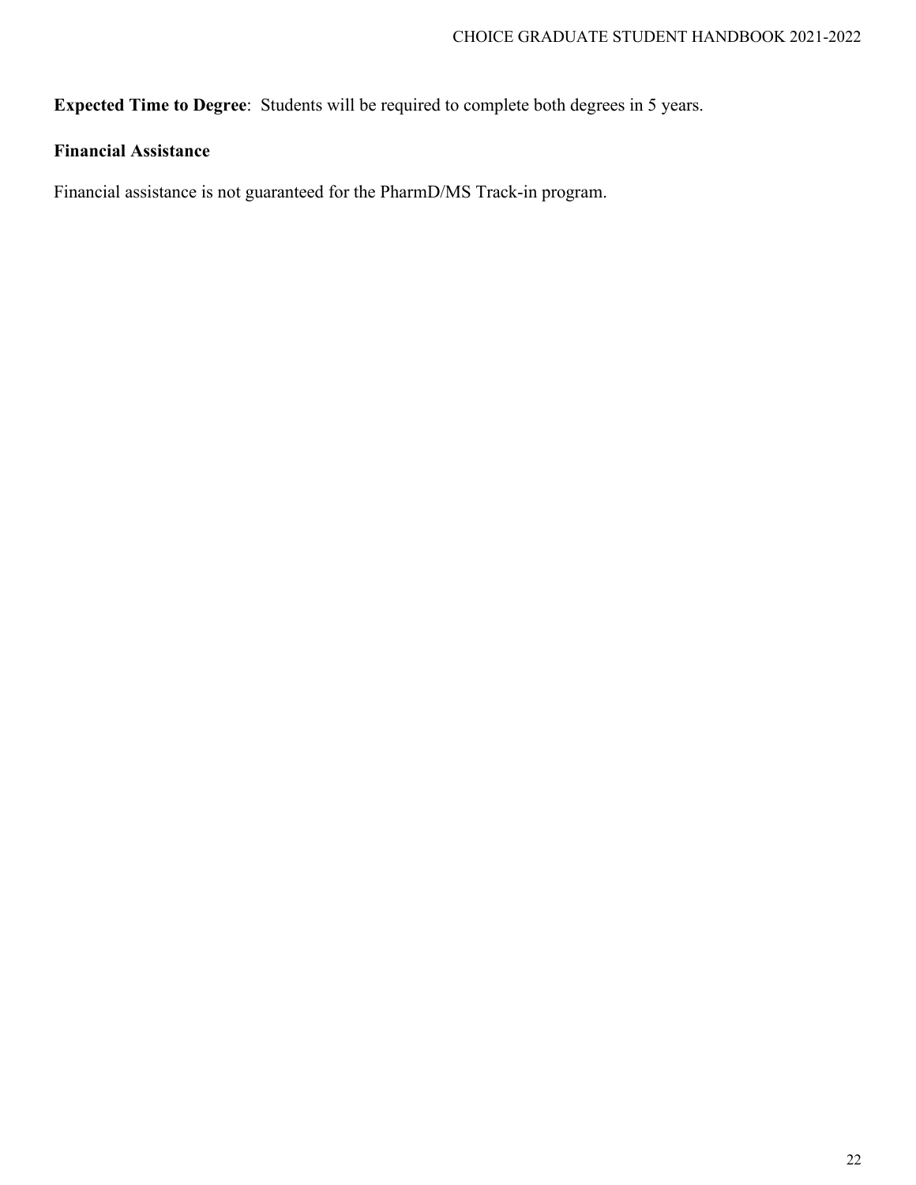**Expected Time to Degree**: Students will be required to complete both degrees in 5 years.

**Financial Assistance**

Financial assistance is not guaranteed for the PharmD/MS Track-in program.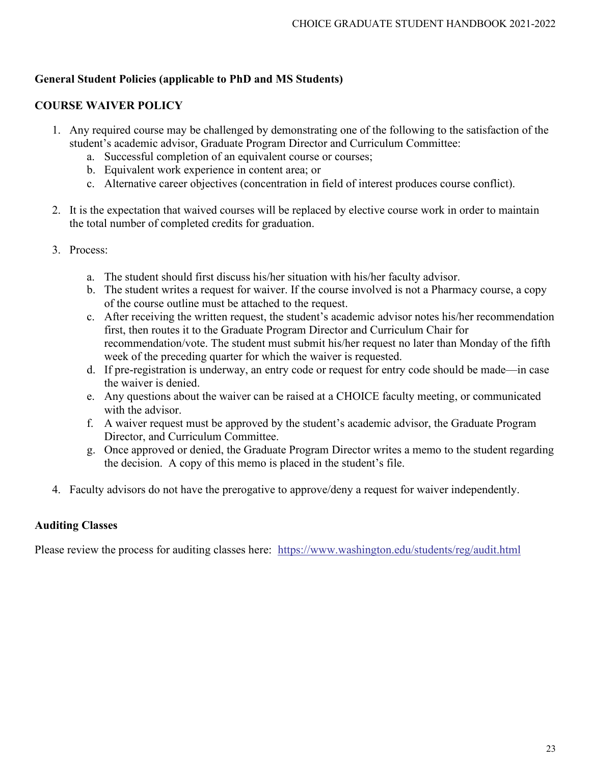## General Student Policies (applicable to PhD and MS Students)

### COURSE WAIVER POLICY

1. Any required course may be challenged by demonstrating one of the following to the satisfaction of the student's academic advisor, Graduate Program Director and Curriculum Committee:
   a. Successful completion of an equivalent course or courses;
   b. Equivalent work experience in content area; or
   c. Alternative career objectives (concentration in field of interest produces course conflict).

2. It is the expectation that waived courses will be replaced by elective course work in order to maintain the total number of completed credits for graduation.

3. Process:

   a. The student should first discuss his/her situation with his/her faculty advisor.
   b. The student writes a request for waiver. If the course involved is not a Pharmacy course, a copy of the course outline must be attached to the request.
   c. After receiving the written request, the student's academic advisor notes his/her recommendation first, then routes it to the Graduate Program Director and Curriculum Chair for recommendation/vote. The student must submit his/her request no later than Monday of the fifth week of the preceding quarter for which the waiver is requested.
   d. If pre-registration is underway, an entry code or request for entry code should be made—in case the waiver is denied.
   e. Any questions about the waiver can be raised at a CHOICE faculty meeting, or communicated with the advisor.
   f. A waiver request must be approved by the student's academic advisor, the Graduate Program Director, and Curriculum Committee.
   g. Once approved or denied, the Graduate Program Director writes a memo to the student regarding the decision. A copy of this memo is placed in the student's file.

4. Faculty advisors do not have the prerogative to approve/deny a request for waiver independently.

### Auditing Classes

Please review the process for auditing classes here: https://www.washington.edu/students/reg/audit.html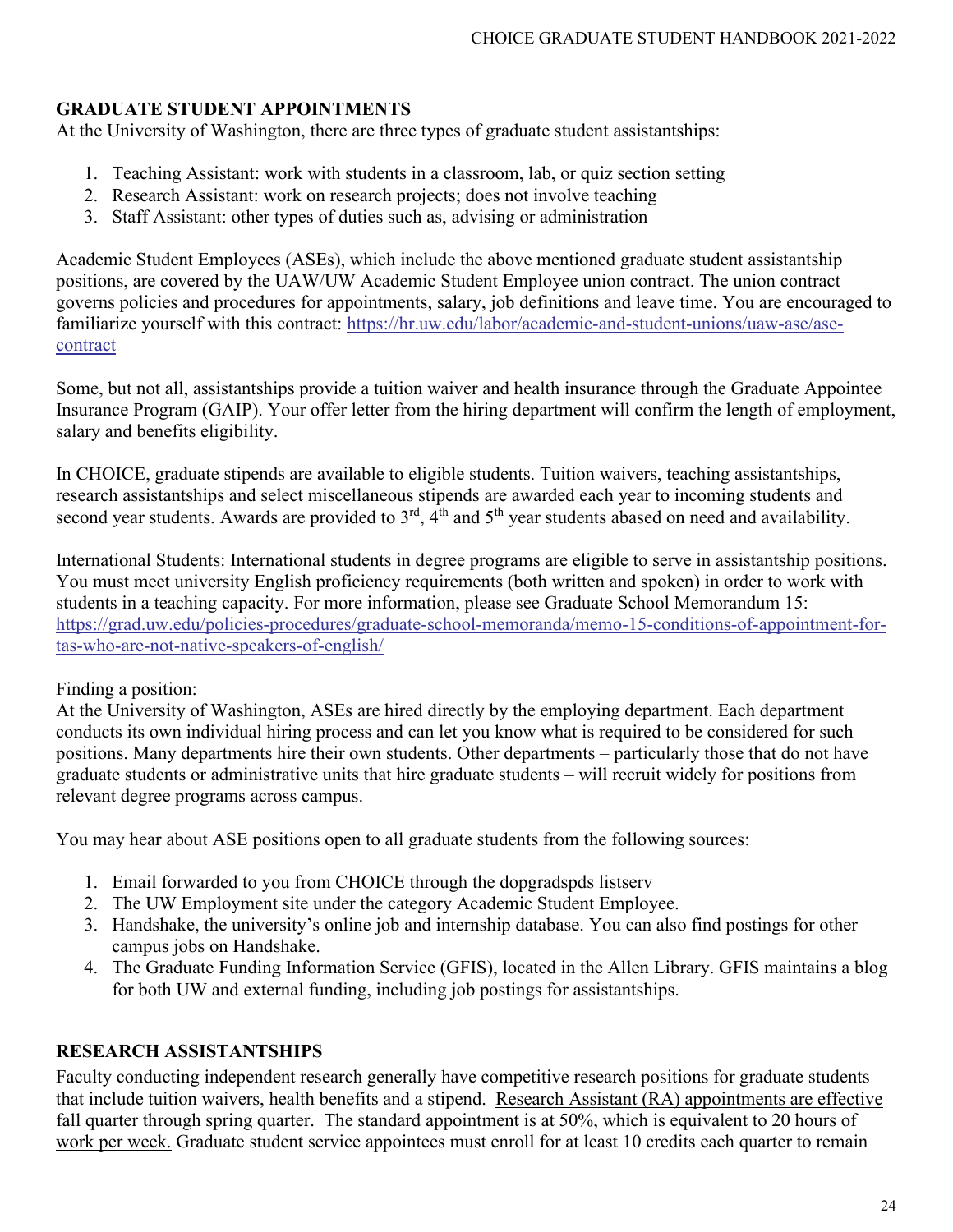## GRADUATE STUDENT APPOINTMENTS

At the University of Washington, there are three types of graduate student assistantships:

1. Teaching Assistant: work with students in a classroom, lab, or quiz section setting
2. Research Assistant: work on research projects; does not involve teaching
3. Staff Assistant: other types of duties such as, advising or administration

Academic Student Employees (ASEs), which include the above mentioned graduate student assistantship positions, are covered by the UAW/UW Academic Student Employee union contract. The union contract governs policies and procedures for appointments, salary, job definitions and leave time. You are encouraged to familiarize yourself with this contract: [https://hr.uw.edu/labor/academic-and-student-unions/uaw-ase/ase-contract](https://hr.uw.edu/labor/academic-and-student-unions/uaw-ase/ase-contract)

Some, but not all, assistantships provide a tuition waiver and health insurance through the Graduate Appointee Insurance Program (GAIP). Your offer letter from the hiring department will confirm the length of employment, salary and benefits eligibility.

In CHOICE, graduate stipends are available to eligible students. Tuition waivers, teaching assistantships, research assistantships and select miscellaneous stipends are awarded each year to incoming students and second year students. Awards are provided to 3rd, 4th and 5th year students abased on need and availability.

International Students: International students in degree programs are eligible to serve in assistantship positions. You must meet university English proficiency requirements (both written and spoken) in order to work with students in a teaching capacity. For more information, please see Graduate School Memorandum 15: [https://grad.uw.edu/policies-procedures/graduate-school-memoranda/memo-15-conditions-of-appointment-for-tas-who-are-not-native-speakers-of-english/](https://grad.uw.edu/policies-procedures/graduate-school-memoranda/memo-15-conditions-of-appointment-for-tas-who-are-not-native-speakers-of-english/)

Finding a position:
At the University of Washington, ASEs are hired directly by the employing department. Each department conducts its own individual hiring process and can let you know what is required to be considered for such positions. Many departments hire their own students. Other departments – particularly those that do not have graduate students or administrative units that hire graduate students – will recruit widely for positions from relevant degree programs across campus.

You may hear about ASE positions open to all graduate students from the following sources:

1. Email forwarded to you from CHOICE through the dopgradspds listserv
2. The UW Employment site under the category Academic Student Employee.
3. Handshake, the university's online job and internship database. You can also find postings for other campus jobs on Handshake.
4. The Graduate Funding Information Service (GFIS), located in the Allen Library. GFIS maintains a blog for both UW and external funding, including job postings for assistantships.

## RESEARCH ASSISTANTSHIPS

Faculty conducting independent research generally have competitive research positions for graduate students that include tuition waivers, health benefits and a stipend. Research Assistant (RA) appointments are effective fall quarter through spring quarter. The standard appointment is at 50%, which is equivalent to 20 hours of work per week. Graduate student service appointees must enroll for at least 10 credits each quarter to remain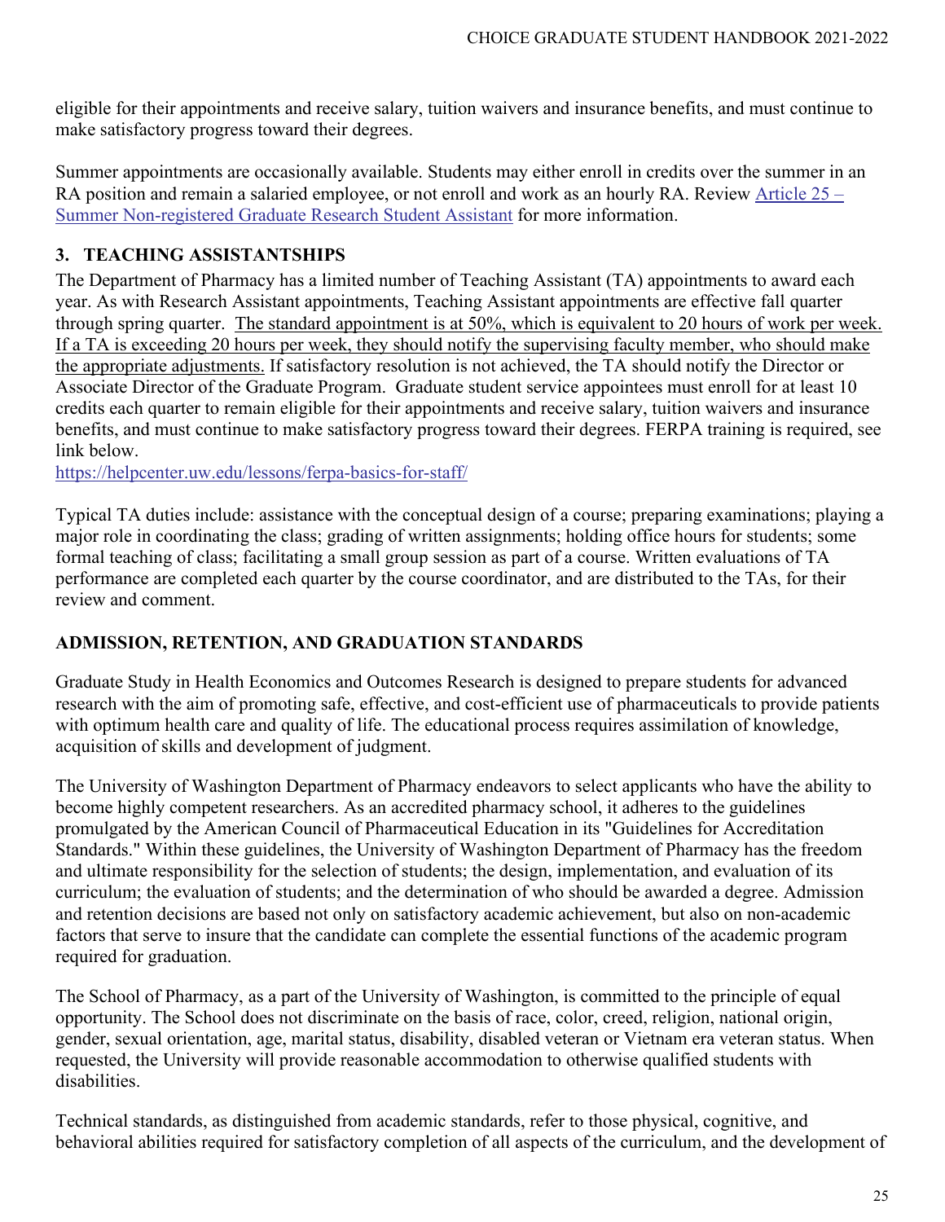eligible for their appointments and receive salary, tuition waivers and insurance benefits, and must continue to make satisfactory progress toward their degrees.

Summer appointments are occasionally available. Students may either enroll in credits over the summer in an RA position and remain a salaried employee, or not enroll and work as an hourly RA. Review [Article 25 – Summer Non-registered Graduate Research Student Assistant]() for more information.

### 3. TEACHING ASSISTANTSHIPS

The Department of Pharmacy has a limited number of Teaching Assistant (TA) appointments to award each year. As with Research Assistant appointments, Teaching Assistant appointments are effective fall quarter through spring quarter. <u>The standard appointment is at 50%, which is equivalent to 20 hours of work per week. If a TA is exceeding 20 hours per week, they should notify the supervising faculty member, who should make the appropriate adjustments.</u> If satisfactory resolution is not achieved, the TA should notify the Director or Associate Director of the Graduate Program. Graduate student service appointees must enroll for at least 10 credits each quarter to remain eligible for their appointments and receive salary, tuition waivers and insurance benefits, and must continue to make satisfactory progress toward their degrees. FERPA training is required, see link below.

https://helpcenter.uw.edu/lessons/ferpa-basics-for-staff/

Typical TA duties include: assistance with the conceptual design of a course; preparing examinations; playing a major role in coordinating the class; grading of written assignments; holding office hours for students; some formal teaching of class; facilitating a small group session as part of a course. Written evaluations of TA performance are completed each quarter by the course coordinator, and are distributed to the TAs, for their review and comment.

## ADMISSION, RETENTION, AND GRADUATION STANDARDS

Graduate Study in Health Economics and Outcomes Research is designed to prepare students for advanced research with the aim of promoting safe, effective, and cost-efficient use of pharmaceuticals to provide patients with optimum health care and quality of life. The educational process requires assimilation of knowledge, acquisition of skills and development of judgment.

The University of Washington Department of Pharmacy endeavors to select applicants who have the ability to become highly competent researchers. As an accredited pharmacy school, it adheres to the guidelines promulgated by the American Council of Pharmaceutical Education in its "Guidelines for Accreditation Standards." Within these guidelines, the University of Washington Department of Pharmacy has the freedom and ultimate responsibility for the selection of students; the design, implementation, and evaluation of its curriculum; the evaluation of students; and the determination of who should be awarded a degree. Admission and retention decisions are based not only on satisfactory academic achievement, but also on non-academic factors that serve to insure that the candidate can complete the essential functions of the academic program required for graduation.

The School of Pharmacy, as a part of the University of Washington, is committed to the principle of equal opportunity. The School does not discriminate on the basis of race, color, creed, religion, national origin, gender, sexual orientation, age, marital status, disability, disabled veteran or Vietnam era veteran status. When requested, the University will provide reasonable accommodation to otherwise qualified students with disabilities.

Technical standards, as distinguished from academic standards, refer to those physical, cognitive, and behavioral abilities required for satisfactory completion of all aspects of the curriculum, and the development of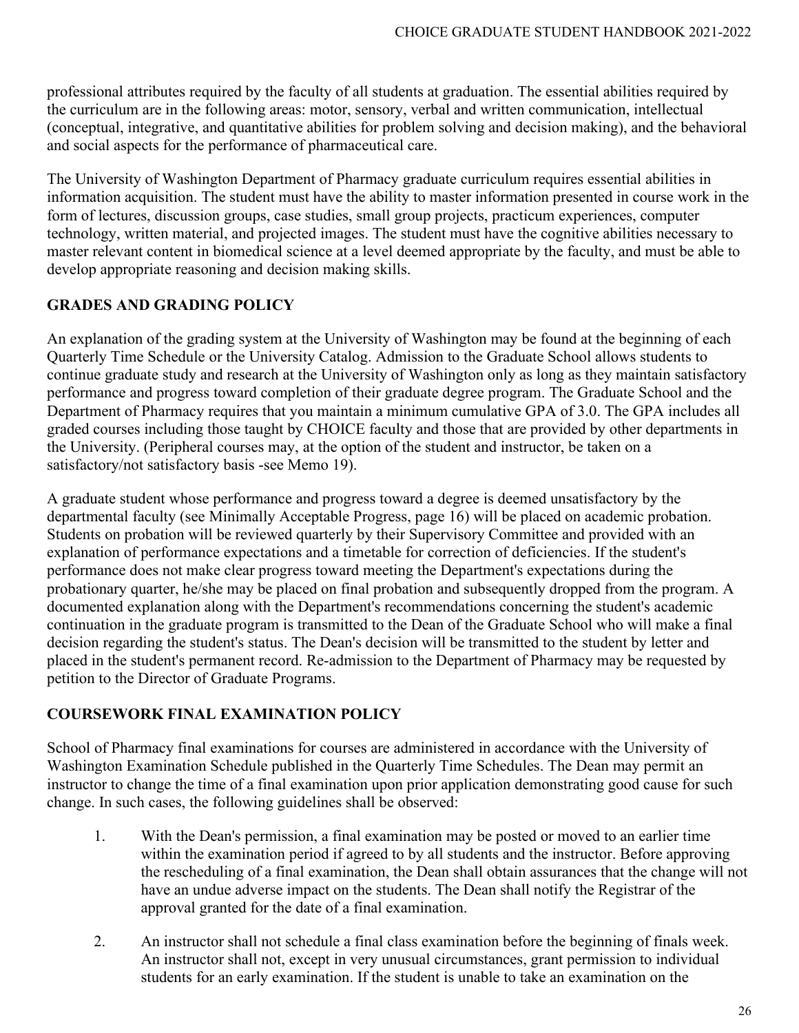professional attributes required by the faculty of all students at graduation. The essential abilities required by the curriculum are in the following areas: motor, sensory, verbal and written communication, intellectual (conceptual, integrative, and quantitative abilities for problem solving and decision making), and the behavioral and social aspects for the performance of pharmaceutical care.

The University of Washington Department of Pharmacy graduate curriculum requires essential abilities in information acquisition. The student must have the ability to master information presented in course work in the form of lectures, discussion groups, case studies, small group projects, practicum experiences, computer technology, written material, and projected images. The student must have the cognitive abilities necessary to master relevant content in biomedical science at a level deemed appropriate by the faculty, and must be able to develop appropriate reasoning and decision making skills.

## GRADES AND GRADING POLICY

An explanation of the grading system at the University of Washington may be found at the beginning of each Quarterly Time Schedule or the University Catalog. Admission to the Graduate School allows students to continue graduate study and research at the University of Washington only as long as they maintain satisfactory performance and progress toward completion of their graduate degree program. The Graduate School and the Department of Pharmacy requires that you maintain a minimum cumulative GPA of 3.0. The GPA includes all graded courses including those taught by CHOICE faculty and those that are provided by other departments in the University. (Peripheral courses may, at the option of the student and instructor, be taken on a satisfactory/not satisfactory basis -see Memo 19).

A graduate student whose performance and progress toward a degree is deemed unsatisfactory by the departmental faculty (see Minimally Acceptable Progress, page 16) will be placed on academic probation. Students on probation will be reviewed quarterly by their Supervisory Committee and provided with an explanation of performance expectations and a timetable for correction of deficiencies. If the student's performance does not make clear progress toward meeting the Department's expectations during the probationary quarter, he/she may be placed on final probation and subsequently dropped from the program. A documented explanation along with the Department's recommendations concerning the student's academic continuation in the graduate program is transmitted to the Dean of the Graduate School who will make a final decision regarding the student's status. The Dean's decision will be transmitted to the student by letter and placed in the student's permanent record. Re-admission to the Department of Pharmacy may be requested by petition to the Director of Graduate Programs.

## COURSEWORK FINAL EXAMINATION POLICY

School of Pharmacy final examinations for courses are administered in accordance with the University of Washington Examination Schedule published in the Quarterly Time Schedules. The Dean may permit an instructor to change the time of a final examination upon prior application demonstrating good cause for such change. In such cases, the following guidelines shall be observed:

1. With the Dean's permission, a final examination may be posted or moved to an earlier time within the examination period if agreed to by all students and the instructor. Before approving the rescheduling of a final examination, the Dean shall obtain assurances that the change will not have an undue adverse impact on the students. The Dean shall notify the Registrar of the approval granted for the date of a final examination.

2. An instructor shall not schedule a final class examination before the beginning of finals week. An instructor shall not, except in very unusual circumstances, grant permission to individual students for an early examination. If the student is unable to take an examination on the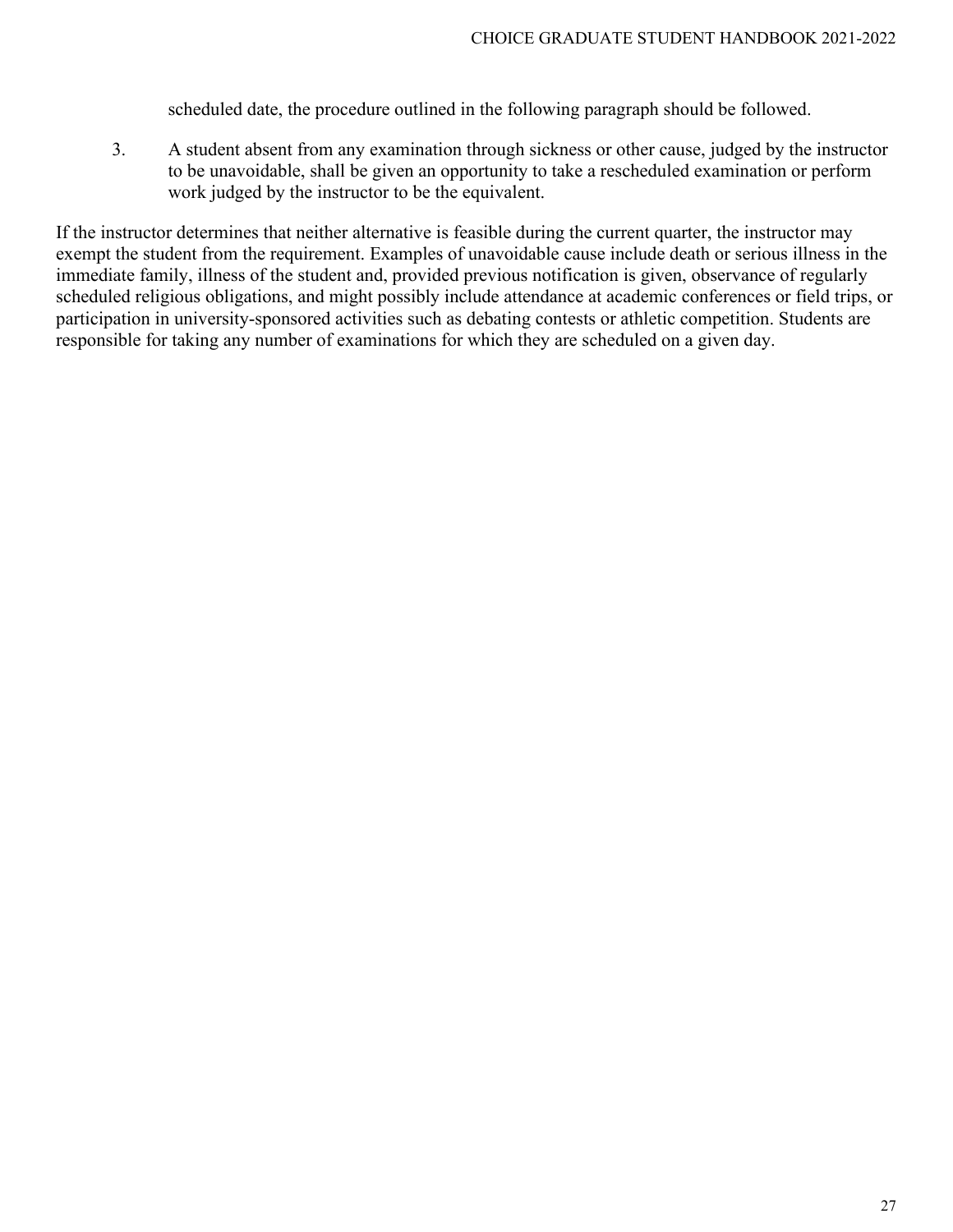scheduled date, the procedure outlined in the following paragraph should be followed.

3. A student absent from any examination through sickness or other cause, judged by the instructor to be unavoidable, shall be given an opportunity to take a rescheduled examination or perform work judged by the instructor to be the equivalent.

If the instructor determines that neither alternative is feasible during the current quarter, the instructor may exempt the student from the requirement. Examples of unavoidable cause include death or serious illness in the immediate family, illness of the student and, provided previous notification is given, observance of regularly scheduled religious obligations, and might possibly include attendance at academic conferences or field trips, or participation in university-sponsored activities such as debating contests or athletic competition. Students are responsible for taking any number of examinations for which they are scheduled on a given day.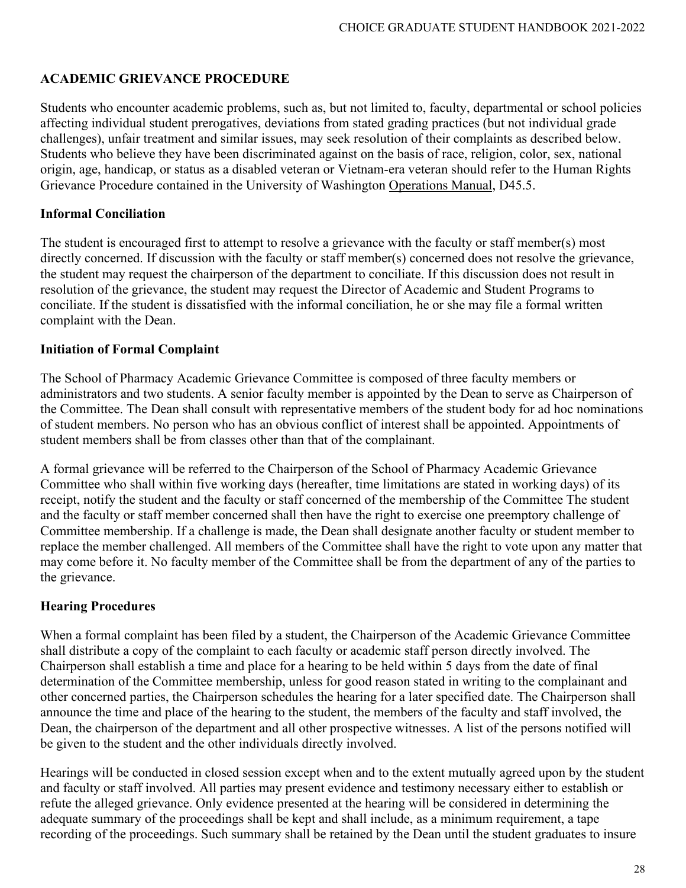## ACADEMIC GRIEVANCE PROCEDURE

Students who encounter academic problems, such as, but not limited to, faculty, departmental or school policies affecting individual student prerogatives, deviations from stated grading practices (but not individual grade challenges), unfair treatment and similar issues, may seek resolution of their complaints as described below. Students who believe they have been discriminated against on the basis of race, religion, color, sex, national origin, age, handicap, or status as a disabled veteran or Vietnam-era veteran should refer to the Human Rights Grievance Procedure contained in the University of Washington Operations Manual, D45.5.

### Informal Conciliation

The student is encouraged first to attempt to resolve a grievance with the faculty or staff member(s) most directly concerned. If discussion with the faculty or staff member(s) concerned does not resolve the grievance, the student may request the chairperson of the department to conciliate. If this discussion does not result in resolution of the grievance, the student may request the Director of Academic and Student Programs to conciliate. If the student is dissatisfied with the informal conciliation, he or she may file a formal written complaint with the Dean.

### Initiation of Formal Complaint

The School of Pharmacy Academic Grievance Committee is composed of three faculty members or administrators and two students. A senior faculty member is appointed by the Dean to serve as Chairperson of the Committee. The Dean shall consult with representative members of the student body for ad hoc nominations of student members. No person who has an obvious conflict of interest shall be appointed. Appointments of student members shall be from classes other than that of the complainant.

A formal grievance will be referred to the Chairperson of the School of Pharmacy Academic Grievance Committee who shall within five working days (hereafter, time limitations are stated in working days) of its receipt, notify the student and the faculty or staff concerned of the membership of the Committee The student and the faculty or staff member concerned shall then have the right to exercise one preemptory challenge of Committee membership. If a challenge is made, the Dean shall designate another faculty or student member to replace the member challenged. All members of the Committee shall have the right to vote upon any matter that may come before it. No faculty member of the Committee shall be from the department of any of the parties to the grievance.

### Hearing Procedures

When a formal complaint has been filed by a student, the Chairperson of the Academic Grievance Committee shall distribute a copy of the complaint to each faculty or academic staff person directly involved. The Chairperson shall establish a time and place for a hearing to be held within 5 days from the date of final determination of the Committee membership, unless for good reason stated in writing to the complainant and other concerned parties, the Chairperson schedules the hearing for a later specified date. The Chairperson shall announce the time and place of the hearing to the student, the members of the faculty and staff involved, the Dean, the chairperson of the department and all other prospective witnesses. A list of the persons notified will be given to the student and the other individuals directly involved.

Hearings will be conducted in closed session except when and to the extent mutually agreed upon by the student and faculty or staff involved. All parties may present evidence and testimony necessary either to establish or refute the alleged grievance. Only evidence presented at the hearing will be considered in determining the adequate summary of the proceedings shall be kept and shall include, as a minimum requirement, a tape recording of the proceedings. Such summary shall be retained by the Dean until the student graduates to insure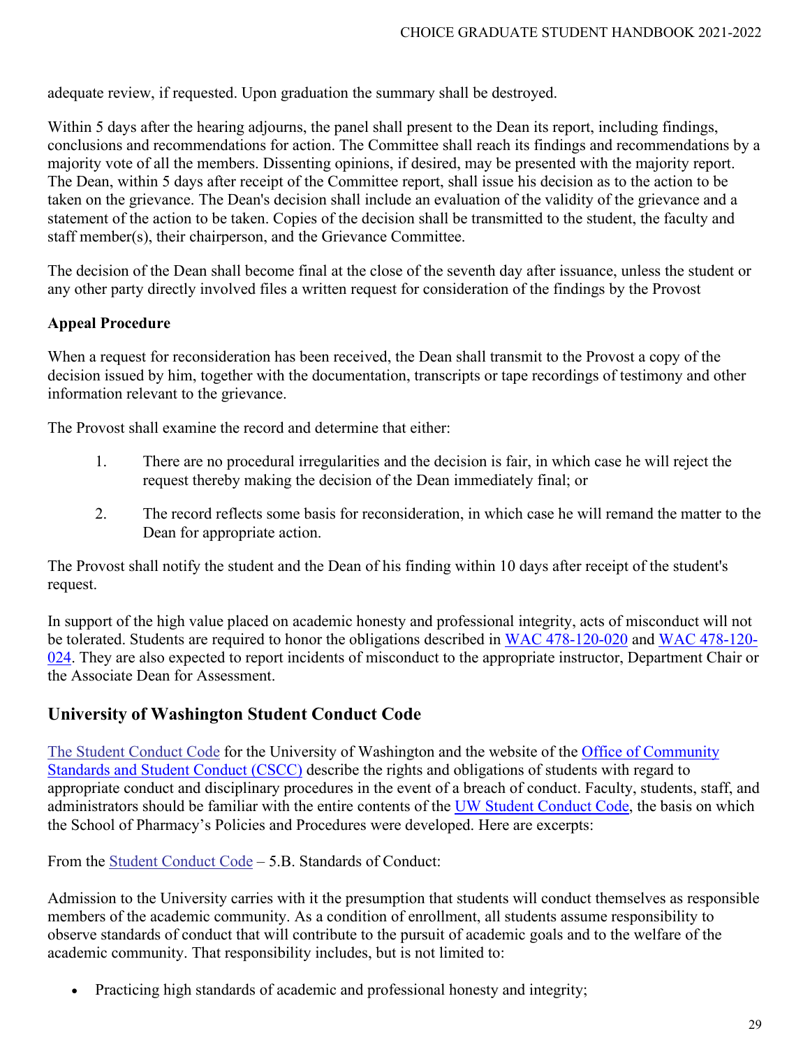adequate review, if requested. Upon graduation the summary shall be destroyed.

Within 5 days after the hearing adjourns, the panel shall present to the Dean its report, including findings, conclusions and recommendations for action. The Committee shall reach its findings and recommendations by a majority vote of all the members. Dissenting opinions, if desired, may be presented with the majority report. The Dean, within 5 days after receipt of the Committee report, shall issue his decision as to the action to be taken on the grievance. The Dean's decision shall include an evaluation of the validity of the grievance and a statement of the action to be taken. Copies of the decision shall be transmitted to the student, the faculty and staff member(s), their chairperson, and the Grievance Committee.

The decision of the Dean shall become final at the close of the seventh day after issuance, unless the student or any other party directly involved files a written request for consideration of the findings by the Provost

**Appeal Procedure**

When a request for reconsideration has been received, the Dean shall transmit to the Provost a copy of the decision issued by him, together with the documentation, transcripts or tape recordings of testimony and other information relevant to the grievance.

The Provost shall examine the record and determine that either:

1. There are no procedural irregularities and the decision is fair, in which case he will reject the request thereby making the decision of the Dean immediately final; or
2. The record reflects some basis for reconsideration, in which case he will remand the matter to the Dean for appropriate action.

The Provost shall notify the student and the Dean of his finding within 10 days after receipt of the student's request.

In support of the high value placed on academic honesty and professional integrity, acts of misconduct will not be tolerated. Students are required to honor the obligations described in WAC 478-120-020 and WAC 478-120-024. They are also expected to report incidents of misconduct to the appropriate instructor, Department Chair or the Associate Dean for Assessment.

## University of Washington Student Conduct Code

The Student Conduct Code for the University of Washington and the website of the Office of Community Standards and Student Conduct (CSCC) describe the rights and obligations of students with regard to appropriate conduct and disciplinary procedures in the event of a breach of conduct. Faculty, students, staff, and administrators should be familiar with the entire contents of the UW Student Conduct Code, the basis on which the School of Pharmacy's Policies and Procedures were developed. Here are excerpts:

From the Student Conduct Code – 5.B. Standards of Conduct:

Admission to the University carries with it the presumption that students will conduct themselves as responsible members of the academic community. As a condition of enrollment, all students assume responsibility to observe standards of conduct that will contribute to the pursuit of academic goals and to the welfare of the academic community. That responsibility includes, but is not limited to:

- Practicing high standards of academic and professional honesty and integrity;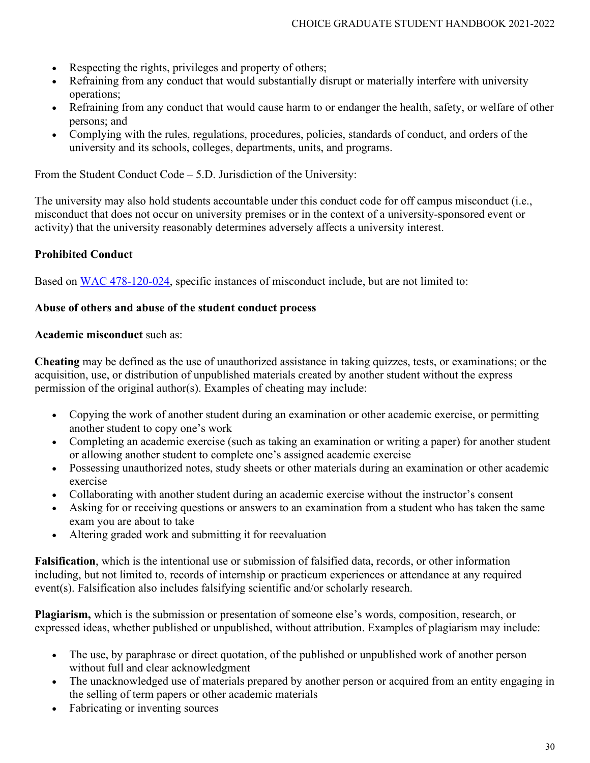- Respecting the rights, privileges and property of others;
- Refraining from any conduct that would substantially disrupt or materially interfere with university operations;
- Refraining from any conduct that would cause harm to or endanger the health, safety, or welfare of other persons; and
- Complying with the rules, regulations, procedures, policies, standards of conduct, and orders of the university and its schools, colleges, departments, units, and programs.

From the Student Conduct Code – 5.D. Jurisdiction of the University:

The university may also hold students accountable under this conduct code for off campus misconduct (i.e., misconduct that does not occur on university premises or in the context of a university-sponsored event or activity) that the university reasonably determines adversely affects a university interest.

**Prohibited Conduct**

Based on [WAC 478-120-024](), specific instances of misconduct include, but are not limited to:

**Abuse of others and abuse of the student conduct process**

**Academic misconduct** such as:

**Cheating** may be defined as the use of unauthorized assistance in taking quizzes, tests, or examinations; or the acquisition, use, or distribution of unpublished materials created by another student without the express permission of the original author(s). Examples of cheating may include:

- Copying the work of another student during an examination or other academic exercise, or permitting another student to copy one's work
- Completing an academic exercise (such as taking an examination or writing a paper) for another student or allowing another student to complete one's assigned academic exercise
- Possessing unauthorized notes, study sheets or other materials during an examination or other academic exercise
- Collaborating with another student during an academic exercise without the instructor's consent
- Asking for or receiving questions or answers to an examination from a student who has taken the same exam you are about to take
- Altering graded work and submitting it for reevaluation

**Falsification**, which is the intentional use or submission of falsified data, records, or other information including, but not limited to, records of internship or practicum experiences or attendance at any required event(s). Falsification also includes falsifying scientific and/or scholarly research.

**Plagiarism,** which is the submission or presentation of someone else's words, composition, research, or expressed ideas, whether published or unpublished, without attribution. Examples of plagiarism may include:

- The use, by paraphrase or direct quotation, of the published or unpublished work of another person without full and clear acknowledgment
- The unacknowledged use of materials prepared by another person or acquired from an entity engaging in the selling of term papers or other academic materials
- Fabricating or inventing sources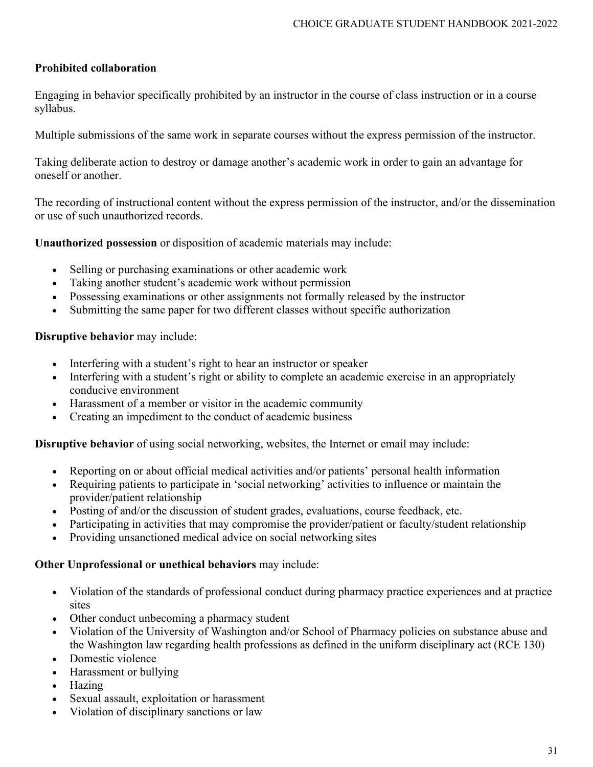**Prohibited collaboration**

Engaging in behavior specifically prohibited by an instructor in the course of class instruction or in a course syllabus.

Multiple submissions of the same work in separate courses without the express permission of the instructor.

Taking deliberate action to destroy or damage another's academic work in order to gain an advantage for oneself or another.

The recording of instructional content without the express permission of the instructor, and/or the dissemination or use of such unauthorized records.

**Unauthorized possession** or disposition of academic materials may include:

- Selling or purchasing examinations or other academic work
- Taking another student's academic work without permission
- Possessing examinations or other assignments not formally released by the instructor
- Submitting the same paper for two different classes without specific authorization

**Disruptive behavior** may include:

- Interfering with a student's right to hear an instructor or speaker
- Interfering with a student's right or ability to complete an academic exercise in an appropriately conducive environment
- Harassment of a member or visitor in the academic community
- Creating an impediment to the conduct of academic business

**Disruptive behavior** of using social networking, websites, the Internet or email may include:

- Reporting on or about official medical activities and/or patients' personal health information
- Requiring patients to participate in 'social networking' activities to influence or maintain the provider/patient relationship
- Posting of and/or the discussion of student grades, evaluations, course feedback, etc.
- Participating in activities that may compromise the provider/patient or faculty/student relationship
- Providing unsanctioned medical advice on social networking sites

**Other Unprofessional or unethical behaviors** may include:

- Violation of the standards of professional conduct during pharmacy practice experiences and at practice sites
- Other conduct unbecoming a pharmacy student
- Violation of the University of Washington and/or School of Pharmacy policies on substance abuse and the Washington law regarding health professions as defined in the uniform disciplinary act (RCE 130)
- Domestic violence
- Harassment or bullying
- Hazing
- Sexual assault, exploitation or harassment
- Violation of disciplinary sanctions or law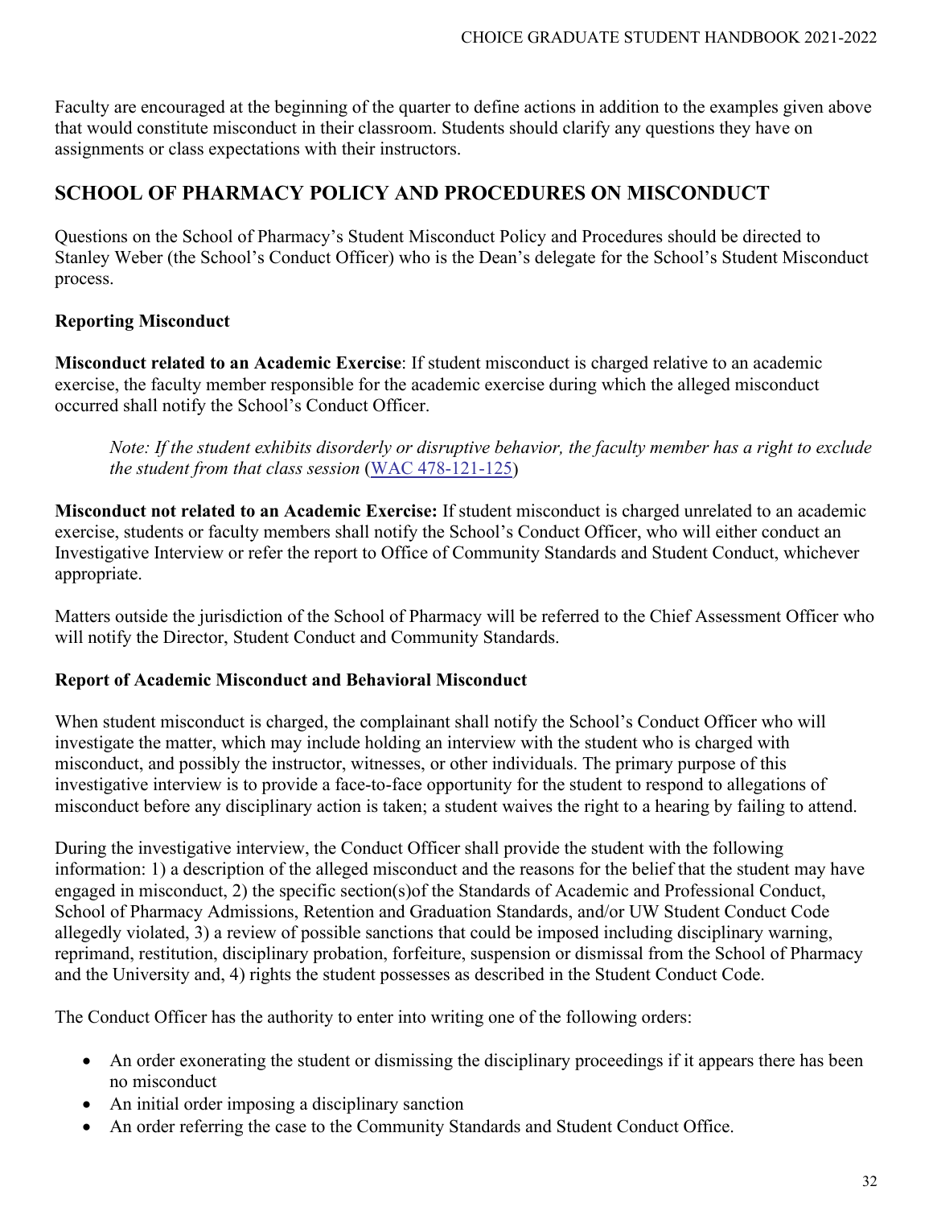Faculty are encouraged at the beginning of the quarter to define actions in addition to the examples given above that would constitute misconduct in their classroom. Students should clarify any questions they have on assignments or class expectations with their instructors.

## SCHOOL OF PHARMACY POLICY AND PROCEDURES ON MISCONDUCT

Questions on the School of Pharmacy's Student Misconduct Policy and Procedures should be directed to Stanley Weber (the School's Conduct Officer) who is the Dean's delegate for the School's Student Misconduct process.

### Reporting Misconduct

**Misconduct related to an Academic Exercise**: If student misconduct is charged relative to an academic exercise, the faculty member responsible for the academic exercise during which the alleged misconduct occurred shall notify the School's Conduct Officer.

> *Note: If the student exhibits disorderly or disruptive behavior, the faculty member has a right to exclude the student from that class session* (WAC 478-121-125)

**Misconduct not related to an Academic Exercise:** If student misconduct is charged unrelated to an academic exercise, students or faculty members shall notify the School's Conduct Officer, who will either conduct an Investigative Interview or refer the report to Office of Community Standards and Student Conduct, whichever appropriate.

Matters outside the jurisdiction of the School of Pharmacy will be referred to the Chief Assessment Officer who will notify the Director, Student Conduct and Community Standards.

### Report of Academic Misconduct and Behavioral Misconduct

When student misconduct is charged, the complainant shall notify the School's Conduct Officer who will investigate the matter, which may include holding an interview with the student who is charged with misconduct, and possibly the instructor, witnesses, or other individuals. The primary purpose of this investigative interview is to provide a face-to-face opportunity for the student to respond to allegations of misconduct before any disciplinary action is taken; a student waives the right to a hearing by failing to attend.

During the investigative interview, the Conduct Officer shall provide the student with the following information: 1) a description of the alleged misconduct and the reasons for the belief that the student may have engaged in misconduct, 2) the specific section(s)of the Standards of Academic and Professional Conduct, School of Pharmacy Admissions, Retention and Graduation Standards, and/or UW Student Conduct Code allegedly violated, 3) a review of possible sanctions that could be imposed including disciplinary warning, reprimand, restitution, disciplinary probation, forfeiture, suspension or dismissal from the School of Pharmacy and the University and, 4) rights the student possesses as described in the Student Conduct Code.

The Conduct Officer has the authority to enter into writing one of the following orders:

- An order exonerating the student or dismissing the disciplinary proceedings if it appears there has been no misconduct
- An initial order imposing a disciplinary sanction
- An order referring the case to the Community Standards and Student Conduct Office.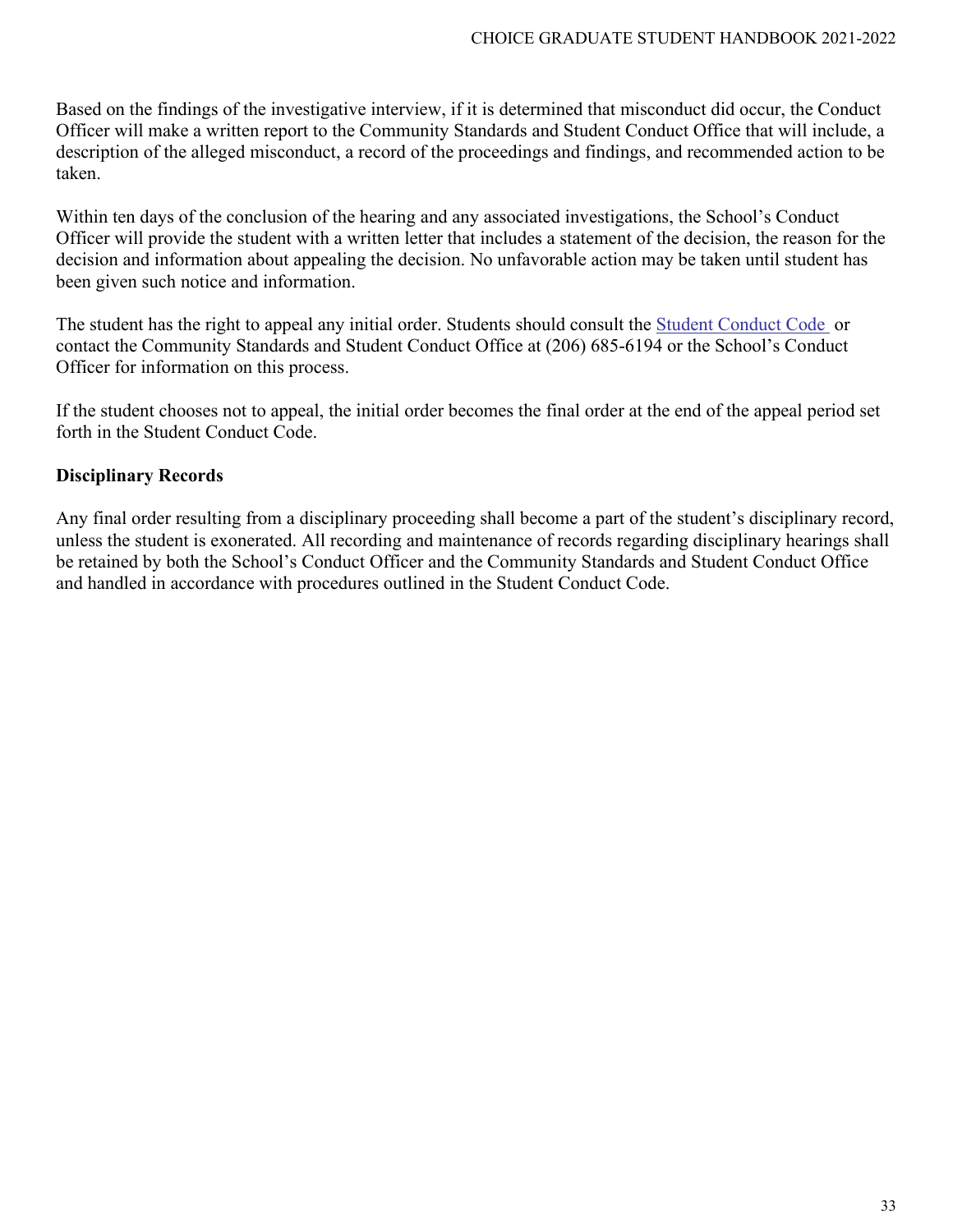Based on the findings of the investigative interview, if it is determined that misconduct did occur, the Conduct Officer will make a written report to the Community Standards and Student Conduct Office that will include, a description of the alleged misconduct, a record of the proceedings and findings, and recommended action to be taken.

Within ten days of the conclusion of the hearing and any associated investigations, the School's Conduct Officer will provide the student with a written letter that includes a statement of the decision, the reason for the decision and information about appealing the decision. No unfavorable action may be taken until student has been given such notice and information.

The student has the right to appeal any initial order. Students should consult the Student Conduct Code or contact the Community Standards and Student Conduct Office at (206) 685-6194 or the School's Conduct Officer for information on this process.

If the student chooses not to appeal, the initial order becomes the final order at the end of the appeal period set forth in the Student Conduct Code.

**Disciplinary Records**

Any final order resulting from a disciplinary proceeding shall become a part of the student's disciplinary record, unless the student is exonerated. All recording and maintenance of records regarding disciplinary hearings shall be retained by both the School's Conduct Officer and the Community Standards and Student Conduct Office and handled in accordance with procedures outlined in the Student Conduct Code.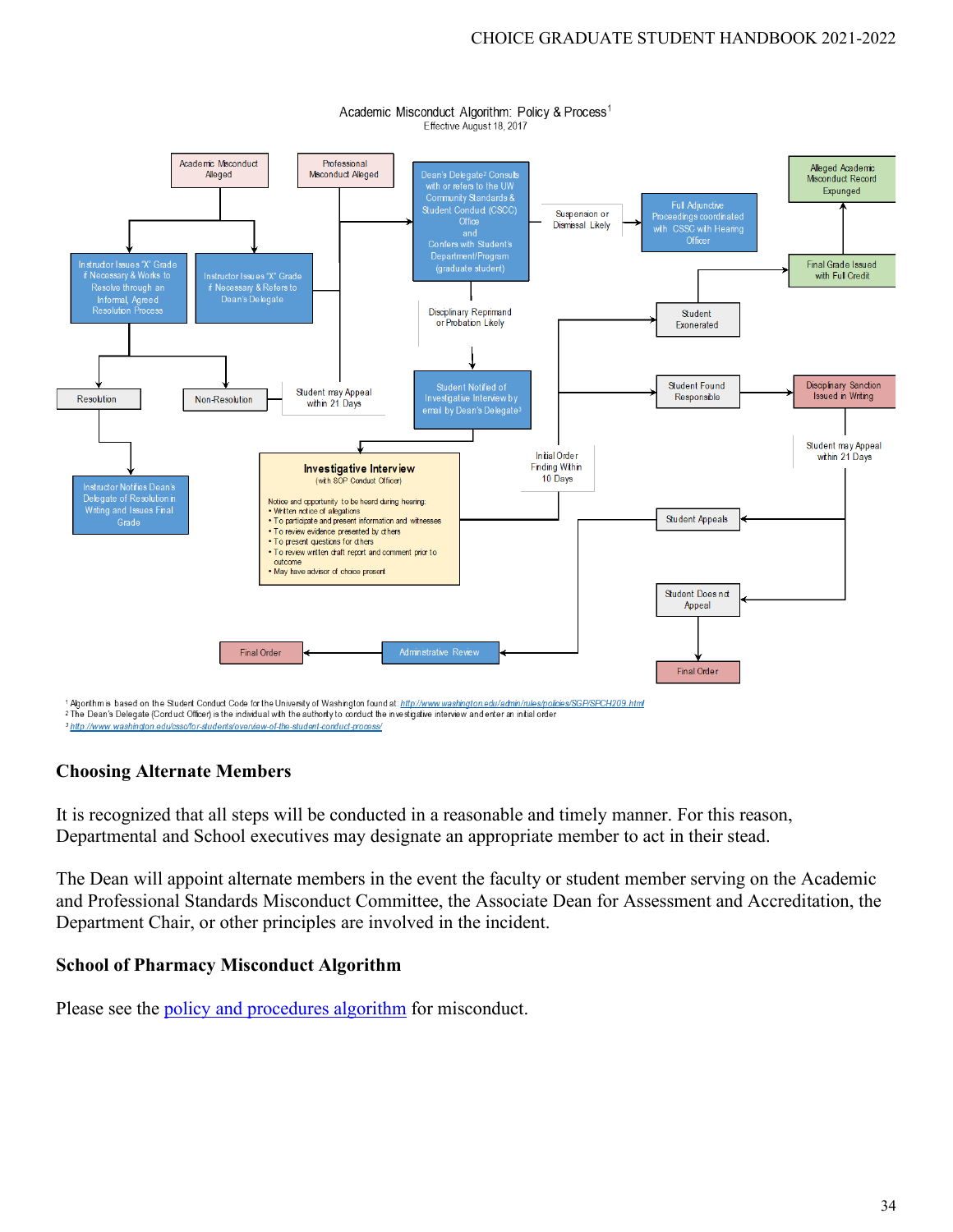Academic Misconduct Algorithm: Policy & Process[1]

Effective August 18, 2017

- Academic Misconduct Alleged
- Professional Misconduct Alleged
- Instructor Issues "X" Grade if Necessary & Works to Resolve through an Informal, Agreed Resolution Process
- Instructor Issues "X" Grade if Necessary & Refers to Dean's Delegate
- Resolution
- Non-Resolution
- Student may Appeal within 21 Days
- Instructor Notifies Dean's Delegate of Resolution in Writing and Issues Final Grade
- Dean's Delegate[2] Consults with or refers to the UW Community Standards & Student Conduct (CSSC) Office and Confers with Student's Department/Program (graduate student)
- Suspension or Dismissal Likely
- Full Adjunctive Proceedings coordinated with CSSC with Hearing Officer
- Disciplinary Reprimand or Probation Likely
- Student Notified of Investigative Interview by email by Dean's Delegate[3]
- **Investigative Interview** (with SOP Conduct Officer)
  - Notice and opportunity to be heard during hearing:
  - Written notice of allegations
  - To participate and present information and witnesses
  - To review evidence presented by others
  - To present questions for others
  - To review written draft report and comment prior to outcome
  - May have advisor of choice present
- Initial Order Finding Within 10 Days
- Student Exonerated
- Final Grade Issued with Full Credit
- Alleged Academic Misconduct Record Expunged
- Student Found Responsible
- Disciplinary Sanction Issued in Writing
- Student may Appeal within 21 Days
- Student Appeals
- Administrative Review
- Final Order
- Student Does not Appeal
- Final Order

[1] Algorithm is based on the Student Conduct Code for the University of Washington found at: http://www.washington.edu/admin/rules/policies/SGP/SPCH209.html

[2] The Dean's Delegate (Conduct Officer) is the individual with the authority to conduct the investigative interview and enter an initial order

[3] http://www.washington.edu/cssc/for-students/overview-of-the-student-conduct-process/

### Choosing Alternate Members

It is recognized that all steps will be conducted in a reasonable and timely manner. For this reason, Departmental and School executives may designate an appropriate member to act in their stead.

The Dean will appoint alternate members in the event the faculty or student member serving on the Academic and Professional Standards Misconduct Committee, the Associate Dean for Assessment and Accreditation, the Department Chair, or other principles are involved in the incident.

### School of Pharmacy Misconduct Algorithm

Please see the policy and procedures algorithm for misconduct.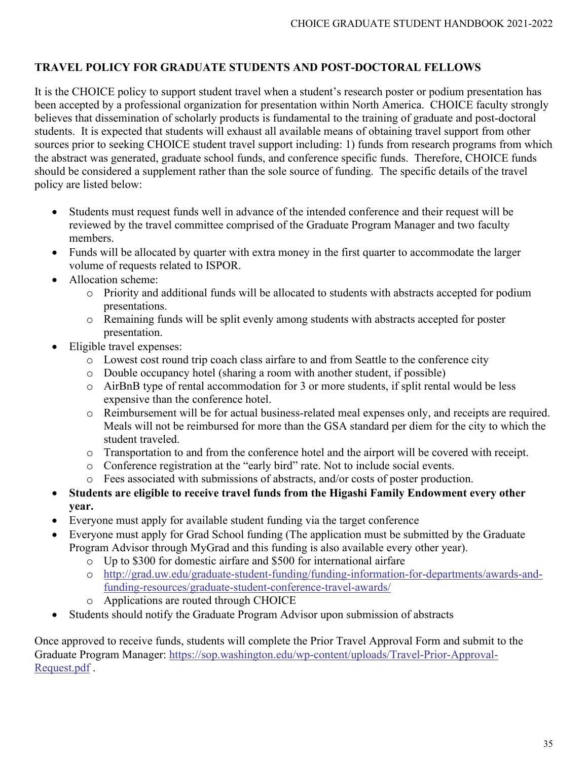## TRAVEL POLICY FOR GRADUATE STUDENTS AND POST-DOCTORAL FELLOWS

It is the CHOICE policy to support student travel when a student's research poster or podium presentation has been accepted by a professional organization for presentation within North America. CHOICE faculty strongly believes that dissemination of scholarly products is fundamental to the training of graduate and post-doctoral students. It is expected that students will exhaust all available means of obtaining travel support from other sources prior to seeking CHOICE student travel support including: 1) funds from research programs from which the abstract was generated, graduate school funds, and conference specific funds. Therefore, CHOICE funds should be considered a supplement rather than the sole source of funding. The specific details of the travel policy are listed below:

- Students must request funds well in advance of the intended conference and their request will be reviewed by the travel committee comprised of the Graduate Program Manager and two faculty members.
- Funds will be allocated by quarter with extra money in the first quarter to accommodate the larger volume of requests related to ISPOR.
- Allocation scheme:
  - Priority and additional funds will be allocated to students with abstracts accepted for podium presentations.
  - Remaining funds will be split evenly among students with abstracts accepted for poster presentation.
- Eligible travel expenses:
  - Lowest cost round trip coach class airfare to and from Seattle to the conference city
  - Double occupancy hotel (sharing a room with another student, if possible)
  - AirBnB type of rental accommodation for 3 or more students, if split rental would be less expensive than the conference hotel.
  - Reimbursement will be for actual business-related meal expenses only, and receipts are required. Meals will not be reimbursed for more than the GSA standard per diem for the city to which the student traveled.
  - Transportation to and from the conference hotel and the airport will be covered with receipt.
  - Conference registration at the "early bird" rate. Not to include social events.
  - Fees associated with submissions of abstracts, and/or costs of poster production.
- **Students are eligible to receive travel funds from the Higashi Family Endowment every other year.**
- Everyone must apply for available student funding via the target conference
- Everyone must apply for Grad School funding (The application must be submitted by the Graduate Program Advisor through MyGrad and this funding is also available every other year).
  - Up to $300 for domestic airfare and $500 for international airfare
  - [http://grad.uw.edu/graduate-student-funding/funding-information-for-departments/awards-and-funding-resources/graduate-student-conference-travel-awards/](http://grad.uw.edu/graduate-student-funding/funding-information-for-departments/awards-and-funding-resources/graduate-student-conference-travel-awards/)
  - Applications are routed through CHOICE
- Students should notify the Graduate Program Advisor upon submission of abstracts

Once approved to receive funds, students will complete the Prior Travel Approval Form and submit to the Graduate Program Manager: [https://sop.washington.edu/wp-content/uploads/Travel-Prior-Approval-Request.pdf](https://sop.washington.edu/wp-content/uploads/Travel-Prior-Approval-Request.pdf) .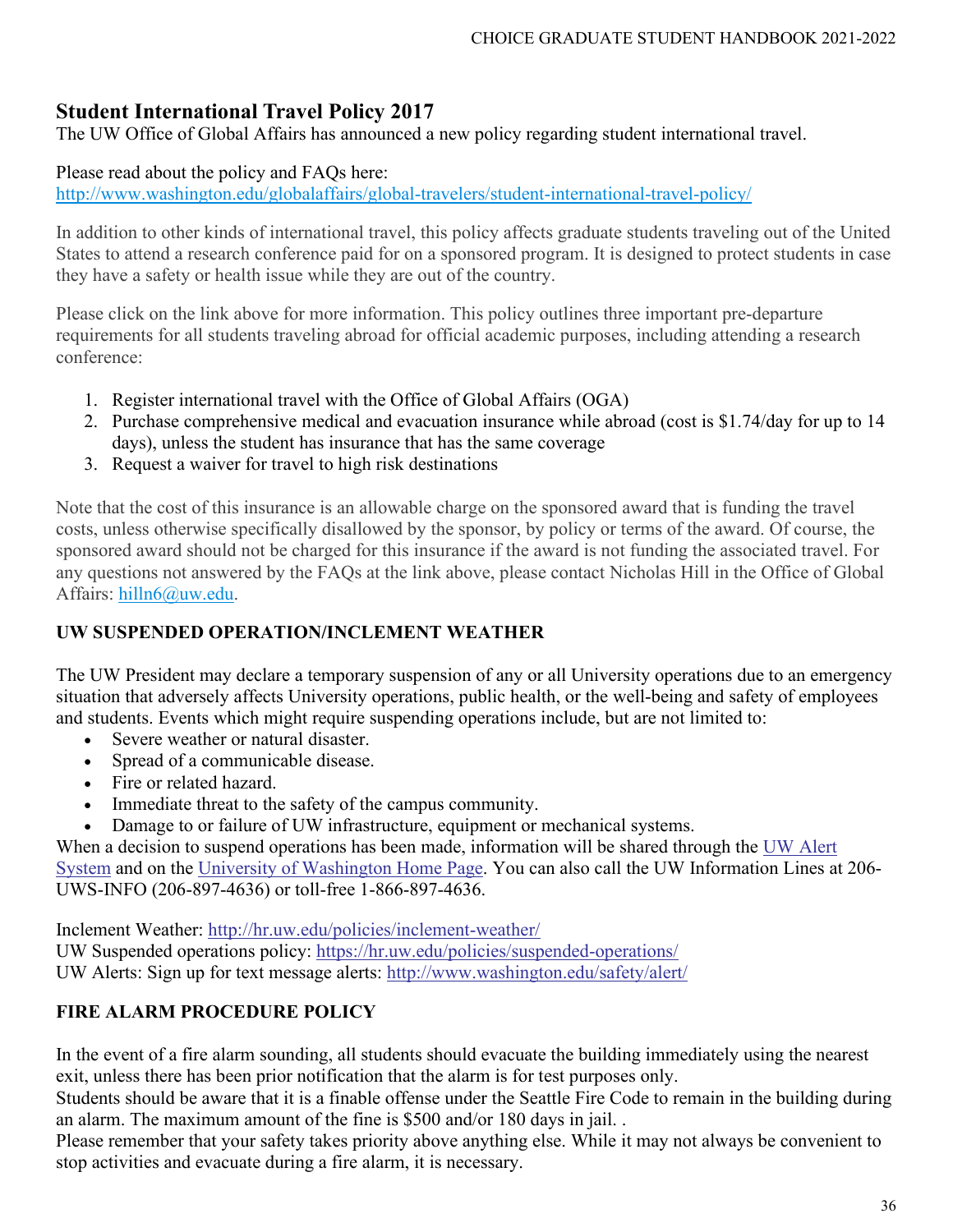## Student International Travel Policy 2017

The UW Office of Global Affairs has announced a new policy regarding student international travel.

Please read about the policy and FAQs here:
[http://www.washington.edu/globalaffairs/global-travelers/student-international-travel-policy/](http://www.washington.edu/globalaffairs/global-travelers/student-international-travel-policy/)

In addition to other kinds of international travel, this policy affects graduate students traveling out of the United States to attend a research conference paid for on a sponsored program. It is designed to protect students in case they have a safety or health issue while they are out of the country.

Please click on the link above for more information. This policy outlines three important pre-departure requirements for all students traveling abroad for official academic purposes, including attending a research conference:

1. Register international travel with the Office of Global Affairs (OGA)
2. Purchase comprehensive medical and evacuation insurance while abroad (cost is $1.74/day for up to 14 days), unless the student has insurance that has the same coverage
3. Request a waiver for travel to high risk destinations

Note that the cost of this insurance is an allowable charge on the sponsored award that is funding the travel costs, unless otherwise specifically disallowed by the sponsor, by policy or terms of the award. Of course, the sponsored award should not be charged for this insurance if the award is not funding the associated travel. For any questions not answered by the FAQs at the link above, please contact Nicholas Hill in the Office of Global Affairs: [hilln6@uw.edu](mailto:hilln6@uw.edu).

### UW SUSPENDED OPERATION/INCLEMENT WEATHER

The UW President may declare a temporary suspension of any or all University operations due to an emergency situation that adversely affects University operations, public health, or the well-being and safety of employees and students. Events which might require suspending operations include, but are not limited to:

- Severe weather or natural disaster.
- Spread of a communicable disease.
- Fire or related hazard.
- Immediate threat to the safety of the campus community.
- Damage to or failure of UW infrastructure, equipment or mechanical systems.

When a decision to suspend operations has been made, information will be shared through the UW Alert System and on the University of Washington Home Page. You can also call the UW Information Lines at 206-UWS-INFO (206-897-4636) or toll-free 1-866-897-4636.

Inclement Weather: [http://hr.uw.edu/policies/inclement-weather/](http://hr.uw.edu/policies/inclement-weather/)
UW Suspended operations policy: [https://hr.uw.edu/policies/suspended-operations/](https://hr.uw.edu/policies/suspended-operations/)
UW Alerts: Sign up for text message alerts: [http://www.washington.edu/safety/alert/](http://www.washington.edu/safety/alert/)

### FIRE ALARM PROCEDURE POLICY

In the event of a fire alarm sounding, all students should evacuate the building immediately using the nearest exit, unless there has been prior notification that the alarm is for test purposes only.
Students should be aware that it is a finable offense under the Seattle Fire Code to remain in the building during an alarm. The maximum amount of the fine is $500 and/or 180 days in jail. .
Please remember that your safety takes priority above anything else. While it may not always be convenient to stop activities and evacuate during a fire alarm, it is necessary.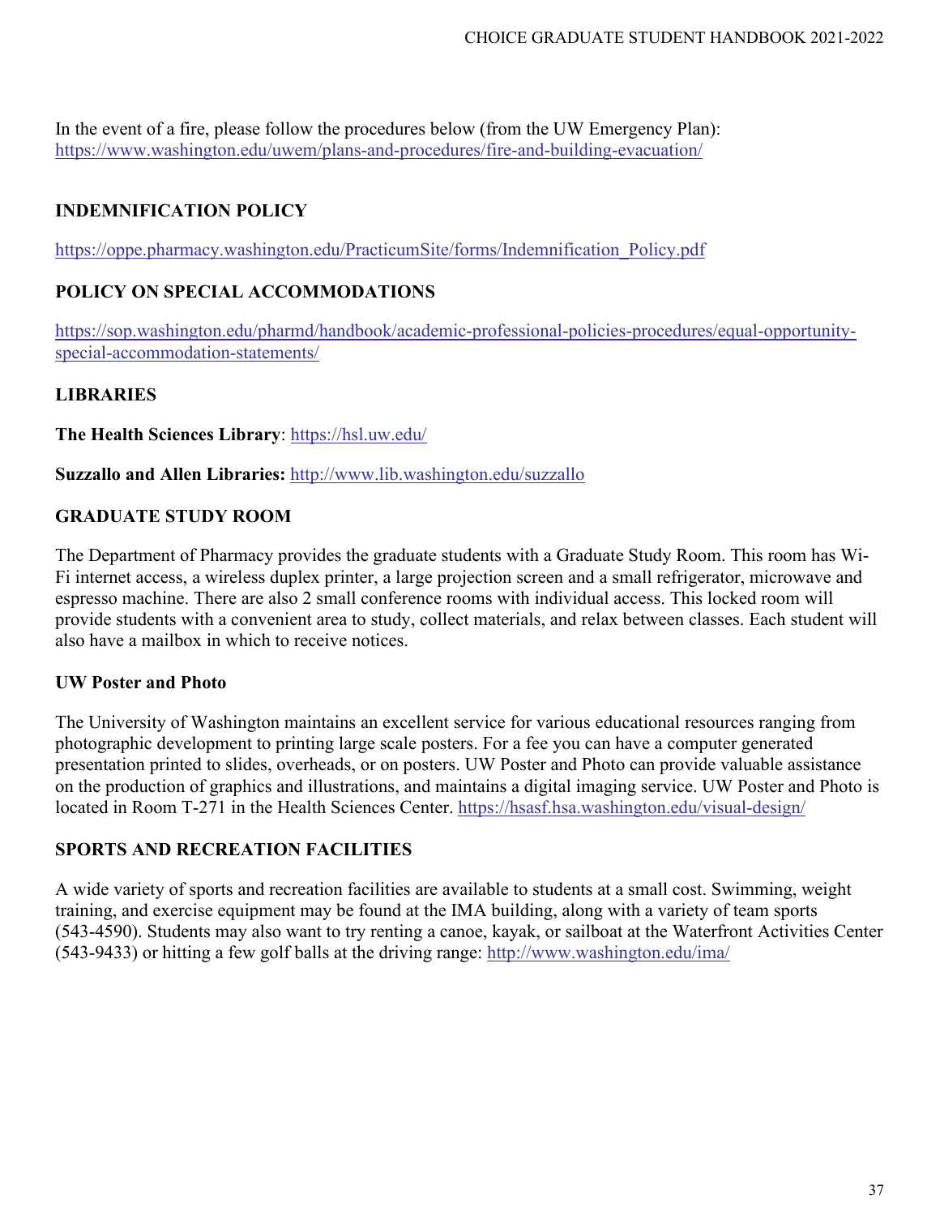In the event of a fire, please follow the procedures below (from the UW Emergency Plan): https://www.washington.edu/uwem/plans-and-procedures/fire-and-building-evacuation/

## INDEMNIFICATION POLICY

https://oppe.pharmacy.washington.edu/PracticumSite/forms/Indemnification_Policy.pdf

## POLICY ON SPECIAL ACCOMMODATIONS

https://sop.washington.edu/pharmd/handbook/academic-professional-policies-procedures/equal-opportunity-special-accommodation-statements/

## LIBRARIES

**The Health Sciences Library**: https://hsl.uw.edu/

**Suzzallo and Allen Libraries:** http://www.lib.washington.edu/suzzallo

## GRADUATE STUDY ROOM

The Department of Pharmacy provides the graduate students with a Graduate Study Room. This room has Wi-Fi internet access, a wireless duplex printer, a large projection screen and a small refrigerator, microwave and espresso machine. There are also 2 small conference rooms with individual access. This locked room will provide students with a convenient area to study, collect materials, and relax between classes. Each student will also have a mailbox in which to receive notices.

### UW Poster and Photo

The University of Washington maintains an excellent service for various educational resources ranging from photographic development to printing large scale posters. For a fee you can have a computer generated presentation printed to slides, overheads, or on posters. UW Poster and Photo can provide valuable assistance on the production of graphics and illustrations, and maintains a digital imaging service. UW Poster and Photo is located in Room T-271 in the Health Sciences Center. https://hsasf.hsa.washington.edu/visual-design/

## SPORTS AND RECREATION FACILITIES

A wide variety of sports and recreation facilities are available to students at a small cost. Swimming, weight training, and exercise equipment may be found at the IMA building, along with a variety of team sports (543-4590). Students may also want to try renting a canoe, kayak, or sailboat at the Waterfront Activities Center (543-9433) or hitting a few golf balls at the driving range: http://www.washington.edu/ima/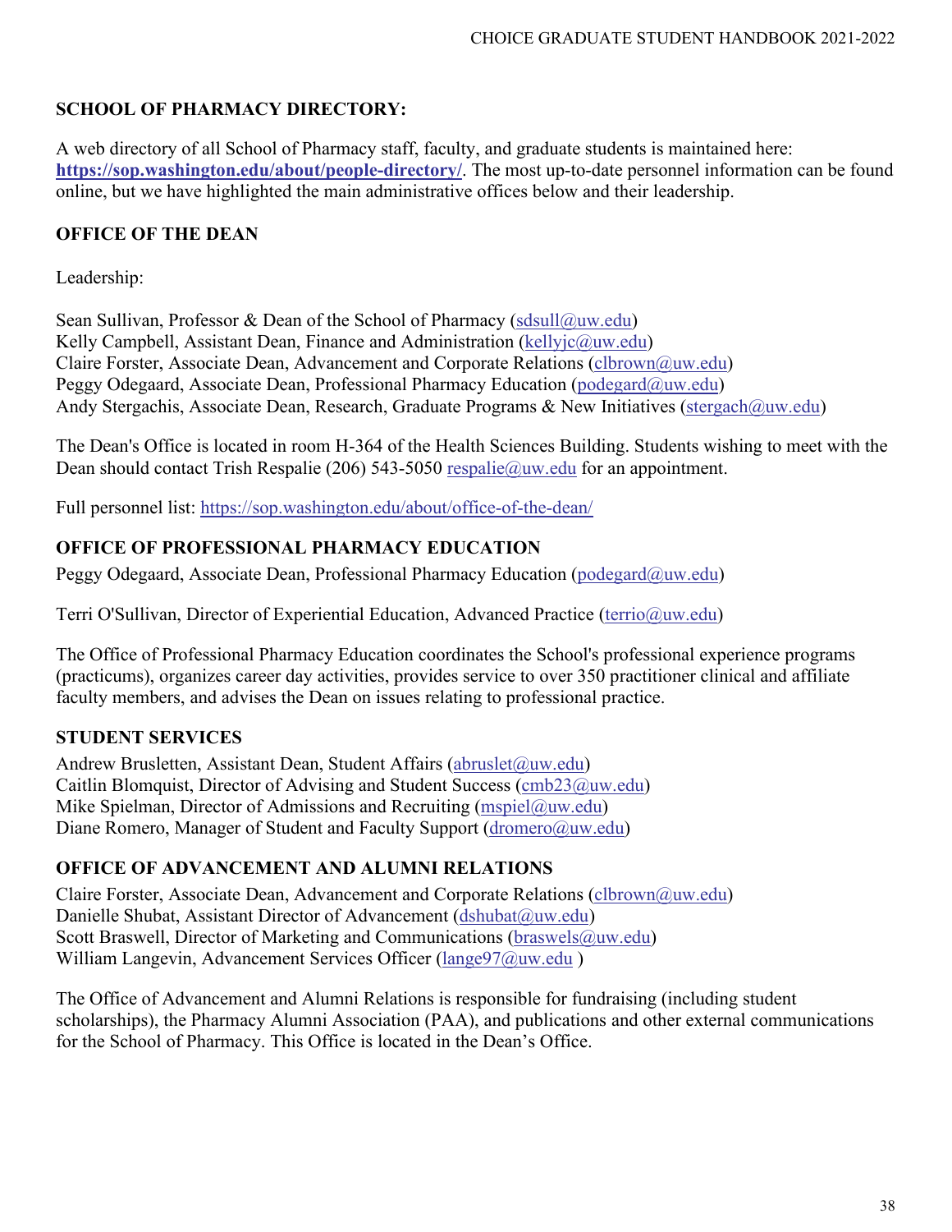## SCHOOL OF PHARMACY DIRECTORY:

A web directory of all School of Pharmacy staff, faculty, and graduate students is maintained here: **https://sop.washington.edu/about/people-directory/**. The most up-to-date personnel information can be found online, but we have highlighted the main administrative offices below and their leadership.

## OFFICE OF THE DEAN

Leadership:

Sean Sullivan, Professor & Dean of the School of Pharmacy (sdsull@uw.edu)
Kelly Campbell, Assistant Dean, Finance and Administration (kellyjc@uw.edu)
Claire Forster, Associate Dean, Advancement and Corporate Relations (clbrown@uw.edu)
Peggy Odegaard, Associate Dean, Professional Pharmacy Education (podegard@uw.edu)
Andy Stergachis, Associate Dean, Research, Graduate Programs & New Initiatives (stergach@uw.edu)

The Dean's Office is located in room H-364 of the Health Sciences Building. Students wishing to meet with the Dean should contact Trish Respalie (206) 543-5050 respalie@uw.edu for an appointment.

Full personnel list: https://sop.washington.edu/about/office-of-the-dean/

## OFFICE OF PROFESSIONAL PHARMACY EDUCATION

Peggy Odegaard, Associate Dean, Professional Pharmacy Education (podegard@uw.edu)

Terri O'Sullivan, Director of Experiential Education, Advanced Practice (terrio@uw.edu)

The Office of Professional Pharmacy Education coordinates the School's professional experience programs (practicums), organizes career day activities, provides service to over 350 practitioner clinical and affiliate faculty members, and advises the Dean on issues relating to professional practice.

## STUDENT SERVICES

Andrew Brusletten, Assistant Dean, Student Affairs (abruslet@uw.edu)
Caitlin Blomquist, Director of Advising and Student Success (cmb23@uw.edu)
Mike Spielman, Director of Admissions and Recruiting (mspiel@uw.edu)
Diane Romero, Manager of Student and Faculty Support (dromero@uw.edu)

## OFFICE OF ADVANCEMENT AND ALUMNI RELATIONS

Claire Forster, Associate Dean, Advancement and Corporate Relations (clbrown@uw.edu)
Danielle Shubat, Assistant Director of Advancement (dshubat@uw.edu)
Scott Braswell, Director of Marketing and Communications (braswels@uw.edu)
William Langevin, Advancement Services Officer (lange97@uw.edu )

The Office of Advancement and Alumni Relations is responsible for fundraising (including student scholarships), the Pharmacy Alumni Association (PAA), and publications and other external communications for the School of Pharmacy. This Office is located in the Dean's Office.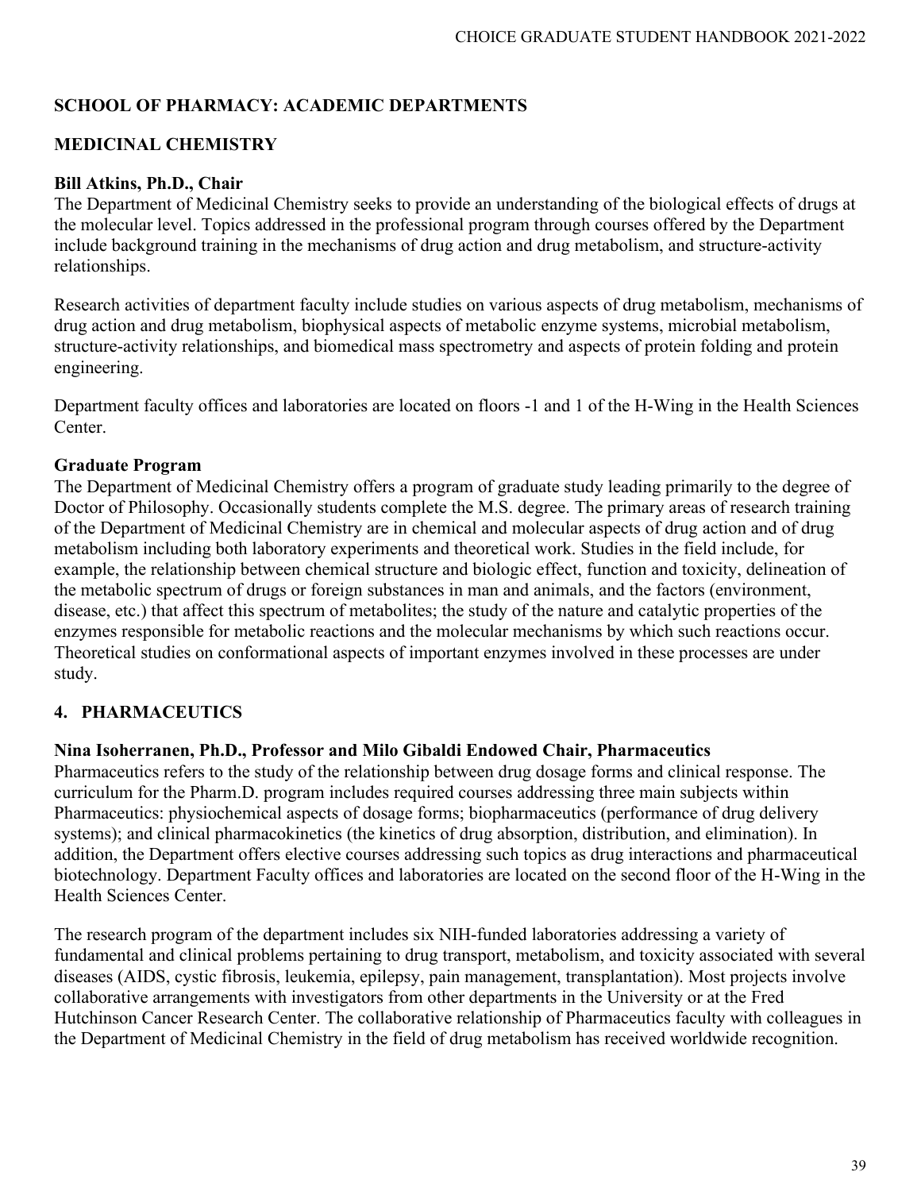## SCHOOL OF PHARMACY: ACADEMIC DEPARTMENTS

## MEDICINAL CHEMISTRY

### Bill Atkins, Ph.D., Chair

The Department of Medicinal Chemistry seeks to provide an understanding of the biological effects of drugs at the molecular level. Topics addressed in the professional program through courses offered by the Department include background training in the mechanisms of drug action and drug metabolism, and structure-activity relationships.

Research activities of department faculty include studies on various aspects of drug metabolism, mechanisms of drug action and drug metabolism, biophysical aspects of metabolic enzyme systems, microbial metabolism, structure-activity relationships, and biomedical mass spectrometry and aspects of protein folding and protein engineering.

Department faculty offices and laboratories are located on floors -1 and 1 of the H-Wing in the Health Sciences Center.

### Graduate Program

The Department of Medicinal Chemistry offers a program of graduate study leading primarily to the degree of Doctor of Philosophy. Occasionally students complete the M.S. degree. The primary areas of research training of the Department of Medicinal Chemistry are in chemical and molecular aspects of drug action and of drug metabolism including both laboratory experiments and theoretical work. Studies in the field include, for example, the relationship between chemical structure and biologic effect, function and toxicity, delineation of the metabolic spectrum of drugs or foreign substances in man and animals, and the factors (environment, disease, etc.) that affect this spectrum of metabolites; the study of the nature and catalytic properties of the enzymes responsible for metabolic reactions and the molecular mechanisms by which such reactions occur. Theoretical studies on conformational aspects of important enzymes involved in these processes are under study.

## 4. PHARMACEUTICS

### Nina Isoherranen, Ph.D., Professor and Milo Gibaldi Endowed Chair, Pharmaceutics

Pharmaceutics refers to the study of the relationship between drug dosage forms and clinical response. The curriculum for the Pharm.D. program includes required courses addressing three main subjects within Pharmaceutics: physiochemical aspects of dosage forms; biopharmaceutics (performance of drug delivery systems); and clinical pharmacokinetics (the kinetics of drug absorption, distribution, and elimination). In addition, the Department offers elective courses addressing such topics as drug interactions and pharmaceutical biotechnology. Department Faculty offices and laboratories are located on the second floor of the H-Wing in the Health Sciences Center.

The research program of the department includes six NIH-funded laboratories addressing a variety of fundamental and clinical problems pertaining to drug transport, metabolism, and toxicity associated with several diseases (AIDS, cystic fibrosis, leukemia, epilepsy, pain management, transplantation). Most projects involve collaborative arrangements with investigators from other departments in the University or at the Fred Hutchinson Cancer Research Center. The collaborative relationship of Pharmaceutics faculty with colleagues in the Department of Medicinal Chemistry in the field of drug metabolism has received worldwide recognition.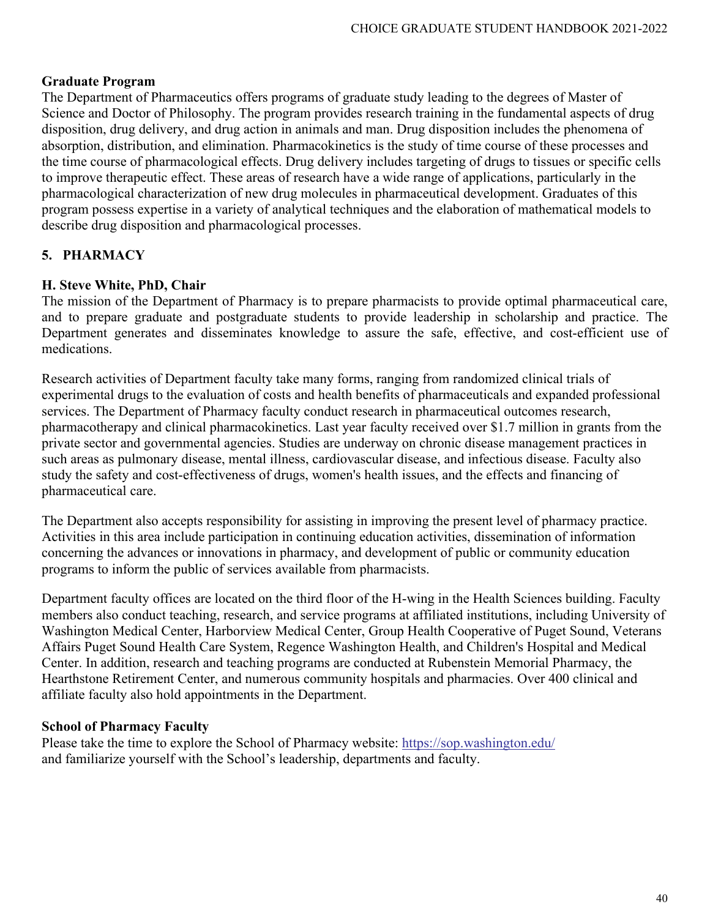### Graduate Program

The Department of Pharmaceutics offers programs of graduate study leading to the degrees of Master of Science and Doctor of Philosophy. The program provides research training in the fundamental aspects of drug disposition, drug delivery, and drug action in animals and man. Drug disposition includes the phenomena of absorption, distribution, and elimination. Pharmacokinetics is the study of time course of these processes and the time course of pharmacological effects. Drug delivery includes targeting of drugs to tissues or specific cells to improve therapeutic effect. These areas of research have a wide range of applications, particularly in the pharmacological characterization of new drug molecules in pharmaceutical development. Graduates of this program possess expertise in a variety of analytical techniques and the elaboration of mathematical models to describe drug disposition and pharmacological processes.

## 5. PHARMACY

### H. Steve White, PhD, Chair

The mission of the Department of Pharmacy is to prepare pharmacists to provide optimal pharmaceutical care, and to prepare graduate and postgraduate students to provide leadership in scholarship and practice. The Department generates and disseminates knowledge to assure the safe, effective, and cost-efficient use of medications.

Research activities of Department faculty take many forms, ranging from randomized clinical trials of experimental drugs to the evaluation of costs and health benefits of pharmaceuticals and expanded professional services. The Department of Pharmacy faculty conduct research in pharmaceutical outcomes research, pharmacotherapy and clinical pharmacokinetics. Last year faculty received over $1.7 million in grants from the private sector and governmental agencies. Studies are underway on chronic disease management practices in such areas as pulmonary disease, mental illness, cardiovascular disease, and infectious disease. Faculty also study the safety and cost-effectiveness of drugs, women's health issues, and the effects and financing of pharmaceutical care.

The Department also accepts responsibility for assisting in improving the present level of pharmacy practice. Activities in this area include participation in continuing education activities, dissemination of information concerning the advances or innovations in pharmacy, and development of public or community education programs to inform the public of services available from pharmacists.

Department faculty offices are located on the third floor of the H-wing in the Health Sciences building. Faculty members also conduct teaching, research, and service programs at affiliated institutions, including University of Washington Medical Center, Harborview Medical Center, Group Health Cooperative of Puget Sound, Veterans Affairs Puget Sound Health Care System, Regence Washington Health, and Children's Hospital and Medical Center. In addition, research and teaching programs are conducted at Rubenstein Memorial Pharmacy, the Hearthstone Retirement Center, and numerous community hospitals and pharmacies. Over 400 clinical and affiliate faculty also hold appointments in the Department.

### School of Pharmacy Faculty

Please take the time to explore the School of Pharmacy website: https://sop.washington.edu/
and familiarize yourself with the School's leadership, departments and faculty.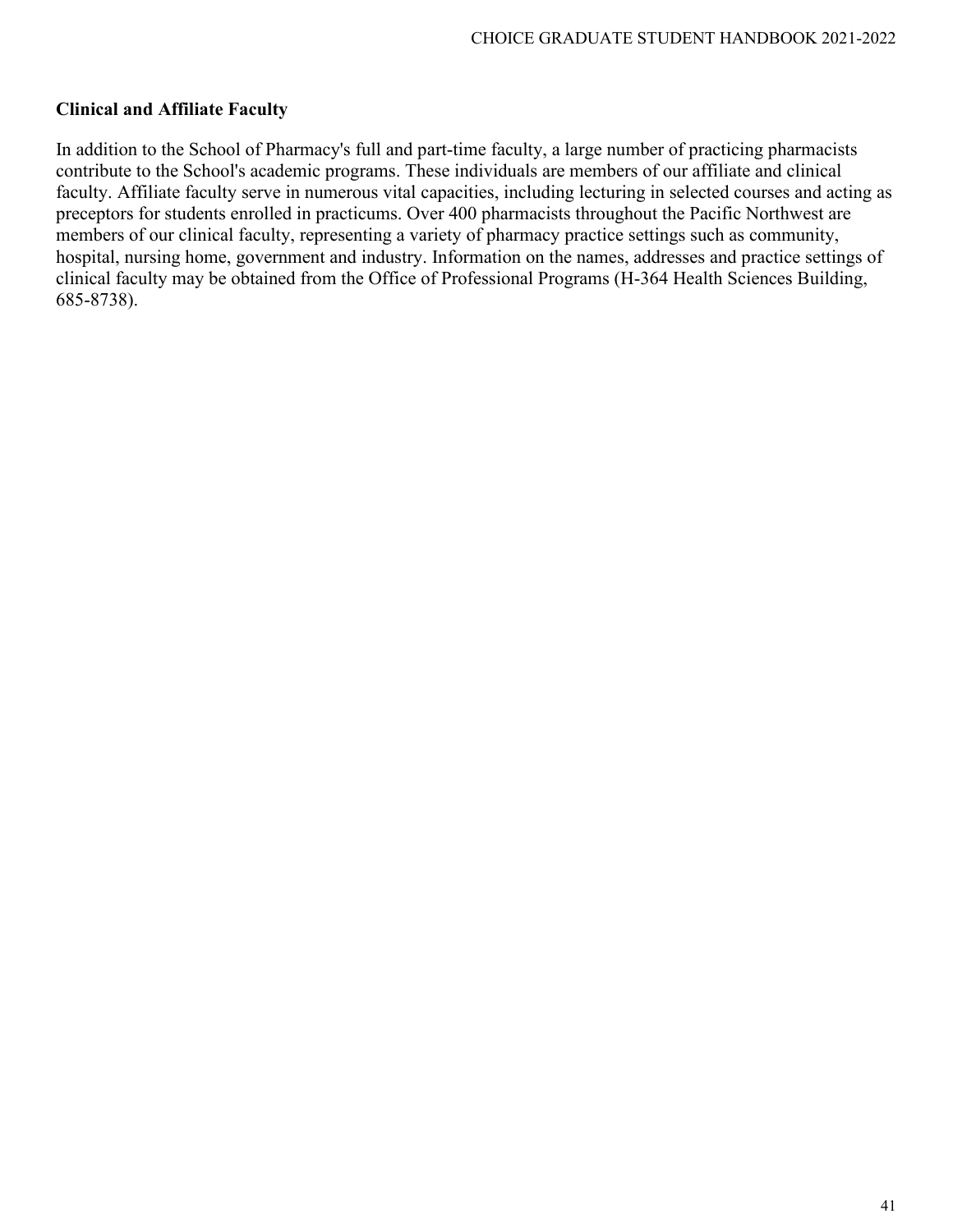**Clinical and Affiliate Faculty**

In addition to the School of Pharmacy's full and part-time faculty, a large number of practicing pharmacists contribute to the School's academic programs. These individuals are members of our affiliate and clinical faculty. Affiliate faculty serve in numerous vital capacities, including lecturing in selected courses and acting as preceptors for students enrolled in practicums. Over 400 pharmacists throughout the Pacific Northwest are members of our clinical faculty, representing a variety of pharmacy practice settings such as community, hospital, nursing home, government and industry. Information on the names, addresses and practice settings of clinical faculty may be obtained from the Office of Professional Programs (H-364 Health Sciences Building, 685-8738).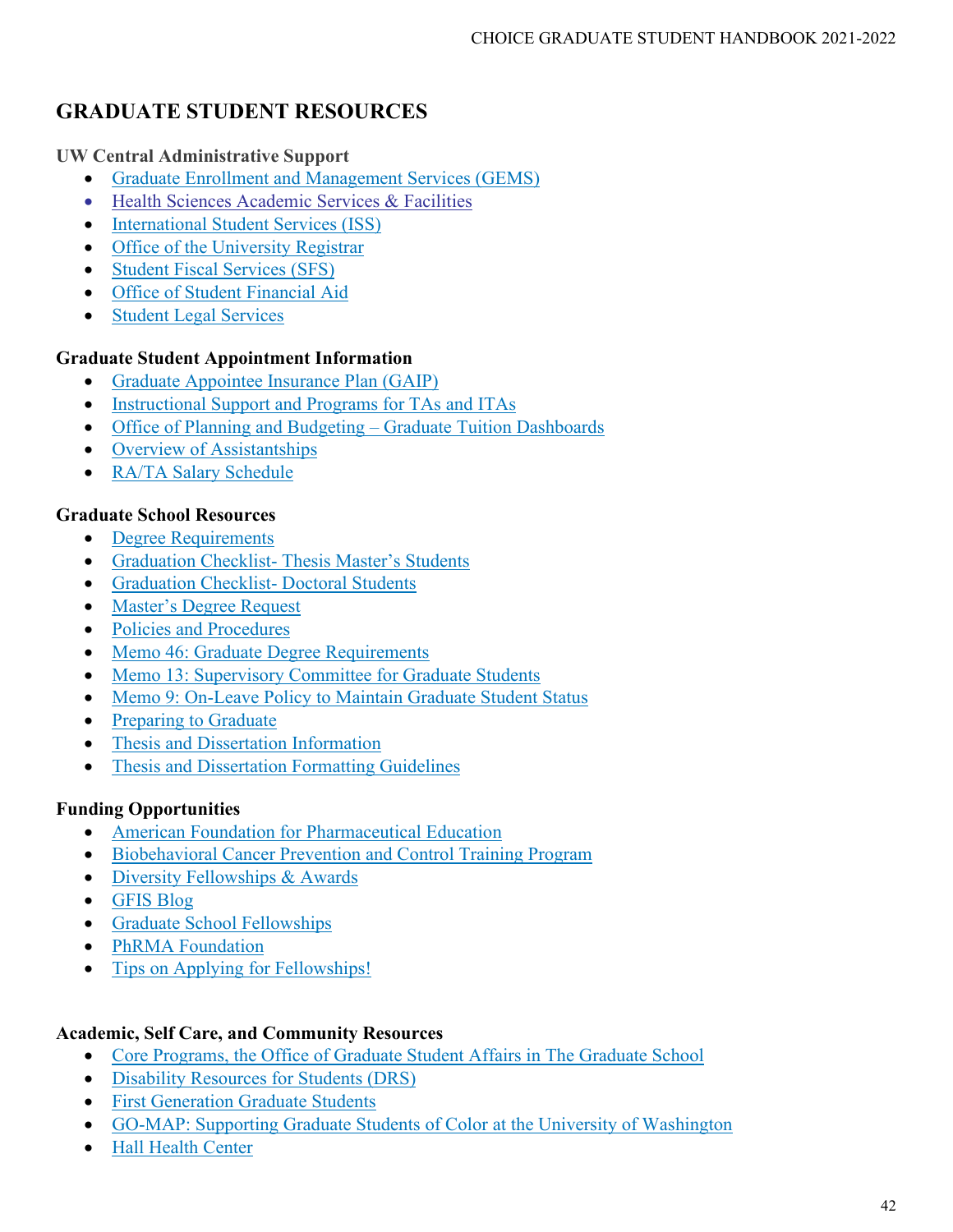## GRADUATE STUDENT RESOURCES

**UW Central Administrative Support**

- Graduate Enrollment and Management Services (GEMS)
- Health Sciences Academic Services & Facilities
- International Student Services (ISS)
- Office of the University Registrar
- Student Fiscal Services (SFS)
- Office of Student Financial Aid
- Student Legal Services

**Graduate Student Appointment Information**

- Graduate Appointee Insurance Plan (GAIP)
- Instructional Support and Programs for TAs and ITAs
- Office of Planning and Budgeting – Graduate Tuition Dashboards
- Overview of Assistantships
- RA/TA Salary Schedule

**Graduate School Resources**

- Degree Requirements
- Graduation Checklist- Thesis Master's Students
- Graduation Checklist- Doctoral Students
- Master's Degree Request
- Policies and Procedures
- Memo 46: Graduate Degree Requirements
- Memo 13: Supervisory Committee for Graduate Students
- Memo 9: On-Leave Policy to Maintain Graduate Student Status
- Preparing to Graduate
- Thesis and Dissertation Information
- Thesis and Dissertation Formatting Guidelines

**Funding Opportunities**

- American Foundation for Pharmaceutical Education
- Biobehavioral Cancer Prevention and Control Training Program
- Diversity Fellowships & Awards
- GFIS Blog
- Graduate School Fellowships
- PhRMA Foundation
- Tips on Applying for Fellowships!

**Academic, Self Care, and Community Resources**

- Core Programs, the Office of Graduate Student Affairs in The Graduate School
- Disability Resources for Students (DRS)
- First Generation Graduate Students
- GO-MAP: Supporting Graduate Students of Color at the University of Washington
- Hall Health Center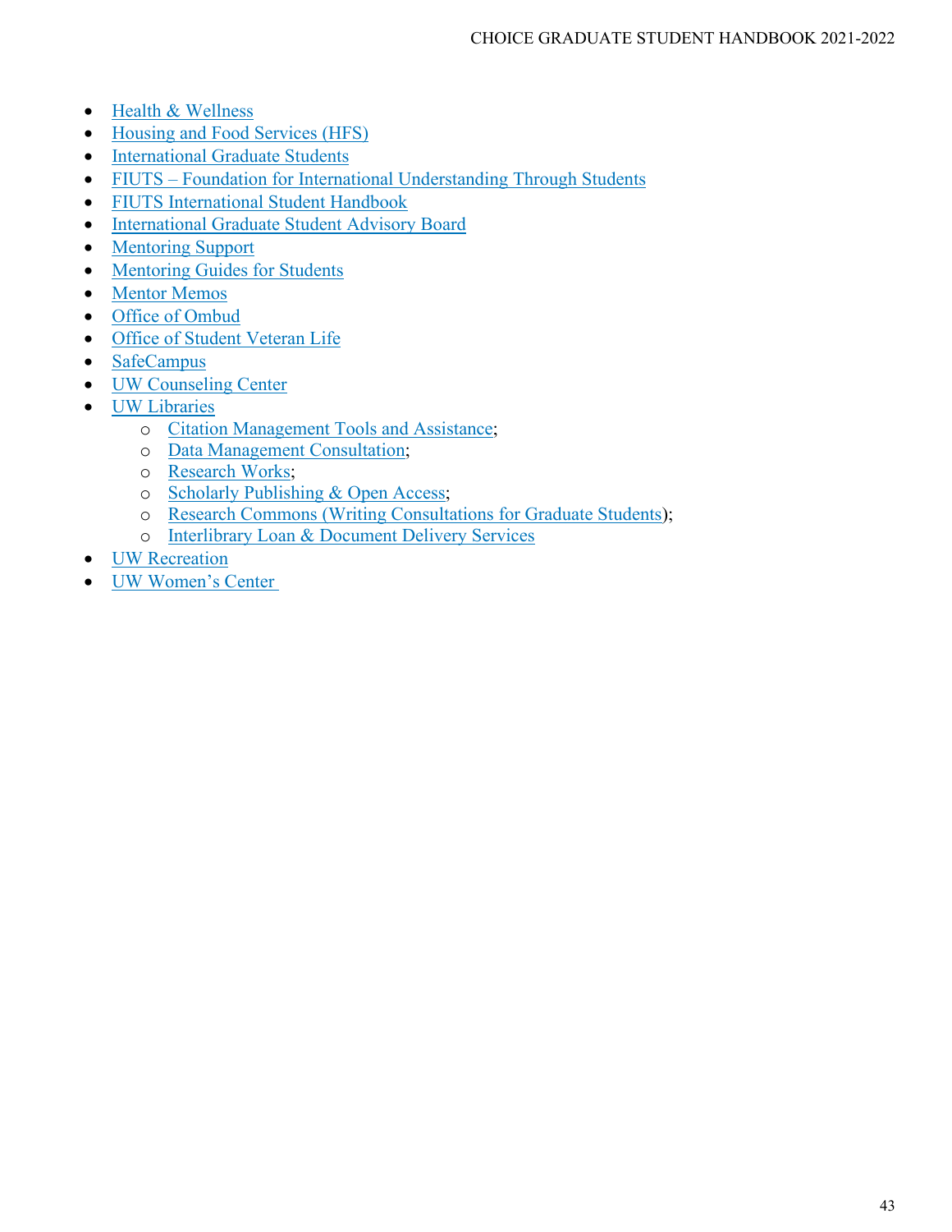- Health & Wellness
- Housing and Food Services (HFS)
- International Graduate Students
- FIUTS – Foundation for International Understanding Through Students
- FIUTS International Student Handbook
- International Graduate Student Advisory Board
- Mentoring Support
- Mentoring Guides for Students
- Mentor Memos
- Office of Ombud
- Office of Student Veteran Life
- SafeCampus
- UW Counseling Center
- UW Libraries
  - Citation Management Tools and Assistance;
  - Data Management Consultation;
  - Research Works;
  - Scholarly Publishing & Open Access;
  - Research Commons (Writing Consultations for Graduate Students);
  - Interlibrary Loan & Document Delivery Services
- UW Recreation
- UW Women's Center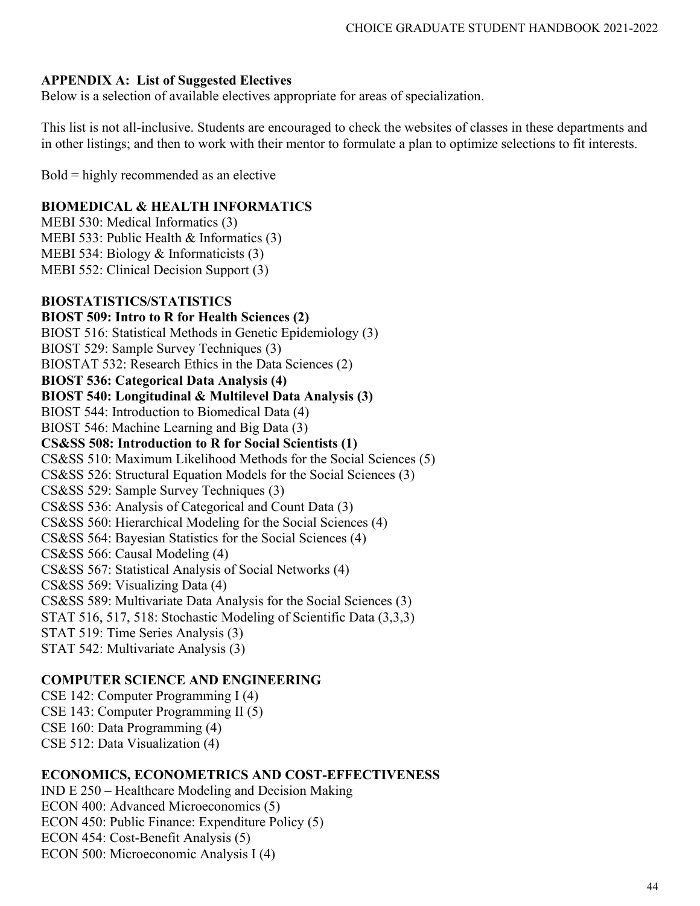## APPENDIX A: List of Suggested Electives

Below is a selection of available electives appropriate for areas of specialization.

This list is not all-inclusive. Students are encouraged to check the websites of classes in these departments and in other listings; and then to work with their mentor to formulate a plan to optimize selections to fit interests.

Bold = highly recommended as an elective

### BIOMEDICAL & HEALTH INFORMATICS

MEBI 530: Medical Informatics (3)
MEBI 533: Public Health & Informatics (3)
MEBI 534: Biology & Informaticists (3)
MEBI 552: Clinical Decision Support (3)

### BIOSTATISTICS/STATISTICS

**BIOST 509: Intro to R for Health Sciences (2)**
BIOST 516: Statistical Methods in Genetic Epidemiology (3)
BIOST 529: Sample Survey Techniques (3)
BIOSTAT 532: Research Ethics in the Data Sciences (2)
**BIOST 536: Categorical Data Analysis (4)**
**BIOST 540: Longitudinal & Multilevel Data Analysis (3)**
BIOST 544: Introduction to Biomedical Data (4)
BIOST 546: Machine Learning and Big Data (3)
**CS&SS 508: Introduction to R for Social Scientists (1)**
CS&SS 510: Maximum Likelihood Methods for the Social Sciences (5)
CS&SS 526: Structural Equation Models for the Social Sciences (3)
CS&SS 529: Sample Survey Techniques (3)
CS&SS 536: Analysis of Categorical and Count Data (3)
CS&SS 560: Hierarchical Modeling for the Social Sciences (4)
CS&SS 564: Bayesian Statistics for the Social Sciences (4)
CS&SS 566: Causal Modeling (4)
CS&SS 567: Statistical Analysis of Social Networks (4)
CS&SS 569: Visualizing Data (4)
CS&SS 589: Multivariate Data Analysis for the Social Sciences (3)
STAT 516, 517, 518: Stochastic Modeling of Scientific Data (3,3,3)
STAT 519: Time Series Analysis (3)
STAT 542: Multivariate Analysis (3)

### COMPUTER SCIENCE AND ENGINEERING

CSE 142: Computer Programming I (4)
CSE 143: Computer Programming II (5)
CSE 160: Data Programming (4)
CSE 512: Data Visualization (4)

### ECONOMICS, ECONOMETRICS AND COST-EFFECTIVENESS

IND E 250 – Healthcare Modeling and Decision Making
ECON 400: Advanced Microeconomics (5)
ECON 450: Public Finance: Expenditure Policy (5)
ECON 454: Cost-Benefit Analysis (5)
ECON 500: Microeconomic Analysis I (4)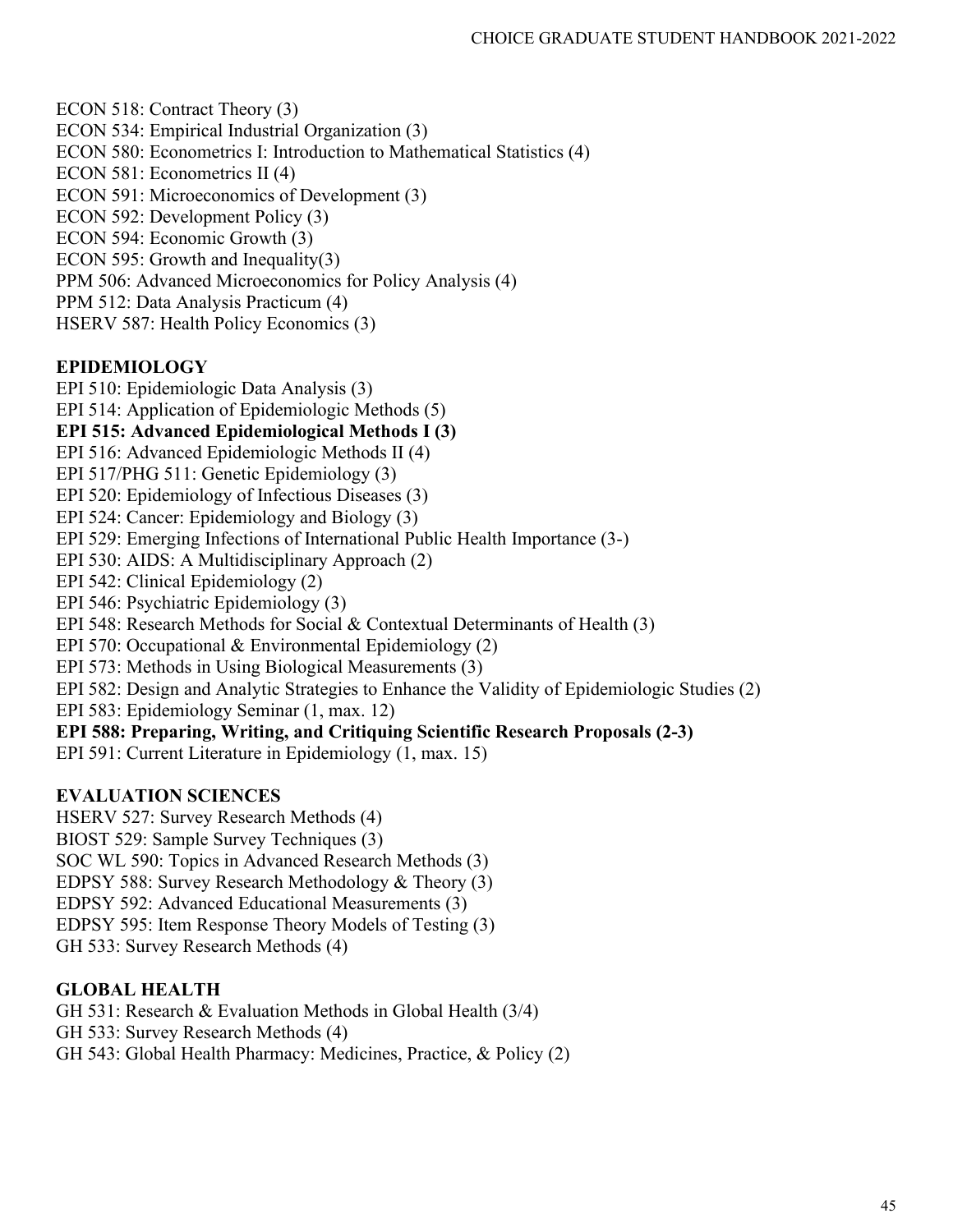ECON 518: Contract Theory (3)
ECON 534: Empirical Industrial Organization (3)
ECON 580: Econometrics I: Introduction to Mathematical Statistics (4)
ECON 581: Econometrics II (4)
ECON 591: Microeconomics of Development (3)
ECON 592: Development Policy (3)
ECON 594: Economic Growth (3)
ECON 595: Growth and Inequality(3)
PPM 506: Advanced Microeconomics for Policy Analysis (4)
PPM 512: Data Analysis Practicum (4)
HSERV 587: Health Policy Economics (3)

**EPIDEMIOLOGY**

EPI 510: Epidemiologic Data Analysis (3)
EPI 514: Application of Epidemiologic Methods (5)
**EPI 515: Advanced Epidemiological Methods I (3)**
EPI 516: Advanced Epidemiologic Methods II (4)
EPI 517/PHG 511: Genetic Epidemiology (3)
EPI 520: Epidemiology of Infectious Diseases (3)
EPI 524: Cancer: Epidemiology and Biology (3)
EPI 529: Emerging Infections of International Public Health Importance (3-)
EPI 530: AIDS: A Multidisciplinary Approach (2)
EPI 542: Clinical Epidemiology (2)
EPI 546: Psychiatric Epidemiology (3)
EPI 548: Research Methods for Social & Contextual Determinants of Health (3)
EPI 570: Occupational & Environmental Epidemiology (2)
EPI 573: Methods in Using Biological Measurements (3)
EPI 582: Design and Analytic Strategies to Enhance the Validity of Epidemiologic Studies (2)
EPI 583: Epidemiology Seminar (1, max. 12)
**EPI 588: Preparing, Writing, and Critiquing Scientific Research Proposals (2-3)**
EPI 591: Current Literature in Epidemiology (1, max. 15)

**EVALUATION SCIENCES**

HSERV 527: Survey Research Methods (4)
BIOST 529: Sample Survey Techniques (3)
SOC WL 590: Topics in Advanced Research Methods (3)
EDPSY 588: Survey Research Methodology & Theory (3)
EDPSY 592: Advanced Educational Measurements (3)
EDPSY 595: Item Response Theory Models of Testing (3)
GH 533: Survey Research Methods (4)

**GLOBAL HEALTH**

GH 531: Research & Evaluation Methods in Global Health (3/4)
GH 533: Survey Research Methods (4)
GH 543: Global Health Pharmacy: Medicines, Practice, & Policy (2)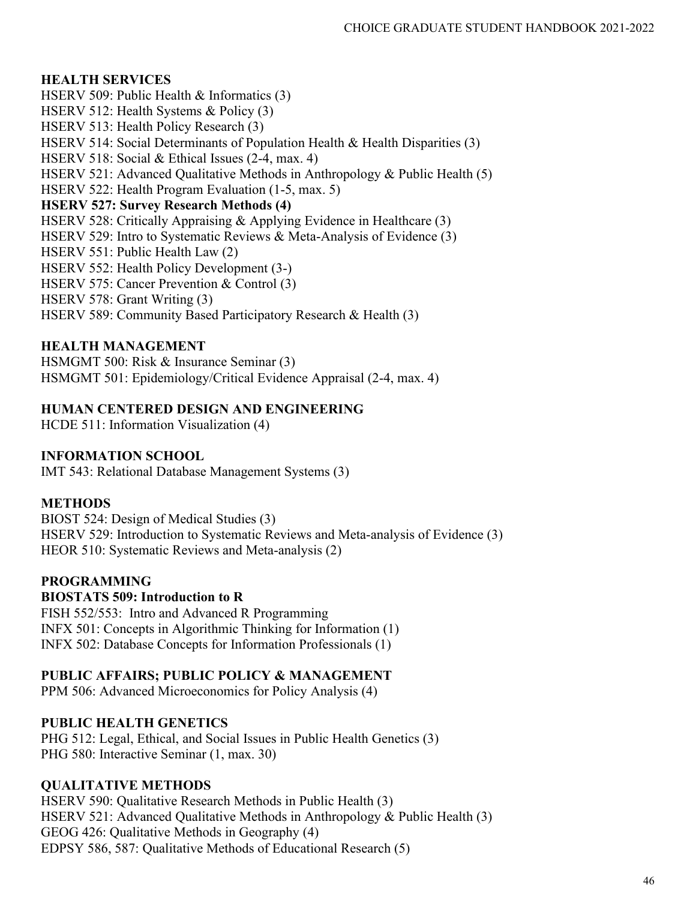### HEALTH SERVICES

HSERV 509: Public Health & Informatics (3)
HSERV 512: Health Systems & Policy (3)
HSERV 513: Health Policy Research (3)
HSERV 514: Social Determinants of Population Health & Health Disparities (3)
HSERV 518: Social & Ethical Issues (2-4, max. 4)
HSERV 521: Advanced Qualitative Methods in Anthropology & Public Health (5)
HSERV 522: Health Program Evaluation (1-5, max. 5)
**HSERV 527: Survey Research Methods (4)**
HSERV 528: Critically Appraising & Applying Evidence in Healthcare (3)
HSERV 529: Intro to Systematic Reviews & Meta-Analysis of Evidence (3)
HSERV 551: Public Health Law (2)
HSERV 552: Health Policy Development (3-)
HSERV 575: Cancer Prevention & Control (3)
HSERV 578: Grant Writing (3)
HSERV 589: Community Based Participatory Research & Health (3)

### HEALTH MANAGEMENT

HSMGMT 500: Risk & Insurance Seminar (3)
HSMGMT 501: Epidemiology/Critical Evidence Appraisal (2-4, max. 4)

### HUMAN CENTERED DESIGN AND ENGINEERING

HCDE 511: Information Visualization (4)

### INFORMATION SCHOOL

IMT 543: Relational Database Management Systems (3)

### METHODS

BIOST 524: Design of Medical Studies (3)
HSERV 529: Introduction to Systematic Reviews and Meta-analysis of Evidence (3)
HEOR 510: Systematic Reviews and Meta-analysis (2)

### PROGRAMMING

**BIOSTATS 509: Introduction to R**
FISH 552/553: Intro and Advanced R Programming
INFX 501: Concepts in Algorithmic Thinking for Information (1)
INFX 502: Database Concepts for Information Professionals (1)

### PUBLIC AFFAIRS; PUBLIC POLICY & MANAGEMENT

PPM 506: Advanced Microeconomics for Policy Analysis (4)

### PUBLIC HEALTH GENETICS

PHG 512: Legal, Ethical, and Social Issues in Public Health Genetics (3)
PHG 580: Interactive Seminar (1, max. 30)

### QUALITATIVE METHODS

HSERV 590: Qualitative Research Methods in Public Health (3)
HSERV 521: Advanced Qualitative Methods in Anthropology & Public Health (3)
GEOG 426: Qualitative Methods in Geography (4)
EDPSY 586, 587: Qualitative Methods of Educational Research (5)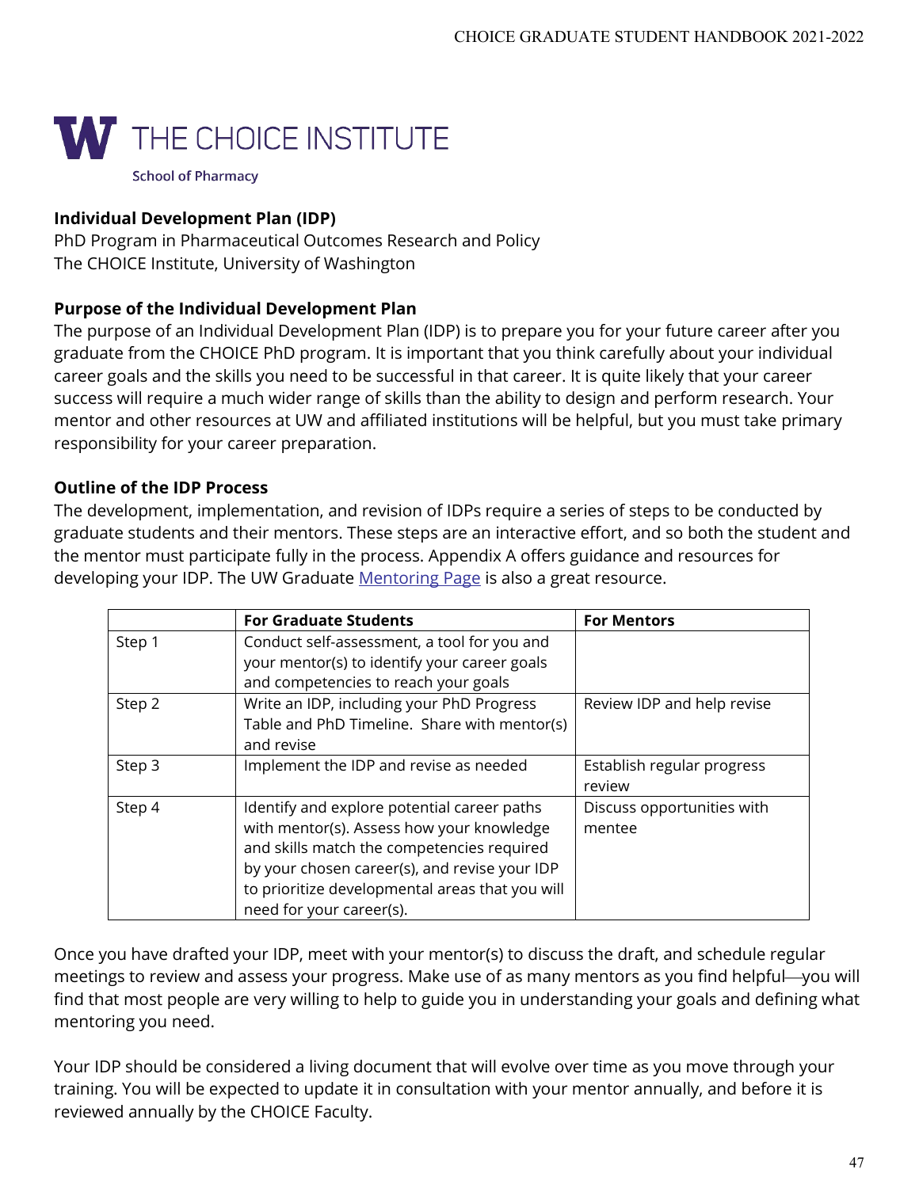THE CHOICE INSTITUTE

School of Pharmacy

**Individual Development Plan (IDP)**
PhD Program in Pharmaceutical Outcomes Research and Policy
The CHOICE Institute, University of Washington

**Purpose of the Individual Development Plan**

The purpose of an Individual Development Plan (IDP) is to prepare you for your future career after you graduate from the CHOICE PhD program. It is important that you think carefully about your individual career goals and the skills you need to be successful in that career. It is quite likely that your career success will require a much wider range of skills than the ability to design and perform research. Your mentor and other resources at UW and affiliated institutions will be helpful, but you must take primary responsibility for your career preparation.

**Outline of the IDP Process**

The development, implementation, and revision of IDPs require a series of steps to be conducted by graduate students and their mentors. These steps are an interactive effort, and so both the student and the mentor must participate fully in the process. Appendix A offers guidance and resources for developing your IDP. The UW Graduate Mentoring Page is also a great resource.

| | For Graduate Students | For Mentors |
|---|---|---|
| Step 1 | Conduct self-assessment, a tool for you and your mentor(s) to identify your career goals and competencies to reach your goals | |
| Step 2 | Write an IDP, including your PhD Progress Table and PhD Timeline. Share with mentor(s) and revise | Review IDP and help revise |
| Step 3 | Implement the IDP and revise as needed | Establish regular progress review |
| Step 4 | Identify and explore potential career paths with mentor(s). Assess how your knowledge and skills match the competencies required by your chosen career(s), and revise your IDP to prioritize developmental areas that you will need for your career(s). | Discuss opportunities with mentee |

Once you have drafted your IDP, meet with your mentor(s) to discuss the draft, and schedule regular meetings to review and assess your progress. Make use of as many mentors as you find helpful—you will find that most people are very willing to help to guide you in understanding your goals and defining what mentoring you need.

Your IDP should be considered a living document that will evolve over time as you move through your training. You will be expected to update it in consultation with your mentor annually, and before it is reviewed annually by the CHOICE Faculty.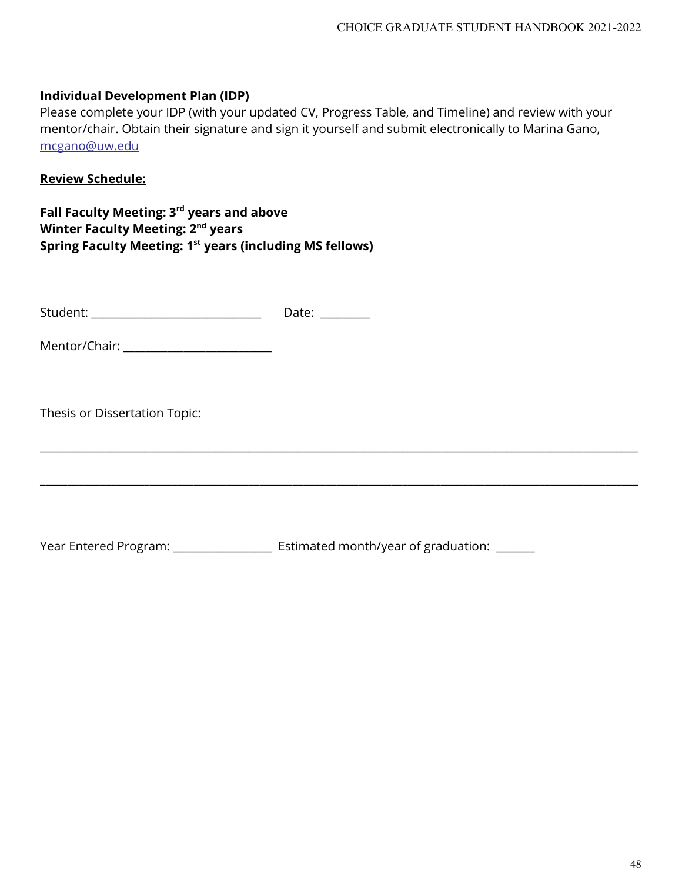**Individual Development Plan (IDP)**

Please complete your IDP (with your updated CV, Progress Table, and Timeline) and review with your mentor/chair. Obtain their signature and sign it yourself and submit electronically to Marina Gano, mcgano@uw.edu

**Review Schedule:**

**Fall Faculty Meeting: 3rd years and above**
**Winter Faculty Meeting: 2nd years**
**Spring Faculty Meeting: 1st years (including MS fellows)**

Student: ______________________________ Date: _________

Mentor/Chair: __________________________

Thesis or Dissertation Topic:

_______________________________________________________________________________________________

_______________________________________________________________________________________________

Year Entered Program: _________________ Estimated month/year of graduation: _______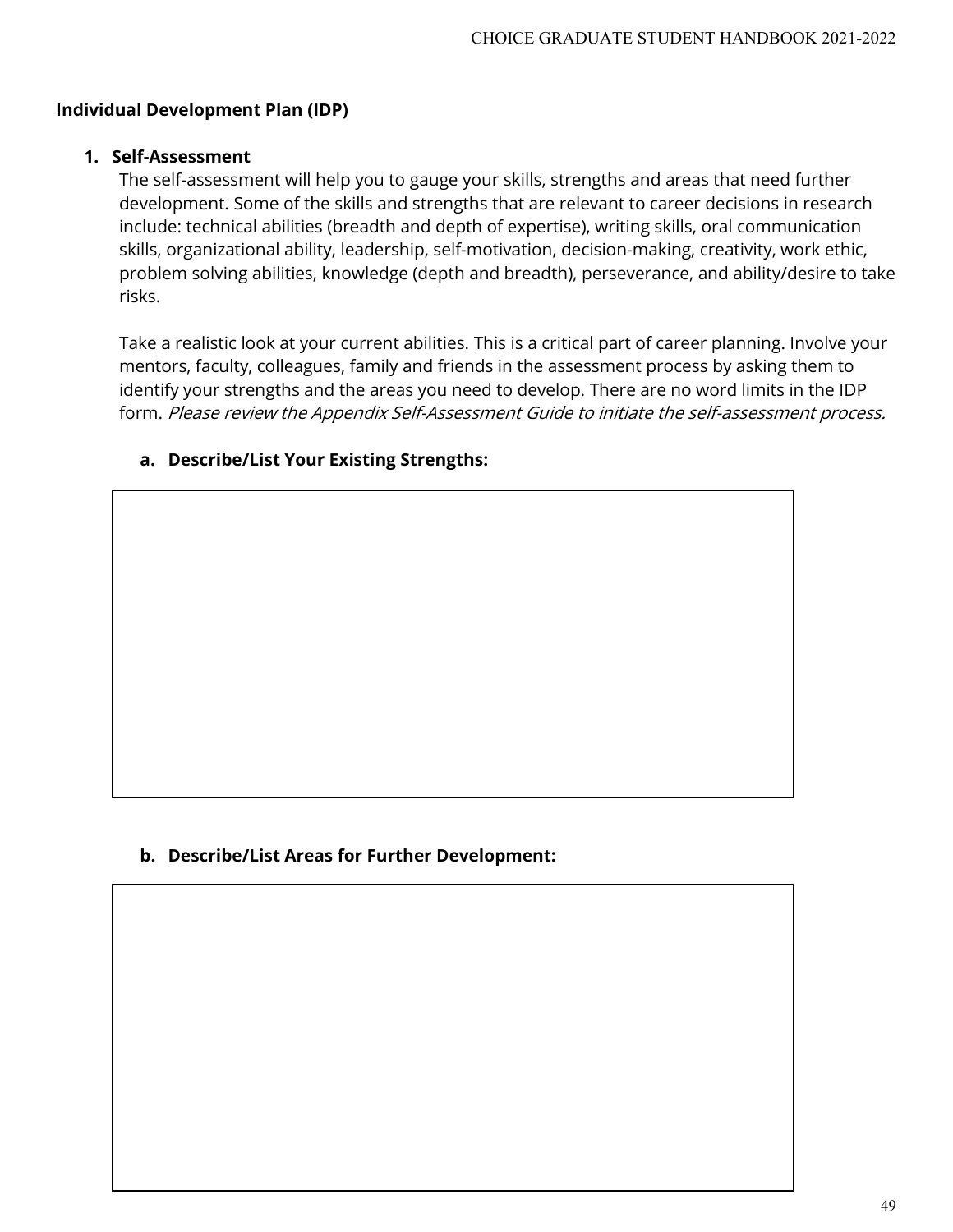**Individual Development Plan (IDP)**

1. **Self-Assessment**

   The self-assessment will help you to gauge your skills, strengths and areas that need further development. Some of the skills and strengths that are relevant to career decisions in research include: technical abilities (breadth and depth of expertise), writing skills, oral communication skills, organizational ability, leadership, self-motivation, decision-making, creativity, work ethic, problem solving abilities, knowledge (depth and breadth), perseverance, and ability/desire to take risks.

   Take a realistic look at your current abilities. This is a critical part of career planning. Involve your mentors, faculty, colleagues, family and friends in the assessment process by asking them to identify your strengths and the areas you need to develop. There are no word limits in the IDP form. *Please review the Appendix Self-Assessment Guide to initiate the self-assessment process.*

   a. **Describe/List Your Existing Strengths:**

   b. **Describe/List Areas for Further Development:**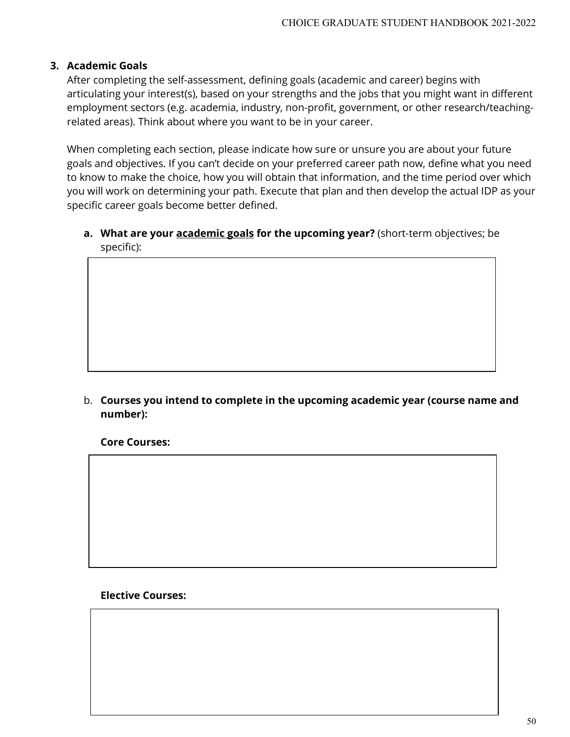### 3. Academic Goals

After completing the self-assessment, defining goals (academic and career) begins with articulating your interest(s), based on your strengths and the jobs that you might want in different employment sectors (e.g. academia, industry, non-profit, government, or other research/teaching-related areas). Think about where you want to be in your career.

When completing each section, please indicate how sure or unsure you are about your future goals and objectives. If you can't decide on your preferred career path now, define what you need to know to make the choice, how you will obtain that information, and the time period over which you will work on determining your path. Execute that plan and then develop the actual IDP as your specific career goals become better defined.

a. **What are your <u>academic goals</u> for the upcoming year?** (short-term objectives; be specific):

b. **Courses you intend to complete in the upcoming academic year (course name and number):**

**Core Courses:**

**Elective Courses:**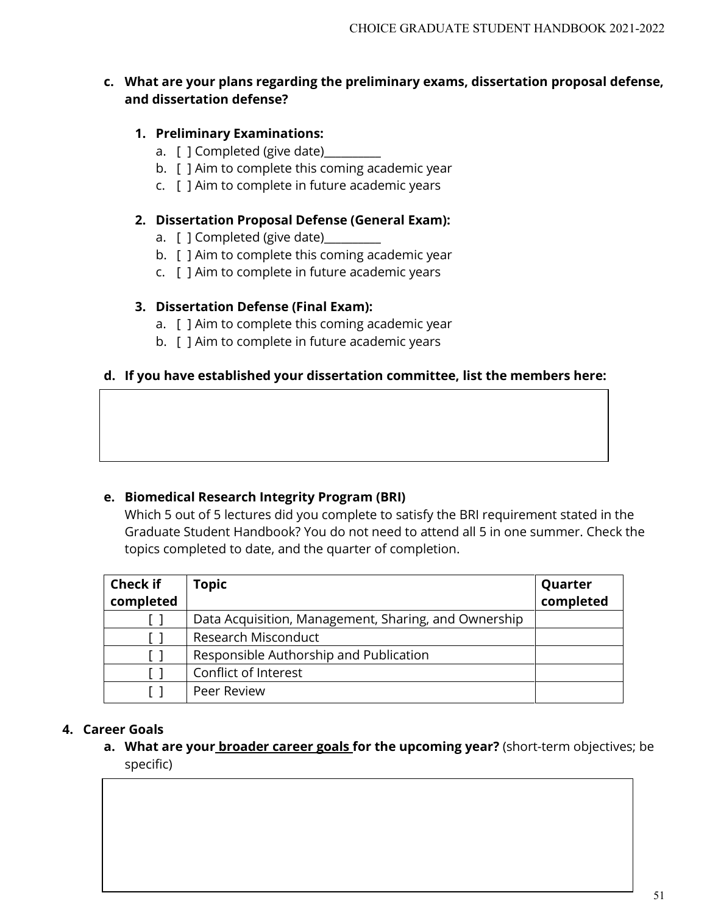**c. What are your plans regarding the preliminary exams, dissertation proposal defense, and dissertation defense?**

**1. Preliminary Examinations:**

a. [ ] Completed (give date)__________
b. [ ] Aim to complete this coming academic year
c. [ ] Aim to complete in future academic years

**2. Dissertation Proposal Defense (General Exam):**

a. [ ] Completed (give date)__________
b. [ ] Aim to complete this coming academic year
c. [ ] Aim to complete in future academic years

**3. Dissertation Defense (Final Exam):**

a. [ ] Aim to complete this coming academic year
b. [ ] Aim to complete in future academic years

**d. If you have established your dissertation committee, list the members here:**

| |
|---|
| |

**e. Biomedical Research Integrity Program (BRI)**

Which 5 out of 5 lectures did you complete to satisfy the BRI requirement stated in the Graduate Student Handbook? You do not need to attend all 5 in one summer. Check the topics completed to date, and the quarter of completion.

| Check if completed | Topic | Quarter completed |
|---|---|---|
| [ ] | Data Acquisition, Management, Sharing, and Ownership | |
| [ ] | Research Misconduct | |
| [ ] | Responsible Authorship and Publication | |
| [ ] | Conflict of Interest | |
| [ ] | Peer Review | |

**4. Career Goals**

**a. What are your <u>broader career goals</u> for the upcoming year?** (short-term objectives; be specific)

| |
|---|
| |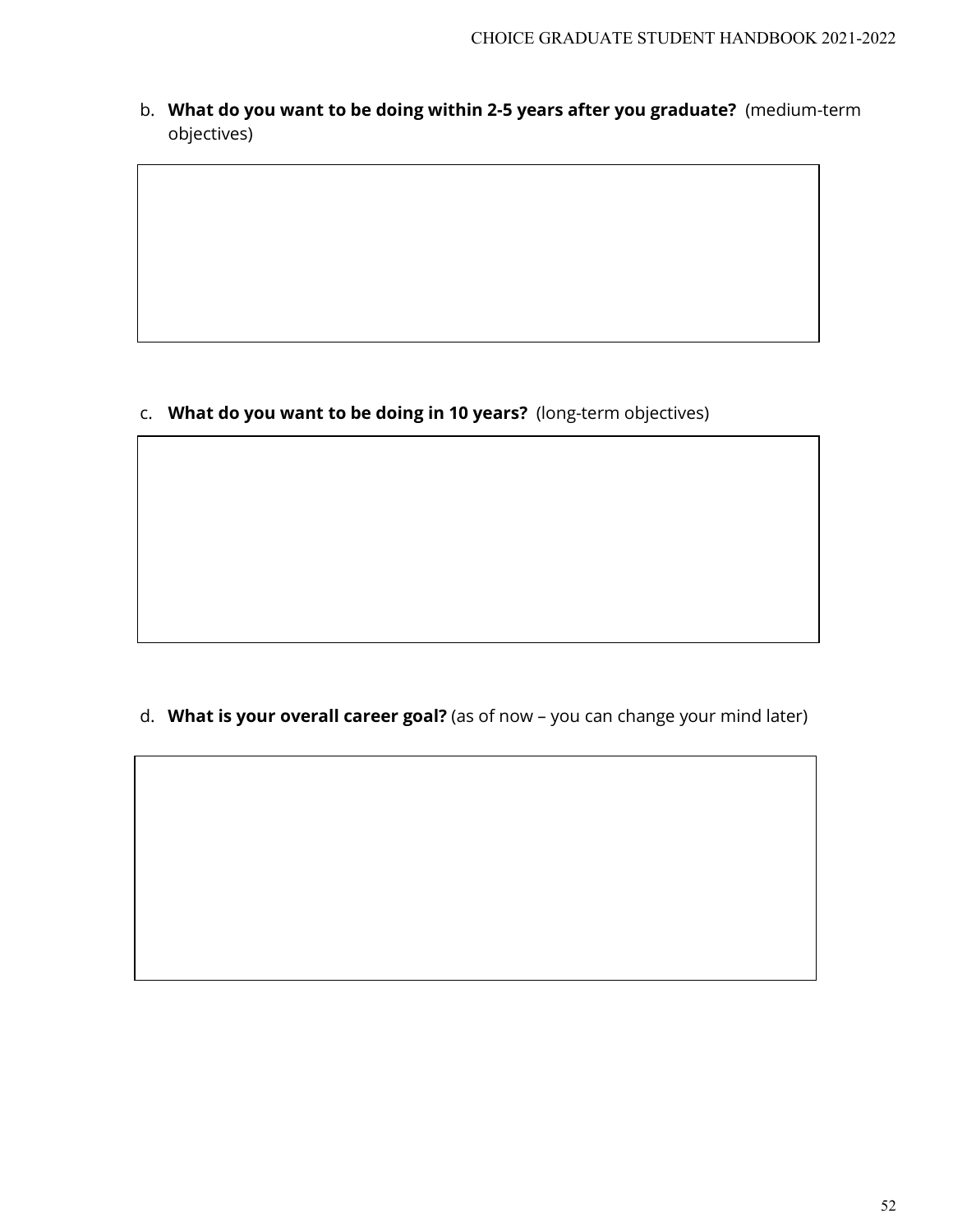b. **What do you want to be doing within 2-5 years after you graduate?** (medium-term objectives)

c. **What do you want to be doing in 10 years?** (long-term objectives)

d. **What is your overall career goal?** (as of now – you can change your mind later)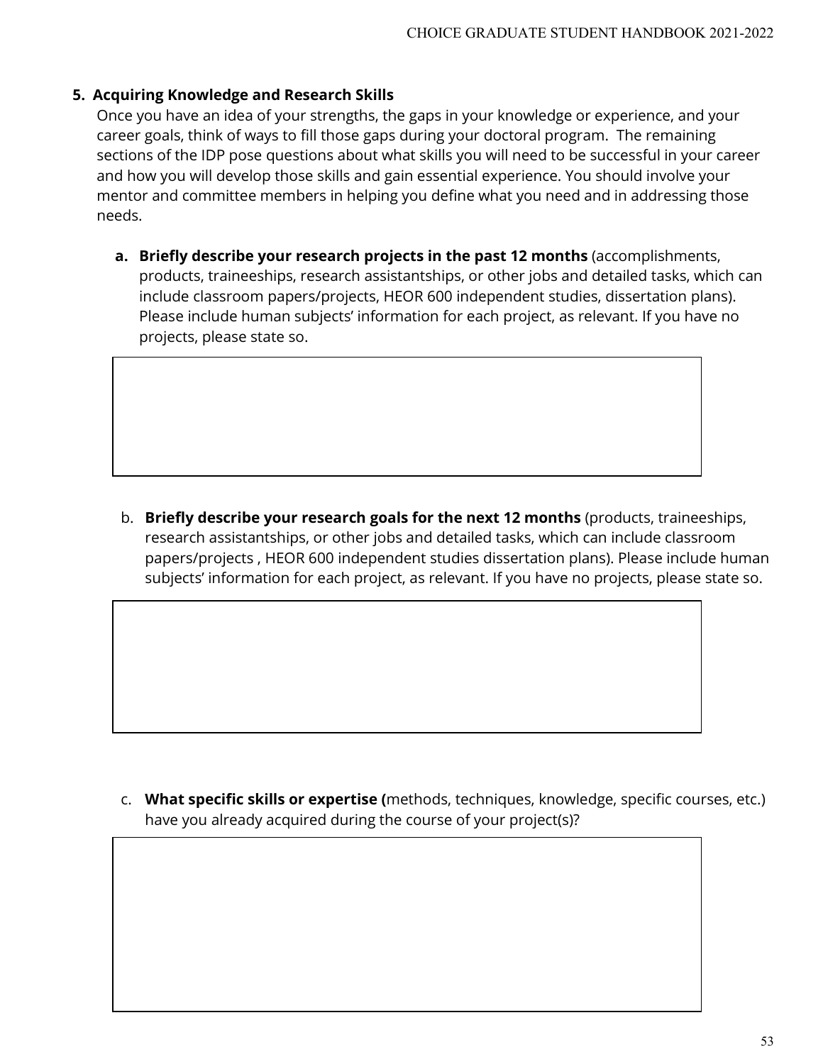**5. Acquiring Knowledge and Research Skills**

Once you have an idea of your strengths, the gaps in your knowledge or experience, and your career goals, think of ways to fill those gaps during your doctoral program. The remaining sections of the IDP pose questions about what skills you will need to be successful in your career and how you will develop those skills and gain essential experience. You should involve your mentor and committee members in helping you define what you need and in addressing those needs.

a. **Briefly describe your research projects in the past 12 months** (accomplishments, products, traineeships, research assistantships, or other jobs and detailed tasks, which can include classroom papers/projects, HEOR 600 independent studies, dissertation plans). Please include human subjects' information for each project, as relevant. If you have no projects, please state so.

| |
|---|
| |

b. **Briefly describe your research goals for the next 12 months** (products, traineeships, research assistantships, or other jobs and detailed tasks, which can include classroom papers/projects , HEOR 600 independent studies dissertation plans). Please include human subjects' information for each project, as relevant. If you have no projects, please state so.

| |
|---|
| |

c. **What specific skills or expertise (**methods, techniques, knowledge, specific courses, etc.) have you already acquired during the course of your project(s)?

| |
|---|
| |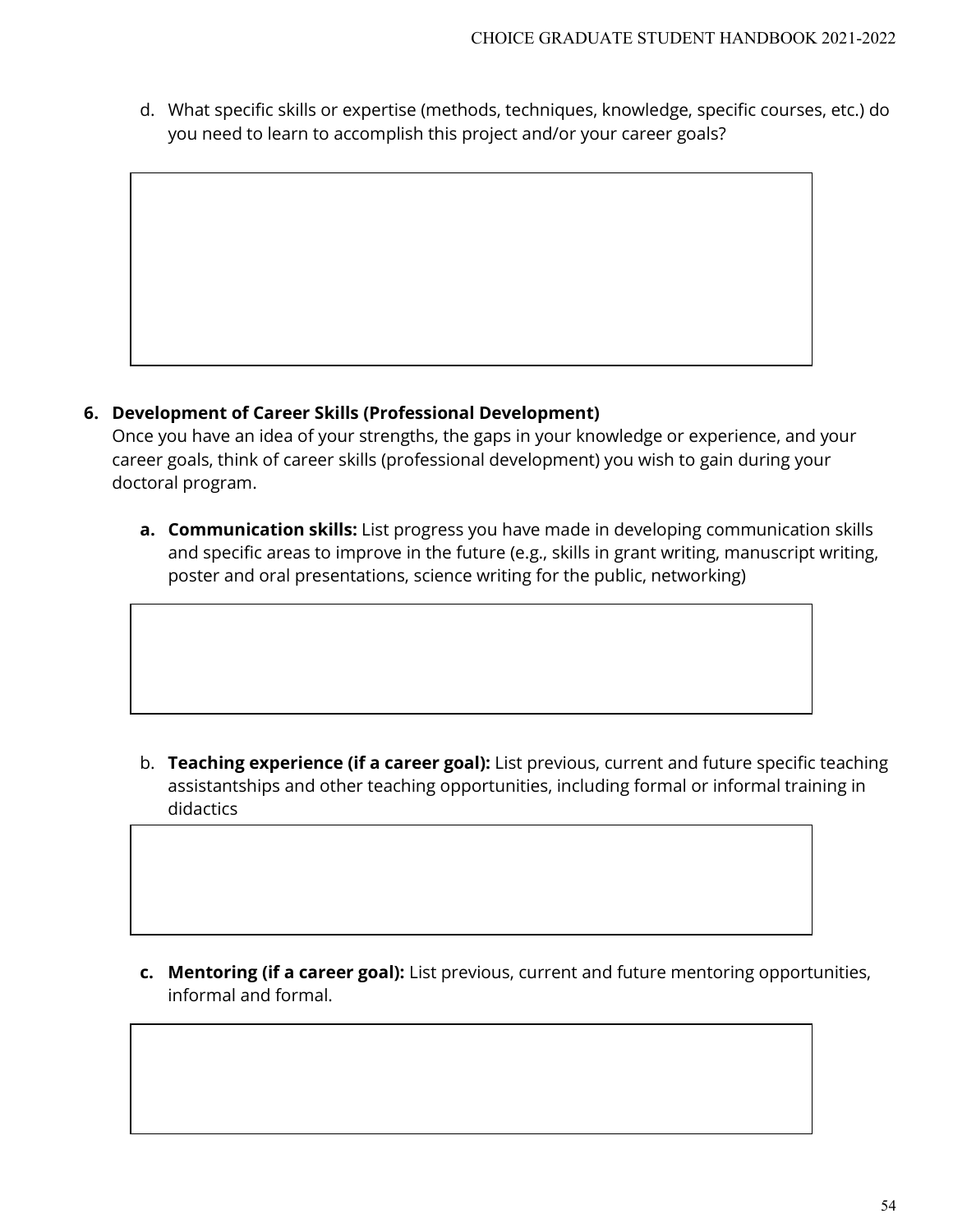d. What specific skills or expertise (methods, techniques, knowledge, specific courses, etc.) do you need to learn to accomplish this project and/or your career goals?

6. **Development of Career Skills (Professional Development)**
   Once you have an idea of your strengths, the gaps in your knowledge or experience, and your career goals, think of career skills (professional development) you wish to gain during your doctoral program.

   a. **Communication skills:** List progress you have made in developing communication skills and specific areas to improve in the future (e.g., skills in grant writing, manuscript writing, poster and oral presentations, science writing for the public, networking)

   b. **Teaching experience (if a career goal):** List previous, current and future specific teaching assistantships and other teaching opportunities, including formal or informal training in didactics

   c. **Mentoring (if a career goal):** List previous, current and future mentoring opportunities, informal and formal.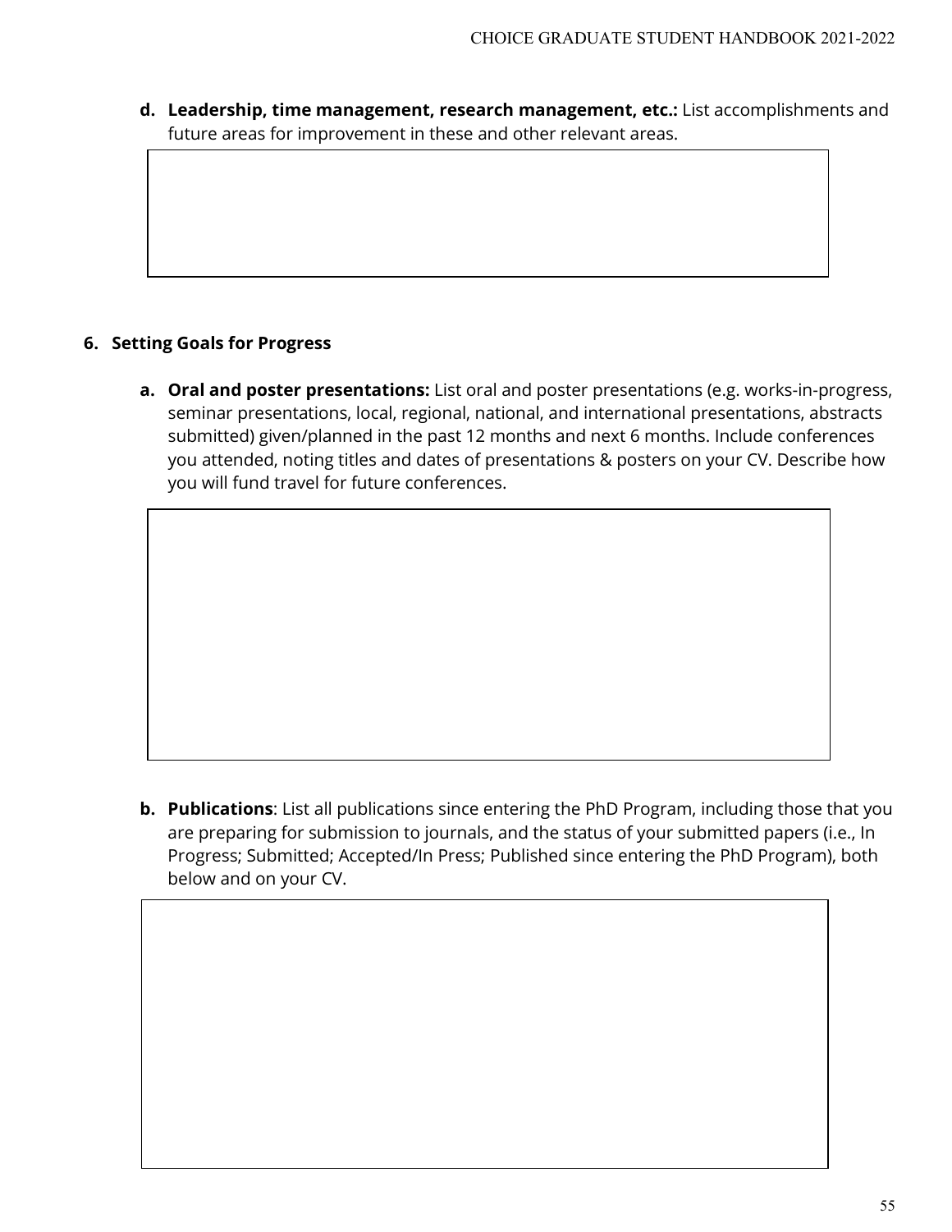**d. Leadership, time management, research management, etc.:** List accomplishments and future areas for improvement in these and other relevant areas.

**6. Setting Goals for Progress**

**a. Oral and poster presentations:** List oral and poster presentations (e.g. works-in-progress, seminar presentations, local, regional, national, and international presentations, abstracts submitted) given/planned in the past 12 months and next 6 months. Include conferences you attended, noting titles and dates of presentations & posters on your CV. Describe how you will fund travel for future conferences.

**b. Publications**: List all publications since entering the PhD Program, including those that you are preparing for submission to journals, and the status of your submitted papers (i.e., In Progress; Submitted; Accepted/In Press; Published since entering the PhD Program), both below and on your CV.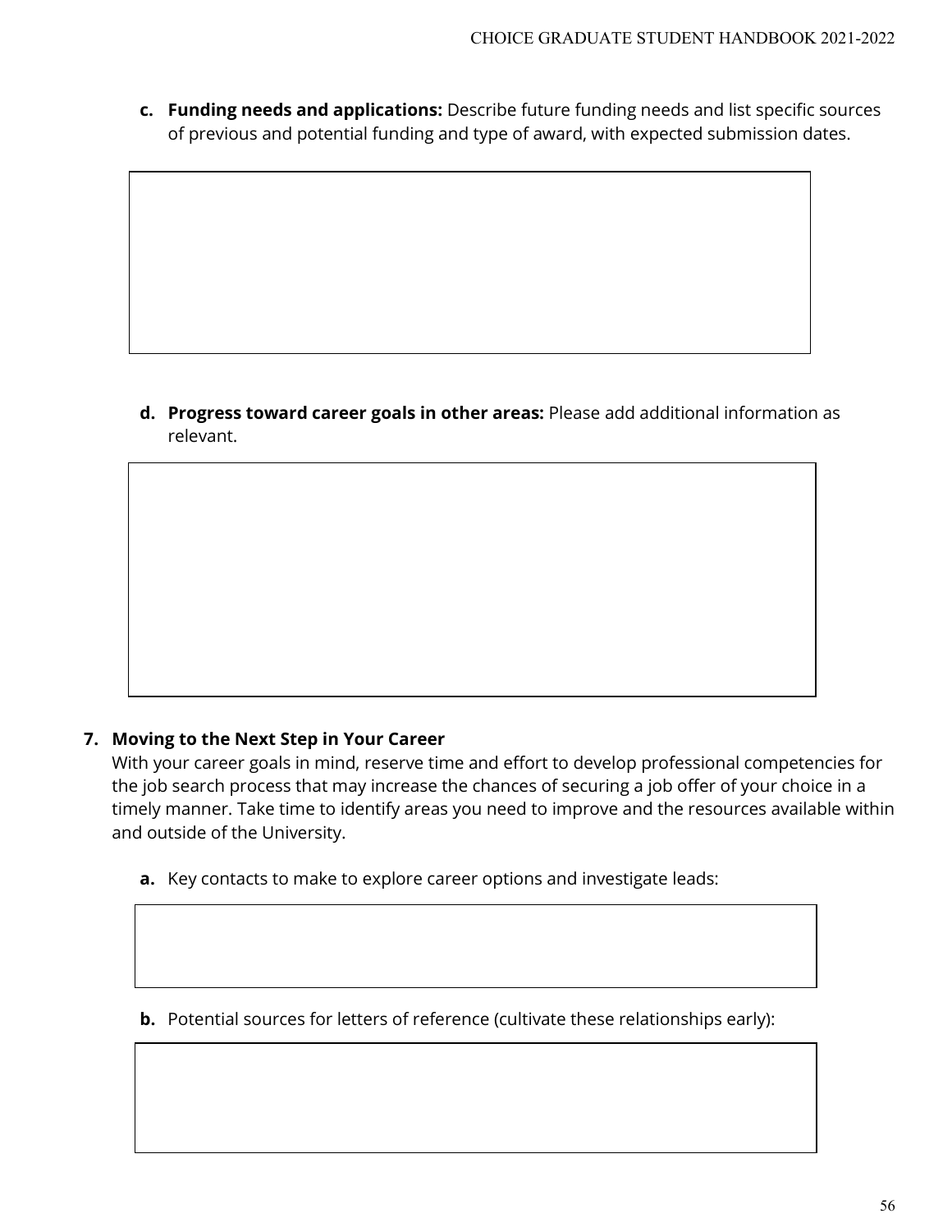c. **Funding needs and applications:** Describe future funding needs and list specific sources of previous and potential funding and type of award, with expected submission dates.

d. **Progress toward career goals in other areas:** Please add additional information as relevant.

7. **Moving to the Next Step in Your Career**

   With your career goals in mind, reserve time and effort to develop professional competencies for the job search process that may increase the chances of securing a job offer of your choice in a timely manner. Take time to identify areas you need to improve and the resources available within and outside of the University.

   a. Key contacts to make to explore career options and investigate leads:

   b. Potential sources for letters of reference (cultivate these relationships early):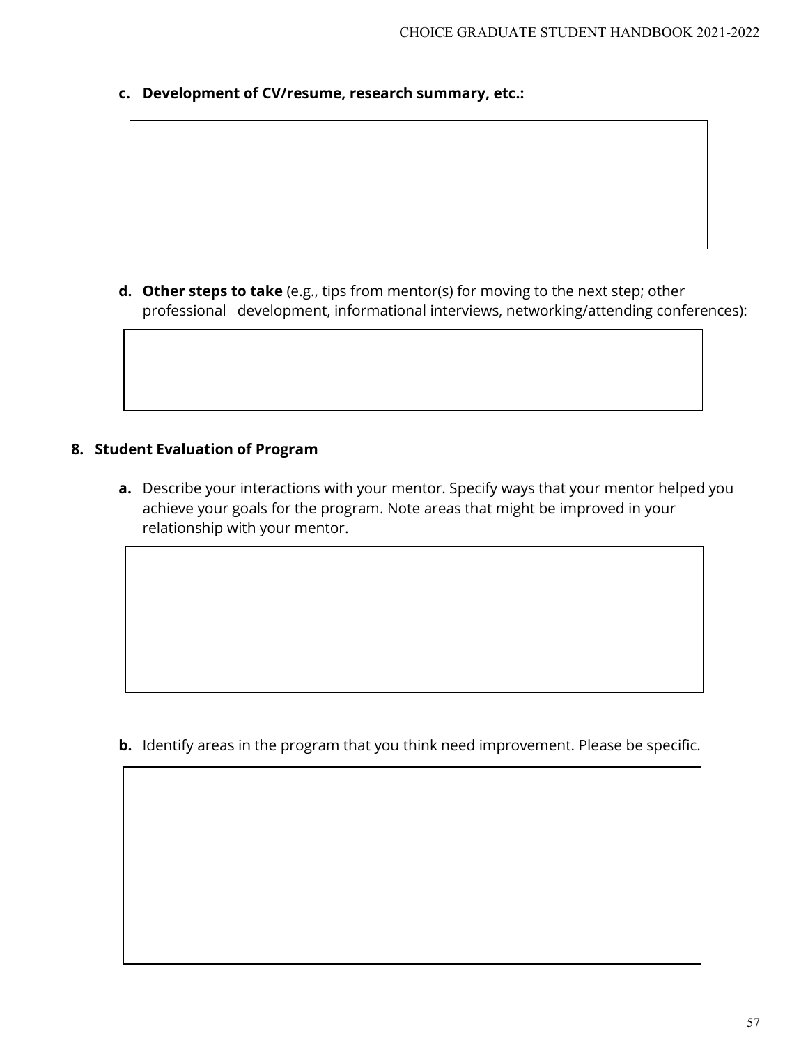c. **Development of CV/resume, research summary, etc.:**

d. **Other steps to take** (e.g., tips from mentor(s) for moving to the next step; other professional development, informational interviews, networking/attending conferences):

8. **Student Evaluation of Program**

   a. Describe your interactions with your mentor. Specify ways that your mentor helped you achieve your goals for the program. Note areas that might be improved in your relationship with your mentor.

   b. Identify areas in the program that you think need improvement. Please be specific.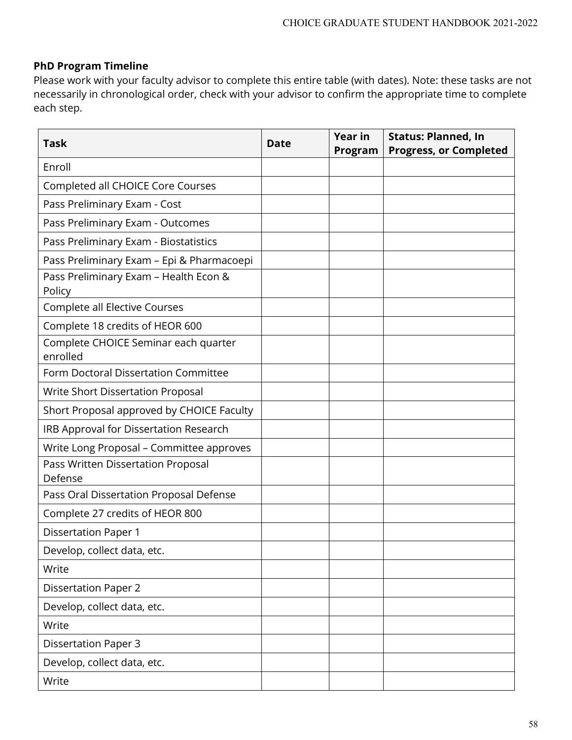**PhD Program Timeline**

Please work with your faculty advisor to complete this entire table (with dates). Note: these tasks are not necessarily in chronological order, check with your advisor to confirm the appropriate time to complete each step.

| Task | Date | Year in Program | Status: Planned, In Progress, or Completed |
|---|---|---|---|
| Enroll | | | |
| Completed all CHOICE Core Courses | | | |
| Pass Preliminary Exam - Cost | | | |
| Pass Preliminary Exam - Outcomes | | | |
| Pass Preliminary Exam - Biostatistics | | | |
| Pass Preliminary Exam – Epi & Pharmacoepi | | | |
| Pass Preliminary Exam – Health Econ & Policy | | | |
| Complete all Elective Courses | | | |
| Complete 18 credits of HEOR 600 | | | |
| Complete CHOICE Seminar each quarter enrolled | | | |
| Form Doctoral Dissertation Committee | | | |
| Write Short Dissertation Proposal | | | |
| Short Proposal approved by CHOICE Faculty | | | |
| IRB Approval for Dissertation Research | | | |
| Write Long Proposal – Committee approves | | | |
| Pass Written Dissertation Proposal Defense | | | |
| Pass Oral Dissertation Proposal Defense | | | |
| Complete 27 credits of HEOR 800 | | | |
| Dissertation Paper 1 | | | |
| Develop, collect data, etc. | | | |
| Write | | | |
| Dissertation Paper 2 | | | |
| Develop, collect data, etc. | | | |
| Write | | | |
| Dissertation Paper 3 | | | |
| Develop, collect data, etc. | | | |
| Write | | | |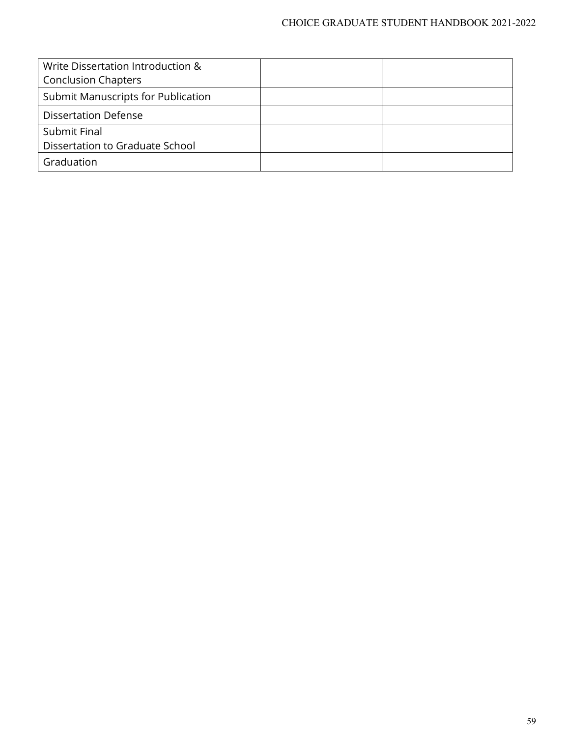| Write Dissertation Introduction & Conclusion Chapters | | | |
|---|---|---|---|
| Submit Manuscripts for Publication | | | |
| Dissertation Defense | | | |
| Submit Final Dissertation to Graduate School | | | |
| Graduation | | | |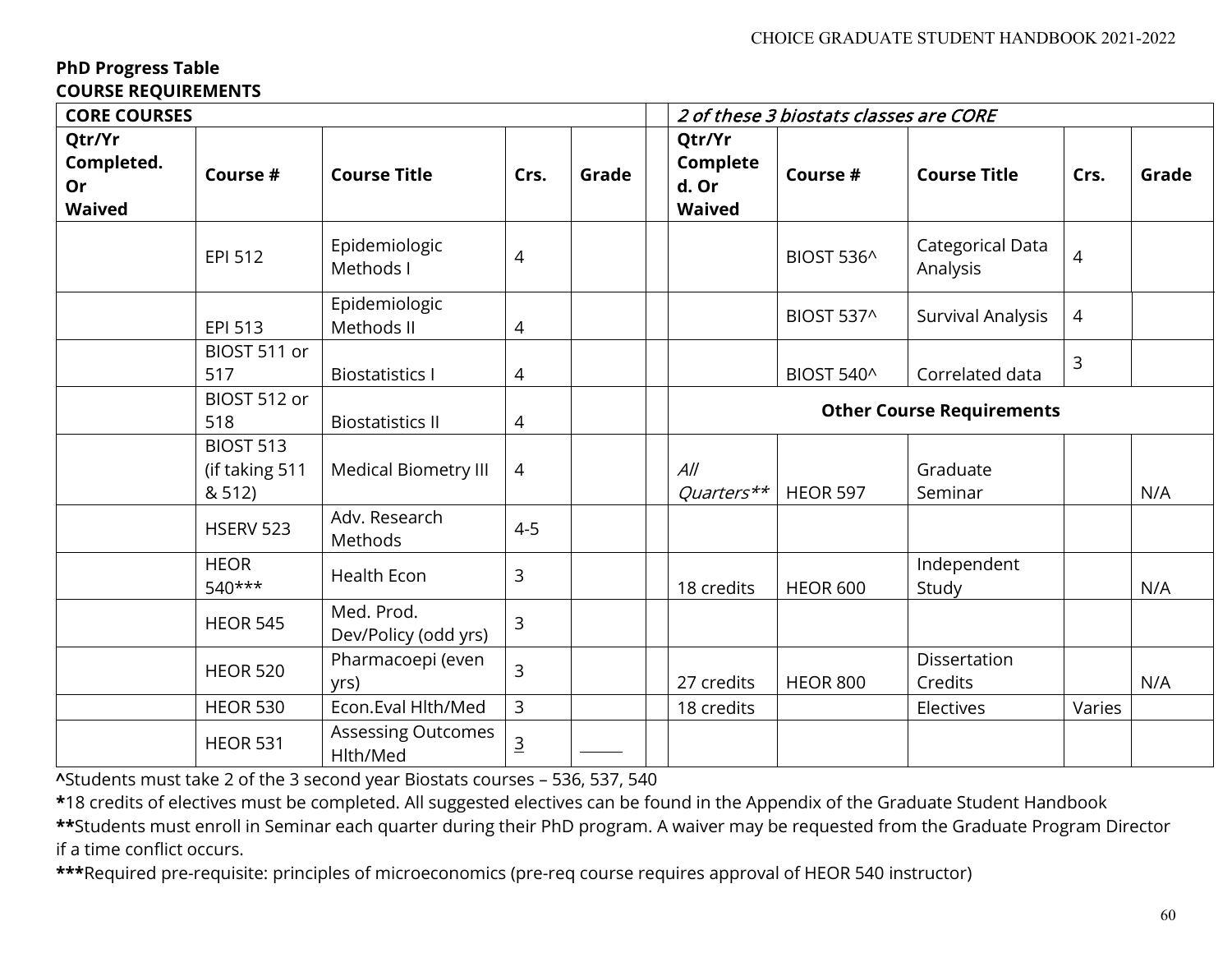**PhD Progress Table**
**COURSE REQUIREMENTS**

| **CORE COURSES** | | | | | | *2 of these 3 biostats classes are CORE* | | | | |
|---|---|---|---|---|---|---|---|---|---|---|
| **Qtr/Yr Completed. Or Waived** | **Course #** | **Course Title** | **Crs.** | **Grade** | | **Qtr/Yr Completed. Or Waived** | **Course #** | **Course Title** | **Crs.** | **Grade** |
| | EPI 512 | Epidemiologic Methods I | 4 | | | | BIOST 536^ | Categorical Data Analysis | 4 | |
| | EPI 513 | Epidemiologic Methods II | 4 | | | | BIOST 537^ | Survival Analysis | 4 | |
| | BIOST 511 or 517 | Biostatistics I | 4 | | | | BIOST 540^ | Correlated data | 3 | |
| | BIOST 512 or 518 | Biostatistics II | 4 | | | **Other Course Requirements** | | | | |
| | BIOST 513 (if taking 511 & 512) | Medical Biometry III | 4 | | | *All Quarters*** | HEOR 597 | Graduate Seminar | | N/A |
| | HSERV 523 | Adv. Research Methods | 4-5 | | | | | | | |
| | HEOR 540*** | Health Econ | 3 | | | 18 credits | HEOR 600 | Independent Study | | N/A |
| | HEOR 545 | Med. Prod. Dev/Policy (odd yrs) | 3 | | | | | | | |
| | HEOR 520 | Pharmacoepi (even yrs) | 3 | | | 27 credits | HEOR 800 | Dissertation Credits | | N/A |
| | HEOR 530 | Econ.Eval Hlth/Med | 3 | | | 18 credits | | Electives | Varies | |
| | HEOR 531 | Assessing Outcomes Hlth/Med | 3 | _____ | | | | | | |

**^**Students must take 2 of the 3 second year Biostats courses – 536, 537, 540

**\***18 credits of electives must be completed. All suggested electives can be found in the Appendix of the Graduate Student Handbook

**\*\***Students must enroll in Seminar each quarter during their PhD program. A waiver may be requested from the Graduate Program Director if a time conflict occurs.

**\*\*\***Required pre-requisite: principles of microeconomics (pre-req course requires approval of HEOR 540 instructor)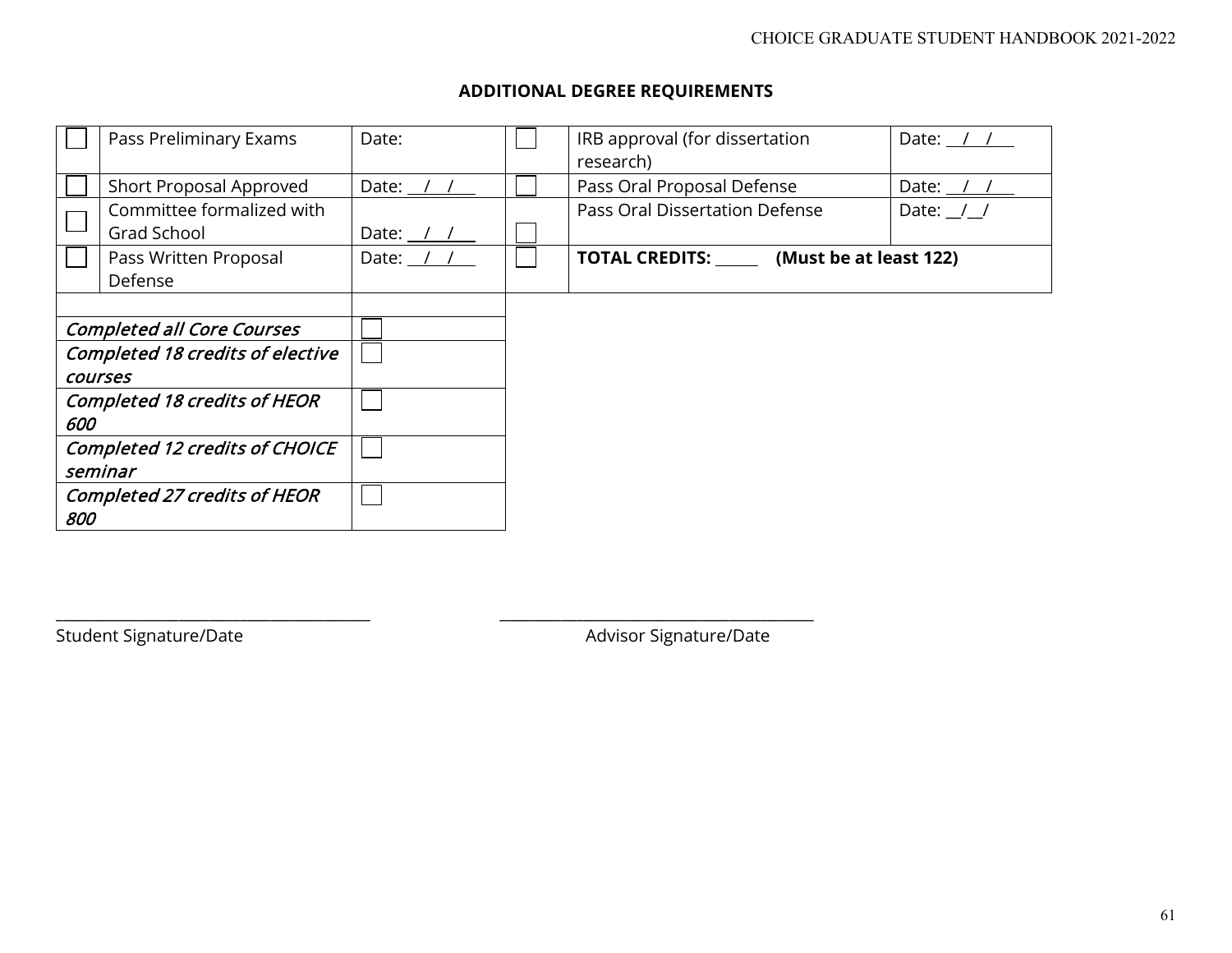## ADDITIONAL DEGREE REQUIREMENTS

| ☐ | Requirement | Date | ☐ | Requirement | Date |
|---|---|---|---|---|---|
| ☐ | Pass Preliminary Exams | Date: | ☐ | IRB approval (for dissertation research) | Date: __/__/__ |
| ☐ | Short Proposal Approved | Date: __/__/__ | ☐ | Pass Oral Proposal Defense | Date: __/__/__ |
| ☐ | Committee formalized with Grad School | Date: __/__/__ | ☐ | Pass Oral Dissertation Defense | Date: __/__/ |
| ☐ | Pass Written Proposal Defense | Date: __/__/__ | ☐ | **TOTAL CREDITS: ______ (Must be at least 122)** | |

| Requirement | ☐ |
|---|---|
| *Completed all Core Courses* | ☐ |
| *Completed 18 credits of elective courses* | ☐ |
| *Completed 18 credits of HEOR 600* | ☐ |
| *Completed 12 credits of CHOICE seminar* | ☐ |
| *Completed 27 credits of HEOR 800* | ☐ |

_______________________________________ _______________________________________

Student Signature/Date Advisor Signature/Date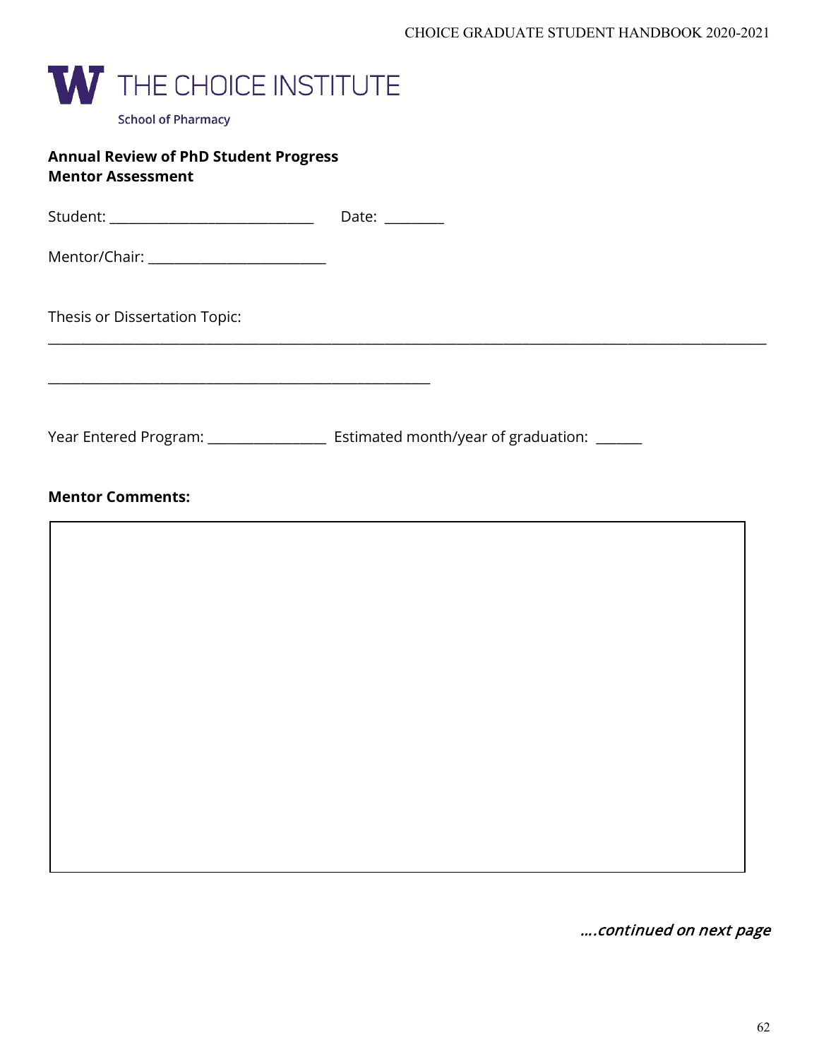THE CHOICE INSTITUTE

School of Pharmacy

**Annual Review of PhD Student Progress**
**Mentor Assessment**

Student: ______________________________ Date: _________

Mentor/Chair: __________________________

Thesis or Dissertation Topic:

________________________________________________________________________________________________________

________________________________________________________

Year Entered Program: _________________ Estimated month/year of graduation: _______

**Mentor Comments:**

| |
|---|
| |

*….continued on next page*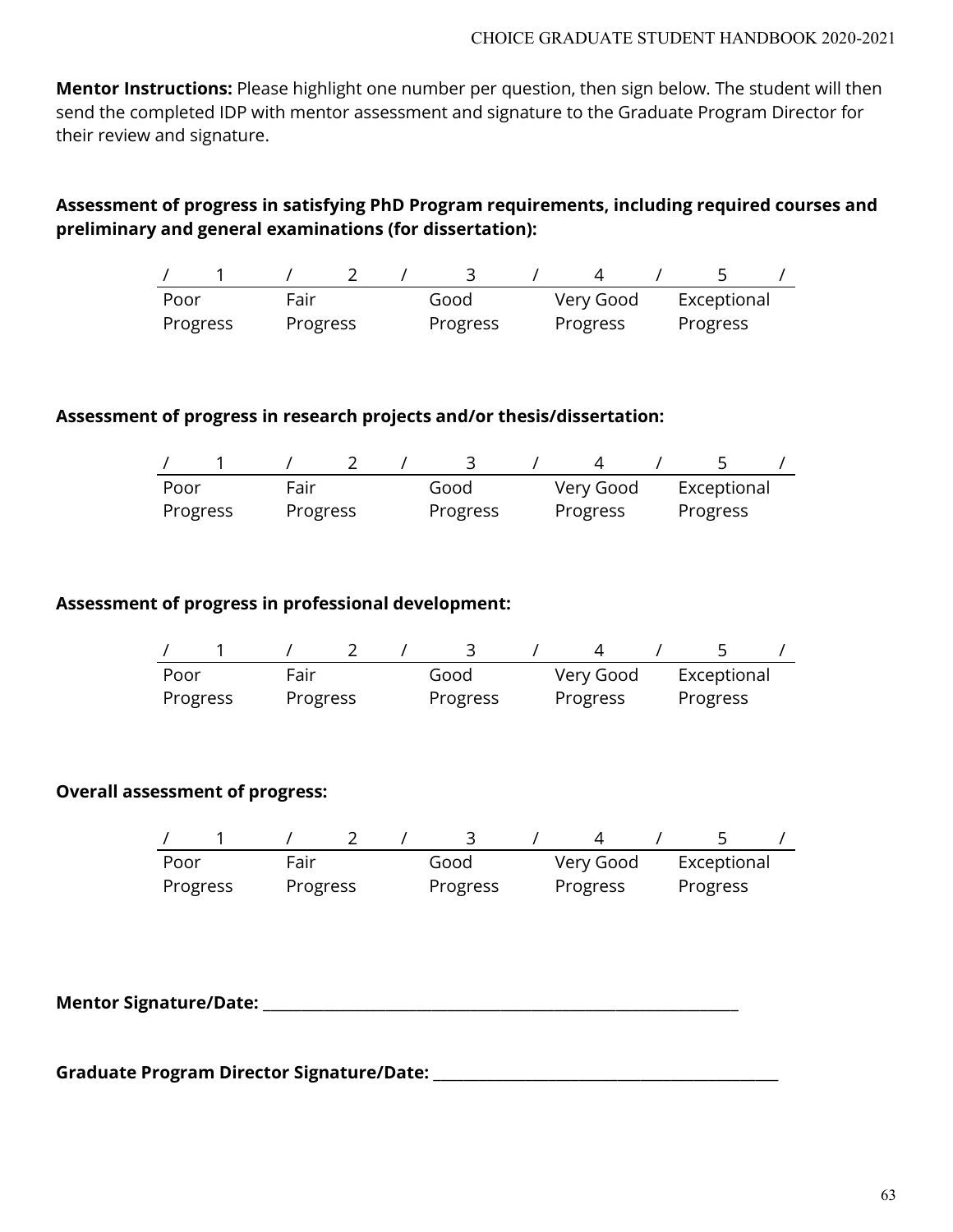**Mentor Instructions:** Please highlight one number per question, then sign below. The student will then send the completed IDP with mentor assessment and signature to the Graduate Program Director for their review and signature.

**Assessment of progress in satisfying PhD Program requirements, including required courses and preliminary and general examinations (for dissertation):**

| 1 | 2 | 3 | 4 | 5 |
|---|---|---|---|---|
| Poor Progress | Fair Progress | Good Progress | Very Good Progress | Exceptional Progress |

**Assessment of progress in research projects and/or thesis/dissertation:**

| 1 | 2 | 3 | 4 | 5 |
|---|---|---|---|---|
| Poor Progress | Fair Progress | Good Progress | Very Good Progress | Exceptional Progress |

**Assessment of progress in professional development:**

| 1 | 2 | 3 | 4 | 5 |
|---|---|---|---|---|
| Poor Progress | Fair Progress | Good Progress | Very Good Progress | Exceptional Progress |

**Overall assessment of progress:**

| 1 | 2 | 3 | 4 | 5 |
|---|---|---|---|---|
| Poor Progress | Fair Progress | Good Progress | Very Good Progress | Exceptional Progress |

**Mentor Signature/Date:** ____________________________________________________________

**Graduate Program Director Signature/Date:** ____________________________________________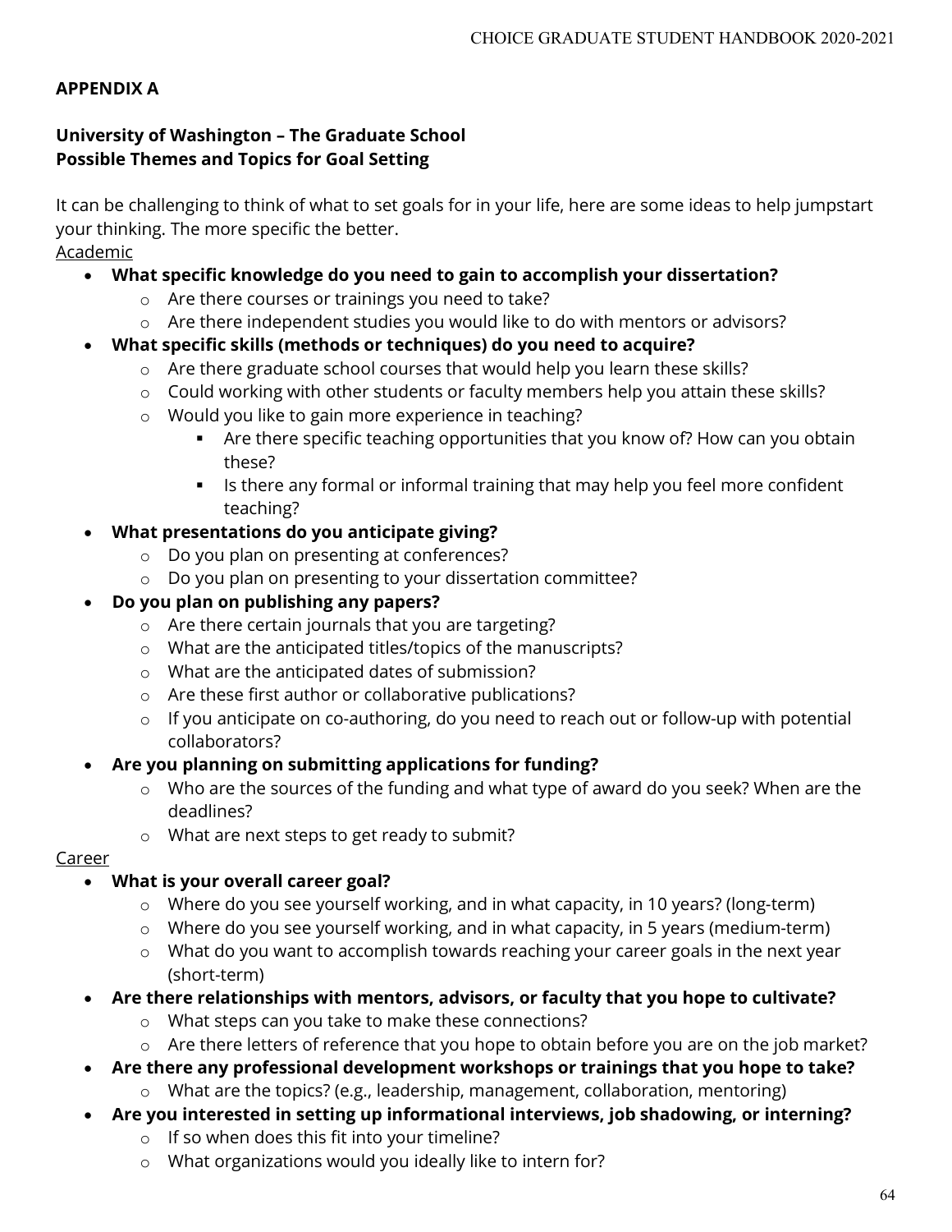**APPENDIX A**

**University of Washington – The Graduate School**
**Possible Themes and Topics for Goal Setting**

It can be challenging to think of what to set goals for in your life, here are some ideas to help jumpstart your thinking. The more specific the better.

Academic

- **What specific knowledge do you need to gain to accomplish your dissertation?**
  - Are there courses or trainings you need to take?
  - Are there independent studies you would like to do with mentors or advisors?
- **What specific skills (methods or techniques) do you need to acquire?**
  - Are there graduate school courses that would help you learn these skills?
  - Could working with other students or faculty members help you attain these skills?
  - Would you like to gain more experience in teaching?
    - Are there specific teaching opportunities that you know of? How can you obtain these?
    - Is there any formal or informal training that may help you feel more confident teaching?
- **What presentations do you anticipate giving?**
  - Do you plan on presenting at conferences?
  - Do you plan on presenting to your dissertation committee?
- **Do you plan on publishing any papers?**
  - Are there certain journals that you are targeting?
  - What are the anticipated titles/topics of the manuscripts?
  - What are the anticipated dates of submission?
  - Are these first author or collaborative publications?
  - If you anticipate on co-authoring, do you need to reach out or follow-up with potential collaborators?
- **Are you planning on submitting applications for funding?**
  - Who are the sources of the funding and what type of award do you seek? When are the deadlines?
  - What are next steps to get ready to submit?

Career

- **What is your overall career goal?**
  - Where do you see yourself working, and in what capacity, in 10 years? (long-term)
  - Where do you see yourself working, and in what capacity, in 5 years (medium-term)
  - What do you want to accomplish towards reaching your career goals in the next year (short-term)
- **Are there relationships with mentors, advisors, or faculty that you hope to cultivate?**
  - What steps can you take to make these connections?
  - Are there letters of reference that you hope to obtain before you are on the job market?
- **Are there any professional development workshops or trainings that you hope to take?**
  - What are the topics? (e.g., leadership, management, collaboration, mentoring)
- **Are you interested in setting up informational interviews, job shadowing, or interning?**
  - If so when does this fit into your timeline?
  - What organizations would you ideally like to intern for?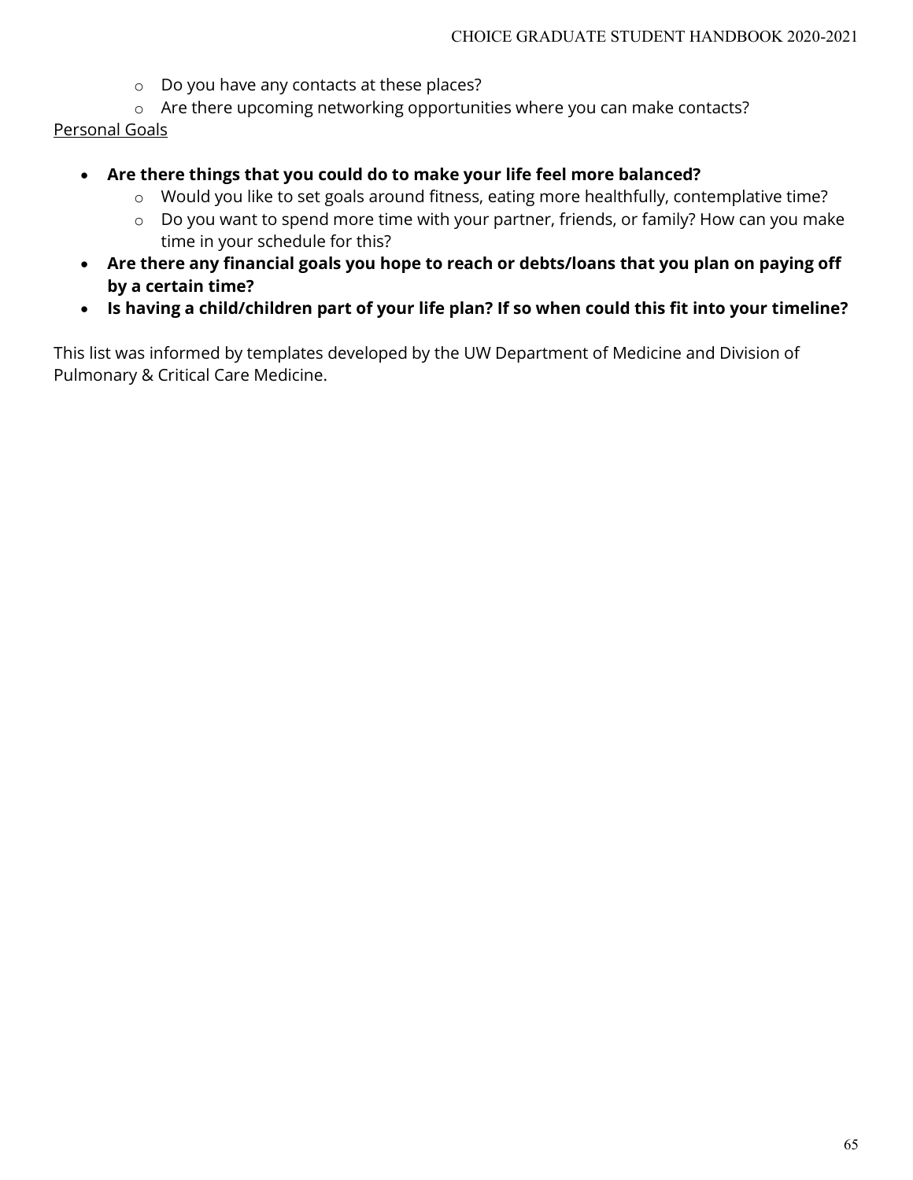- Do you have any contacts at these places?
  - Are there upcoming networking opportunities where you can make contacts?

<u>Personal Goals</u>

- **Are there things that you could do to make your life feel more balanced?**
  - Would you like to set goals around fitness, eating more healthfully, contemplative time?
  - Do you want to spend more time with your partner, friends, or family? How can you make time in your schedule for this?
- **Are there any financial goals you hope to reach or debts/loans that you plan on paying off by a certain time?**
- **Is having a child/children part of your life plan? If so when could this fit into your timeline?**

This list was informed by templates developed by the UW Department of Medicine and Division of Pulmonary & Critical Care Medicine.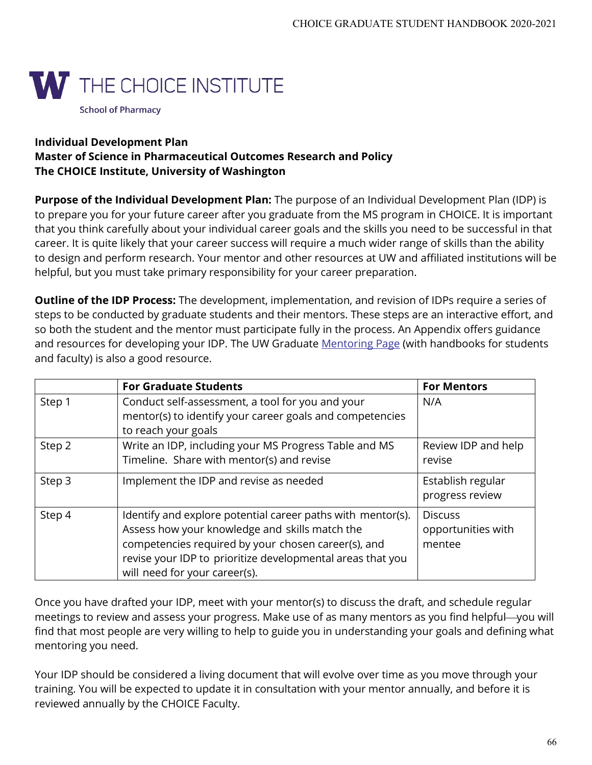THE CHOICE INSTITUTE

School of Pharmacy

**Individual Development Plan**
**Master of Science in Pharmaceutical Outcomes Research and Policy**
**The CHOICE Institute, University of Washington**

**Purpose of the Individual Development Plan:** The purpose of an Individual Development Plan (IDP) is to prepare you for your future career after you graduate from the MS program in CHOICE. It is important that you think carefully about your individual career goals and the skills you need to be successful in that career. It is quite likely that your career success will require a much wider range of skills than the ability to design and perform research. Your mentor and other resources at UW and affiliated institutions will be helpful, but you must take primary responsibility for your career preparation.

**Outline of the IDP Process:** The development, implementation, and revision of IDPs require a series of steps to be conducted by graduate students and their mentors. These steps are an interactive effort, and so both the student and the mentor must participate fully in the process. An Appendix offers guidance and resources for developing your IDP. The UW Graduate Mentoring Page (with handbooks for students and faculty) is also a good resource.

| | For Graduate Students | For Mentors |
|---|---|---|
| Step 1 | Conduct self-assessment, a tool for you and your mentor(s) to identify your career goals and competencies to reach your goals | N/A |
| Step 2 | Write an IDP, including your MS Progress Table and MS Timeline. Share with mentor(s) and revise | Review IDP and help revise |
| Step 3 | Implement the IDP and revise as needed | Establish regular progress review |
| Step 4 | Identify and explore potential career paths with mentor(s). Assess how your knowledge and skills match the competencies required by your chosen career(s), and revise your IDP to prioritize developmental areas that you will need for your career(s). | Discuss opportunities with mentee |

Once you have drafted your IDP, meet with your mentor(s) to discuss the draft, and schedule regular meetings to review and assess your progress. Make use of as many mentors as you find helpful—you will find that most people are very willing to help to guide you in understanding your goals and defining what mentoring you need.

Your IDP should be considered a living document that will evolve over time as you move through your training. You will be expected to update it in consultation with your mentor annually, and before it is reviewed annually by the CHOICE Faculty.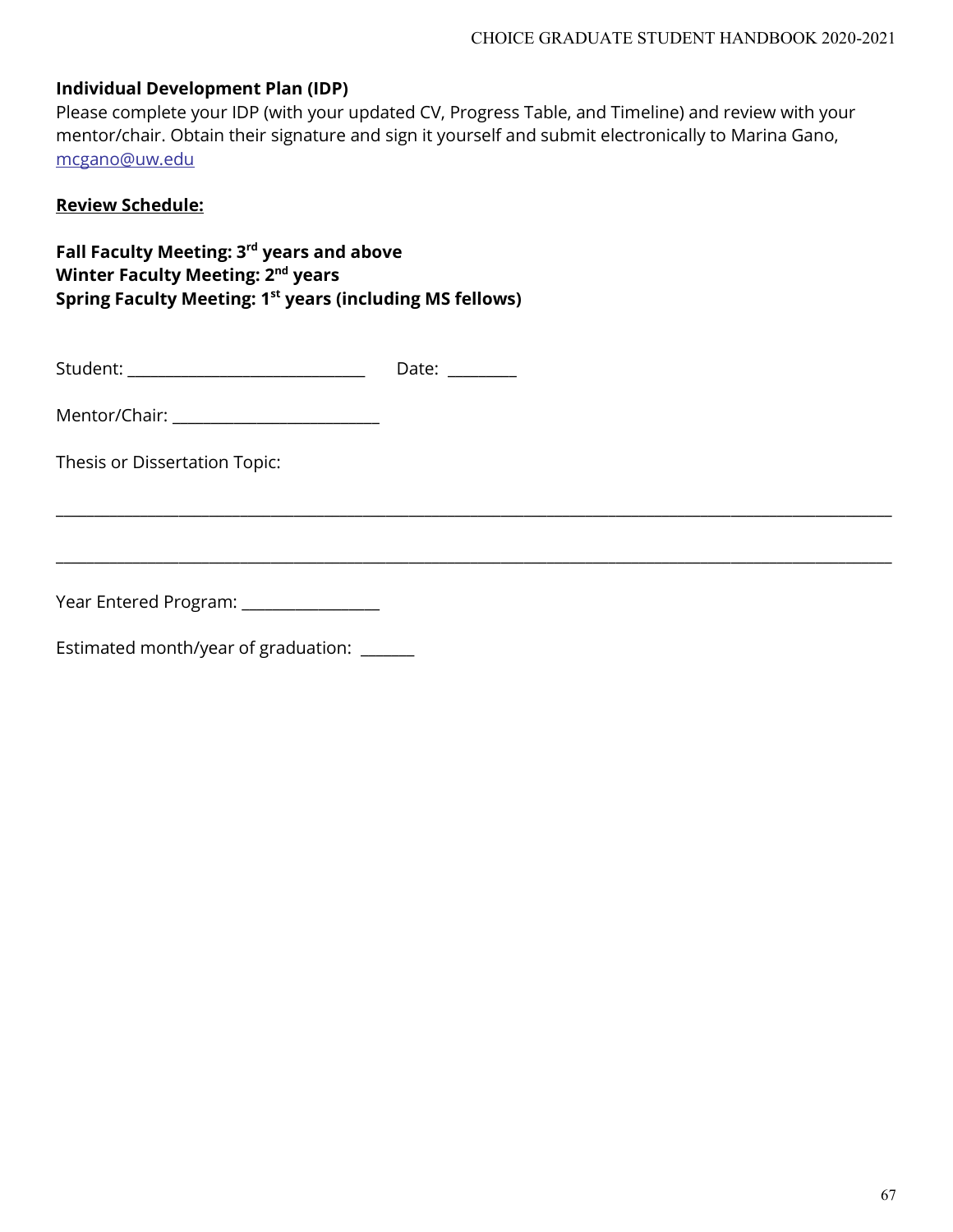**Individual Development Plan (IDP)**

Please complete your IDP (with your updated CV, Progress Table, and Timeline) and review with your mentor/chair. Obtain their signature and sign it yourself and submit electronically to Marina Gano, mcgano@uw.edu

**Review Schedule:**

**Fall Faculty Meeting: 3rd years and above**
**Winter Faculty Meeting: 2nd years**
**Spring Faculty Meeting: 1st years (including MS fellows)**

Student: ______________________________ Date: _________

Mentor/Chair: __________________________

Thesis or Dissertation Topic:

______________________________________________________________________________________________

______________________________________________________________________________________________

Year Entered Program: _________________

Estimated month/year of graduation: _______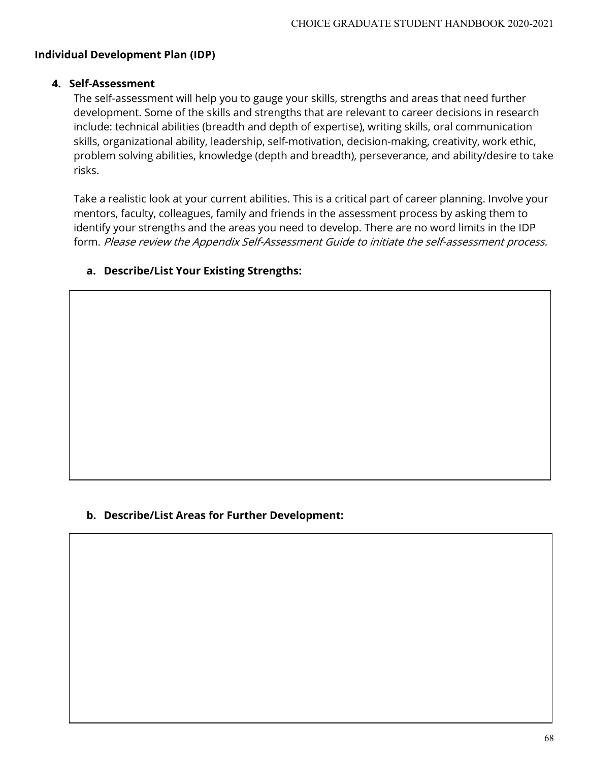## Individual Development Plan (IDP)

4. **Self-Assessment**

   The self-assessment will help you to gauge your skills, strengths and areas that need further development. Some of the skills and strengths that are relevant to career decisions in research include: technical abilities (breadth and depth of expertise), writing skills, oral communication skills, organizational ability, leadership, self-motivation, decision-making, creativity, work ethic, problem solving abilities, knowledge (depth and breadth), perseverance, and ability/desire to take risks.

   Take a realistic look at your current abilities. This is a critical part of career planning. Involve your mentors, faculty, colleagues, family and friends in the assessment process by asking them to identify your strengths and the areas you need to develop. There are no word limits in the IDP form. *Please review the Appendix Self-Assessment Guide to initiate the self-assessment process.*

   a. **Describe/List Your Existing Strengths:**

   b. **Describe/List Areas for Further Development:**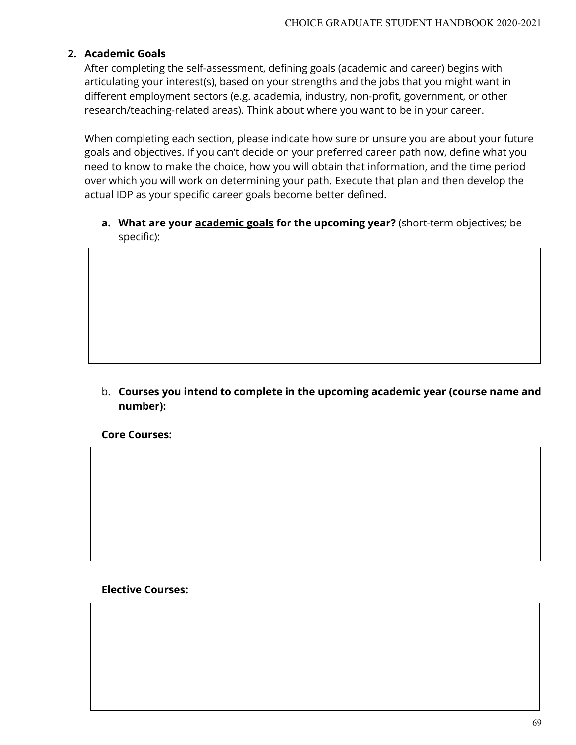## 2. Academic Goals

After completing the self-assessment, defining goals (academic and career) begins with articulating your interest(s), based on your strengths and the jobs that you might want in different employment sectors (e.g. academia, industry, non-profit, government, or other research/teaching-related areas). Think about where you want to be in your career.

When completing each section, please indicate how sure or unsure you are about your future goals and objectives. If you can't decide on your preferred career path now, define what you need to know to make the choice, how you will obtain that information, and the time period over which you will work on determining your path. Execute that plan and then develop the actual IDP as your specific career goals become better defined.

a. **What are your <u>academic goals</u> for the upcoming year?** (short-term objectives; be specific):

b. **Courses you intend to complete in the upcoming academic year (course name and number):**

**Core Courses:**

**Elective Courses:**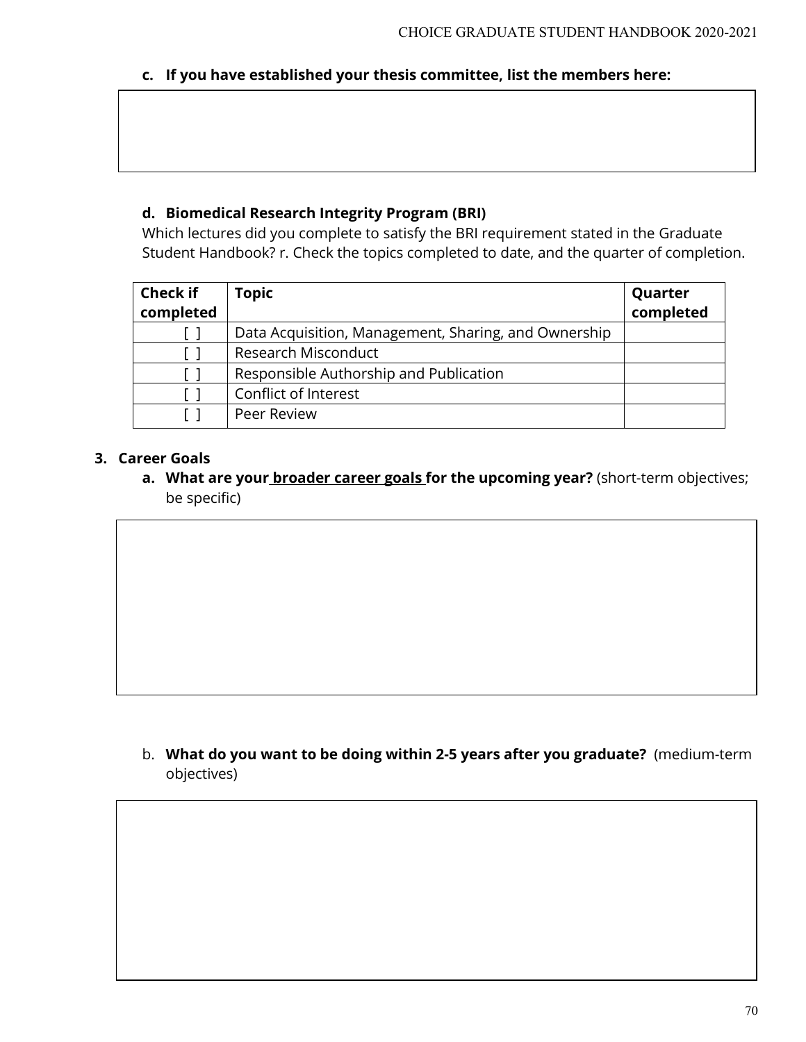**c. If you have established your thesis committee, list the members here:**

**d. Biomedical Research Integrity Program (BRI)**

Which lectures did you complete to satisfy the BRI requirement stated in the Graduate Student Handbook? r. Check the topics completed to date, and the quarter of completion.

| Check if completed | Topic | Quarter completed |
|---|---|---|
| [ ] | Data Acquisition, Management, Sharing, and Ownership | |
| [ ] | Research Misconduct | |
| [ ] | Responsible Authorship and Publication | |
| [ ] | Conflict of Interest | |
| [ ] | Peer Review | |

**3. Career Goals**

**a. What are your broader career goals for the upcoming year?** (short-term objectives; be specific)

b. **What do you want to be doing within 2-5 years after you graduate?** (medium-term objectives)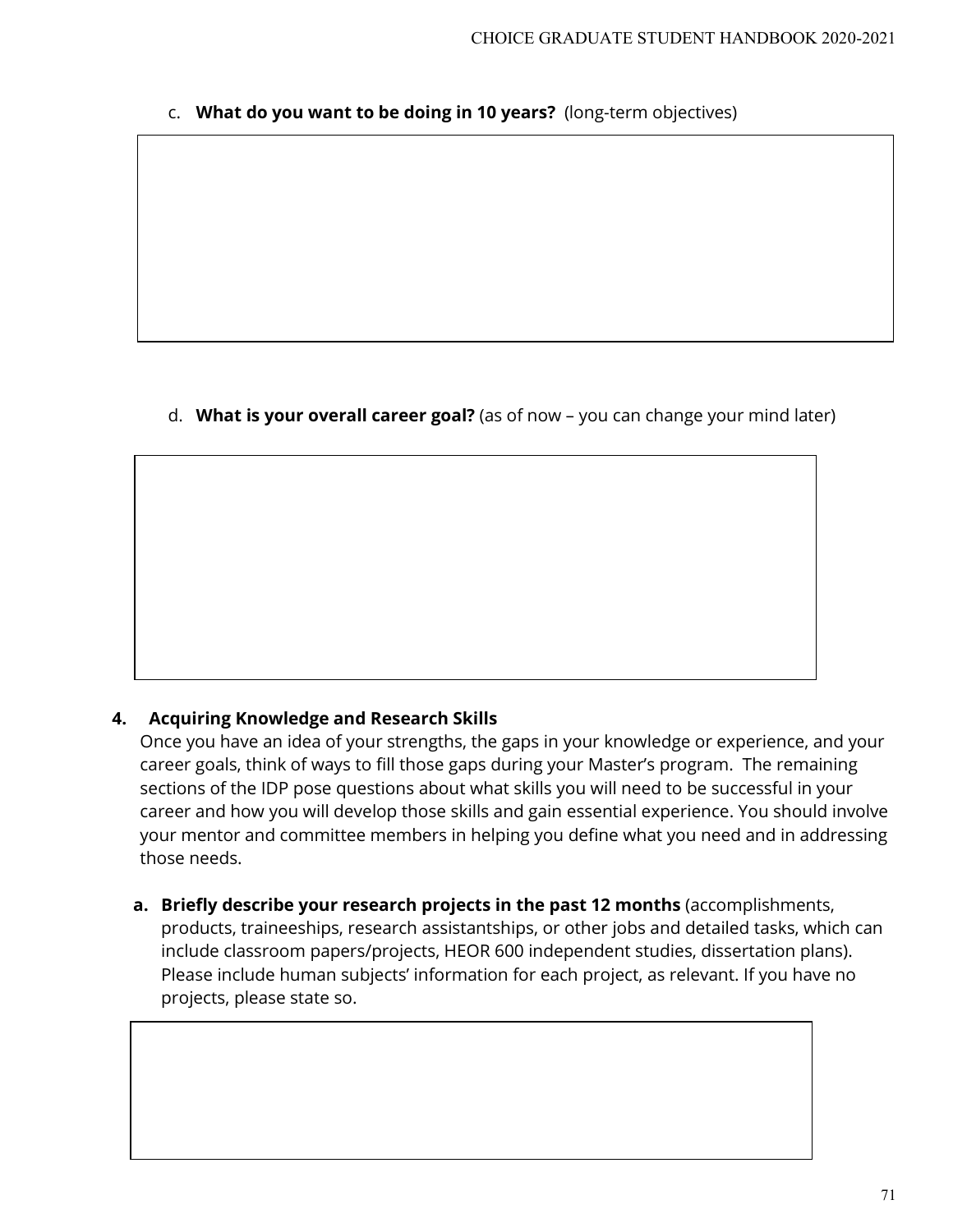c. **What do you want to be doing in 10 years?** (long-term objectives)

d. **What is your overall career goal?** (as of now – you can change your mind later)

## 4. Acquiring Knowledge and Research Skills

Once you have an idea of your strengths, the gaps in your knowledge or experience, and your career goals, think of ways to fill those gaps during your Master's program. The remaining sections of the IDP pose questions about what skills you will need to be successful in your career and how you will develop those skills and gain essential experience. You should involve your mentor and committee members in helping you define what you need and in addressing those needs.

**a. Briefly describe your research projects in the past 12 months** (accomplishments, products, traineeships, research assistantships, or other jobs and detailed tasks, which can include classroom papers/projects, HEOR 600 independent studies, dissertation plans). Please include human subjects' information for each project, as relevant. If you have no projects, please state so.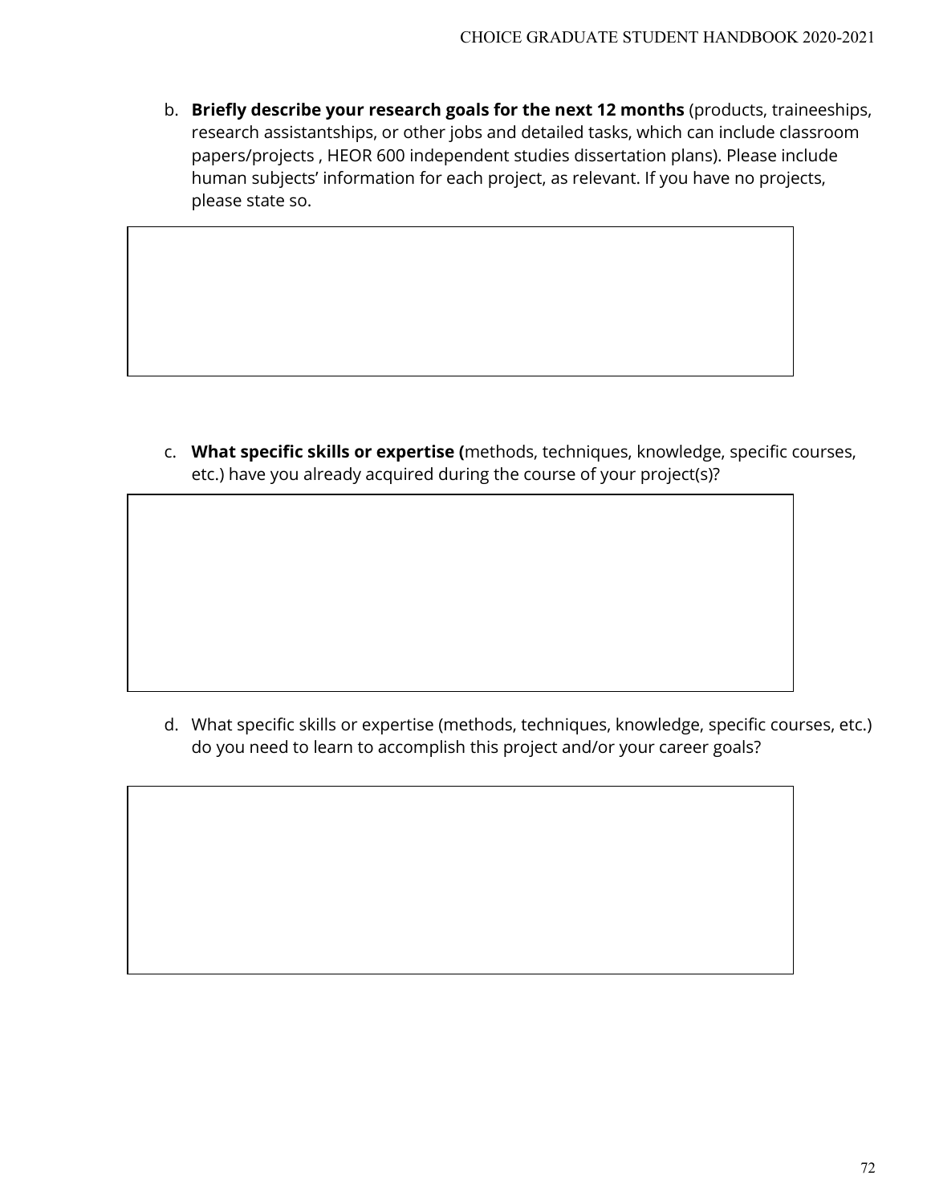b. **Briefly describe your research goals for the next 12 months** (products, traineeships, research assistantships, or other jobs and detailed tasks, which can include classroom papers/projects , HEOR 600 independent studies dissertation plans). Please include human subjects' information for each project, as relevant. If you have no projects, please state so.

| |
|---|
| |

c. **What specific skills or expertise (**methods, techniques, knowledge, specific courses, etc.) have you already acquired during the course of your project(s)?

| |
|---|
| |

d. What specific skills or expertise (methods, techniques, knowledge, specific courses, etc.) do you need to learn to accomplish this project and/or your career goals?

| |
|---|
| |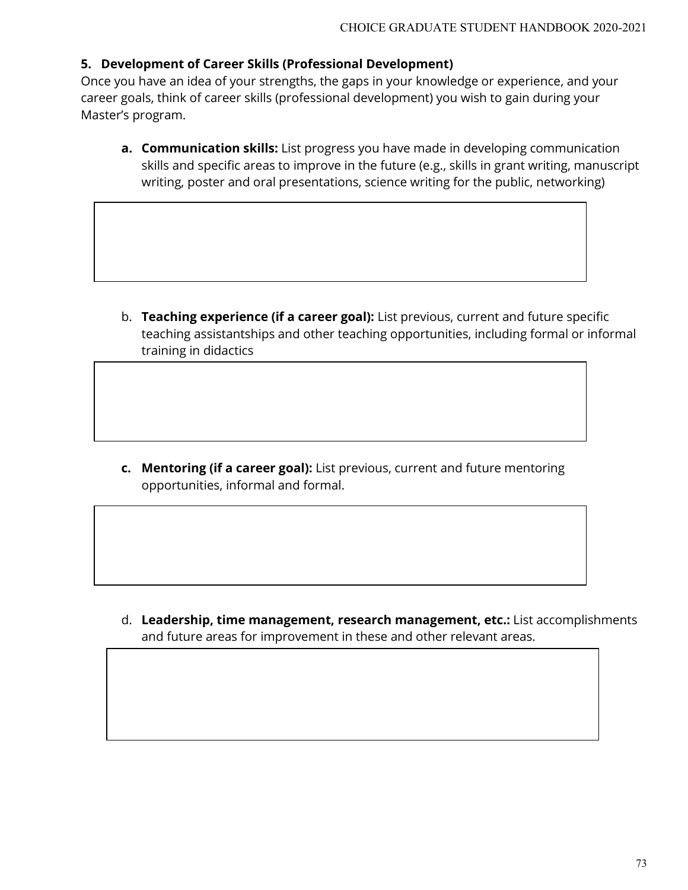### 5. Development of Career Skills (Professional Development)

Once you have an idea of your strengths, the gaps in your knowledge or experience, and your career goals, think of career skills (professional development) you wish to gain during your Master's program.

a. **Communication skills:** List progress you have made in developing communication skills and specific areas to improve in the future (e.g., skills in grant writing, manuscript writing, poster and oral presentations, science writing for the public, networking)

| |
|---|
| |

b. **Teaching experience (if a career goal):** List previous, current and future specific teaching assistantships and other teaching opportunities, including formal or informal training in didactics

| |
|---|
| |

c. **Mentoring (if a career goal):** List previous, current and future mentoring opportunities, informal and formal.

| |
|---|
| |

d. **Leadership, time management, research management, etc.:** List accomplishments and future areas for improvement in these and other relevant areas.

| |
|---|
| |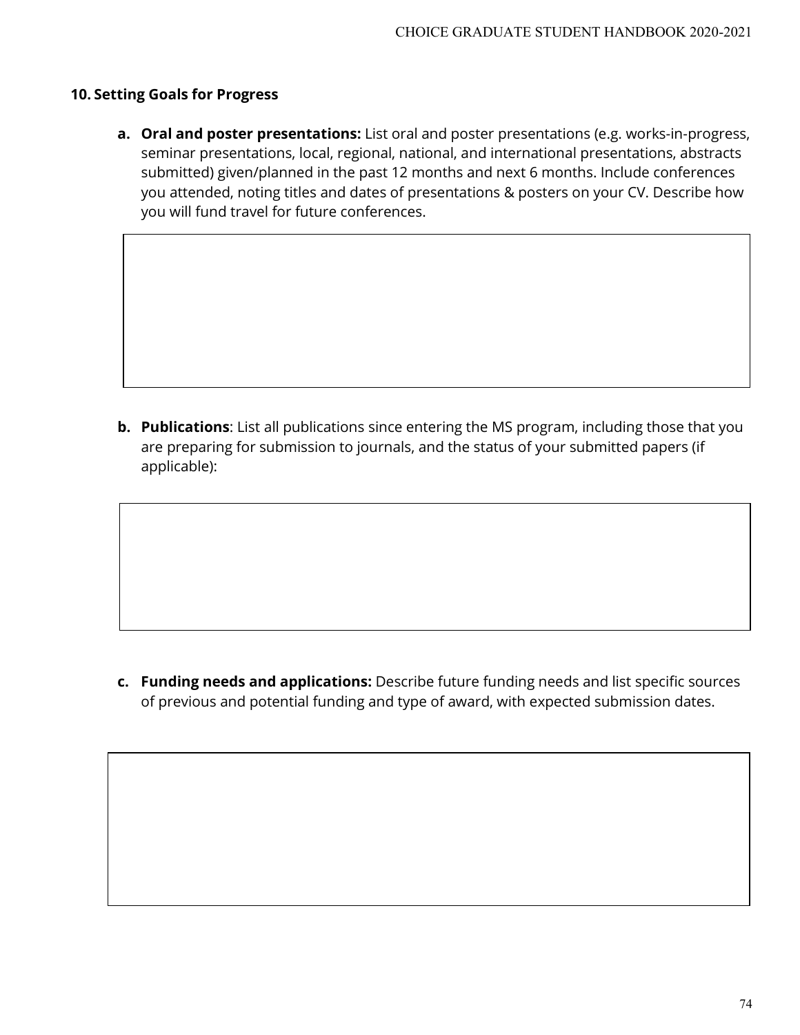## 10. Setting Goals for Progress

a. **Oral and poster presentations:** List oral and poster presentations (e.g. works-in-progress, seminar presentations, local, regional, national, and international presentations, abstracts submitted) given/planned in the past 12 months and next 6 months. Include conferences you attended, noting titles and dates of presentations & posters on your CV. Describe how you will fund travel for future conferences.

b. **Publications**: List all publications since entering the MS program, including those that you are preparing for submission to journals, and the status of your submitted papers (if applicable):

c. **Funding needs and applications:** Describe future funding needs and list specific sources of previous and potential funding and type of award, with expected submission dates.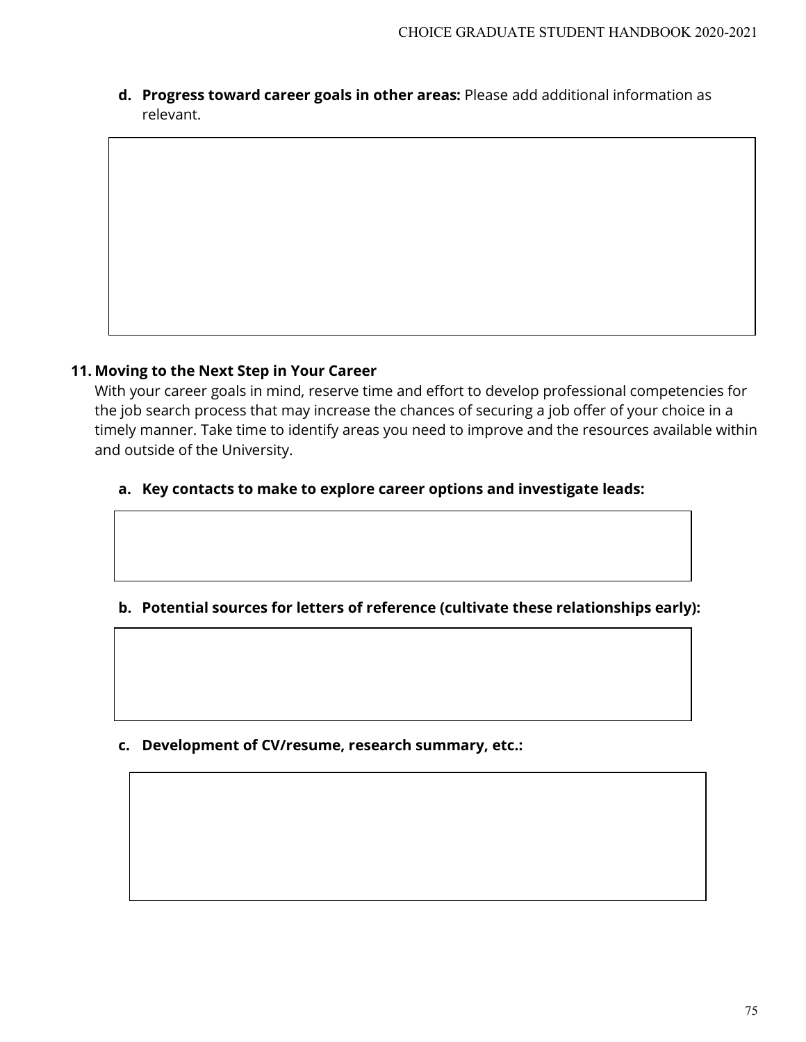**d. Progress toward career goals in other areas:** Please add additional information as relevant.

**11. Moving to the Next Step in Your Career**

With your career goals in mind, reserve time and effort to develop professional competencies for the job search process that may increase the chances of securing a job offer of your choice in a timely manner. Take time to identify areas you need to improve and the resources available within and outside of the University.

**a. Key contacts to make to explore career options and investigate leads:**

**b. Potential sources for letters of reference (cultivate these relationships early):**

**c. Development of CV/resume, research summary, etc.:**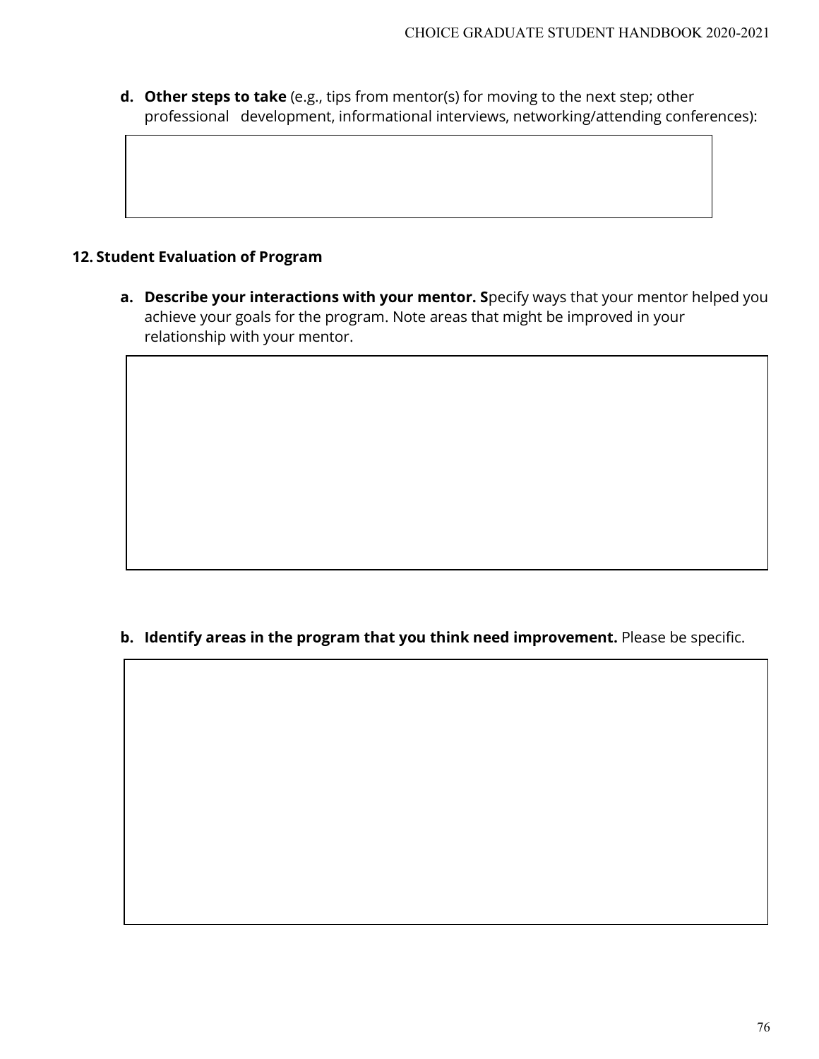d. **Other steps to take** (e.g., tips from mentor(s) for moving to the next step; other professional development, informational interviews, networking/attending conferences):

## 12. Student Evaluation of Program

a. **Describe your interactions with your mentor. S**pecify ways that your mentor helped you achieve your goals for the program. Note areas that might be improved in your relationship with your mentor.

b. **Identify areas in the program that you think need improvement.** Please be specific.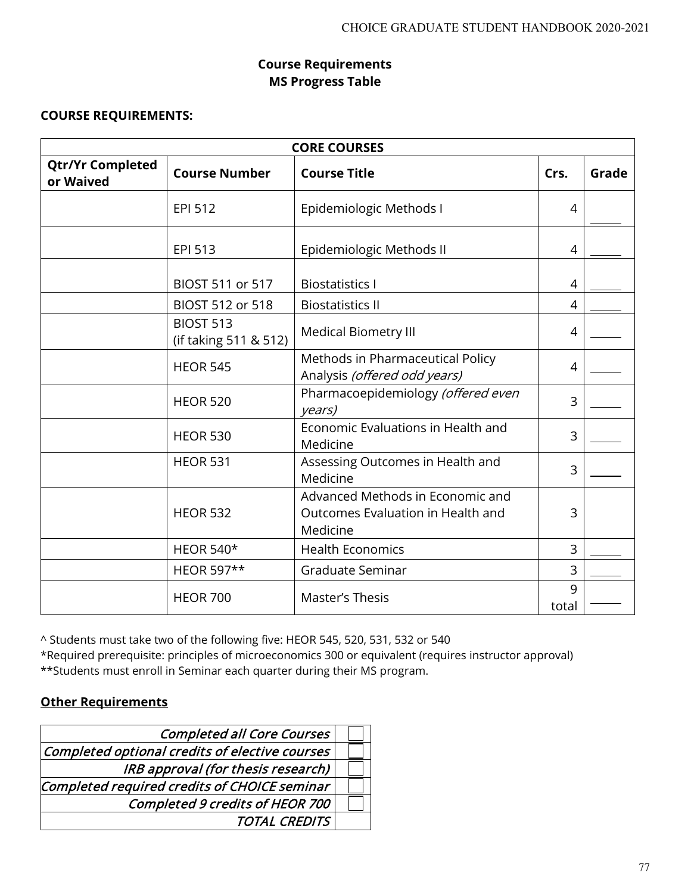## Course Requirements
## MS Progress Table

**COURSE REQUIREMENTS:**

| CORE COURSES | | | | |
|---|---|---|---|---|
| **Qtr/Yr Completed or Waived** | **Course Number** | **Course Title** | **Crs.** | **Grade** |
| | EPI 512 | Epidemiologic Methods I | 4 | _____ |
| | EPI 513 | Epidemiologic Methods II | 4 | _____ |
| | BIOST 511 or 517 | Biostatistics I | 4 | _____ |
| | BIOST 512 or 518 | Biostatistics II | 4 | _____ |
| | BIOST 513 (if taking 511 & 512) | Medical Biometry III | 4 | _____ |
| | HEOR 545 | Methods in Pharmaceutical Policy Analysis *(offered odd years)* | 4 | _____ |
| | HEOR 520 | Pharmacoepidemiology *(offered even years)* | 3 | _____ |
| | HEOR 530 | Economic Evaluations in Health and Medicine | 3 | _____ |
| | HEOR 531 | Assessing Outcomes in Health and Medicine | 3 | _____ |
| | HEOR 532 | Advanced Methods in Economic and Outcomes Evaluation in Health and Medicine | 3 | |
| | HEOR 540* | Health Economics | 3 | _____ |
| | HEOR 597** | Graduate Seminar | 3 | _____ |
| | HEOR 700 | Master's Thesis | 9 total | _____ |

^ Students must take two of the following five: HEOR 545, 520, 531, 532 or 540
*Required prerequisite: principles of microeconomics 300 or equivalent (requires instructor approval)
**Students must enroll in Seminar each quarter during their MS program.

**Other Requirements**

| | |
|---|---|
| *Completed all Core Courses* | ☐ |
| *Completed optional credits of elective courses* | ☐ |
| *IRB approval (for thesis research)* | ☐ |
| *Completed required credits of CHOICE seminar* | ☐ |
| *Completed 9 credits of HEOR 700* | ☐ |
| *TOTAL CREDITS* | |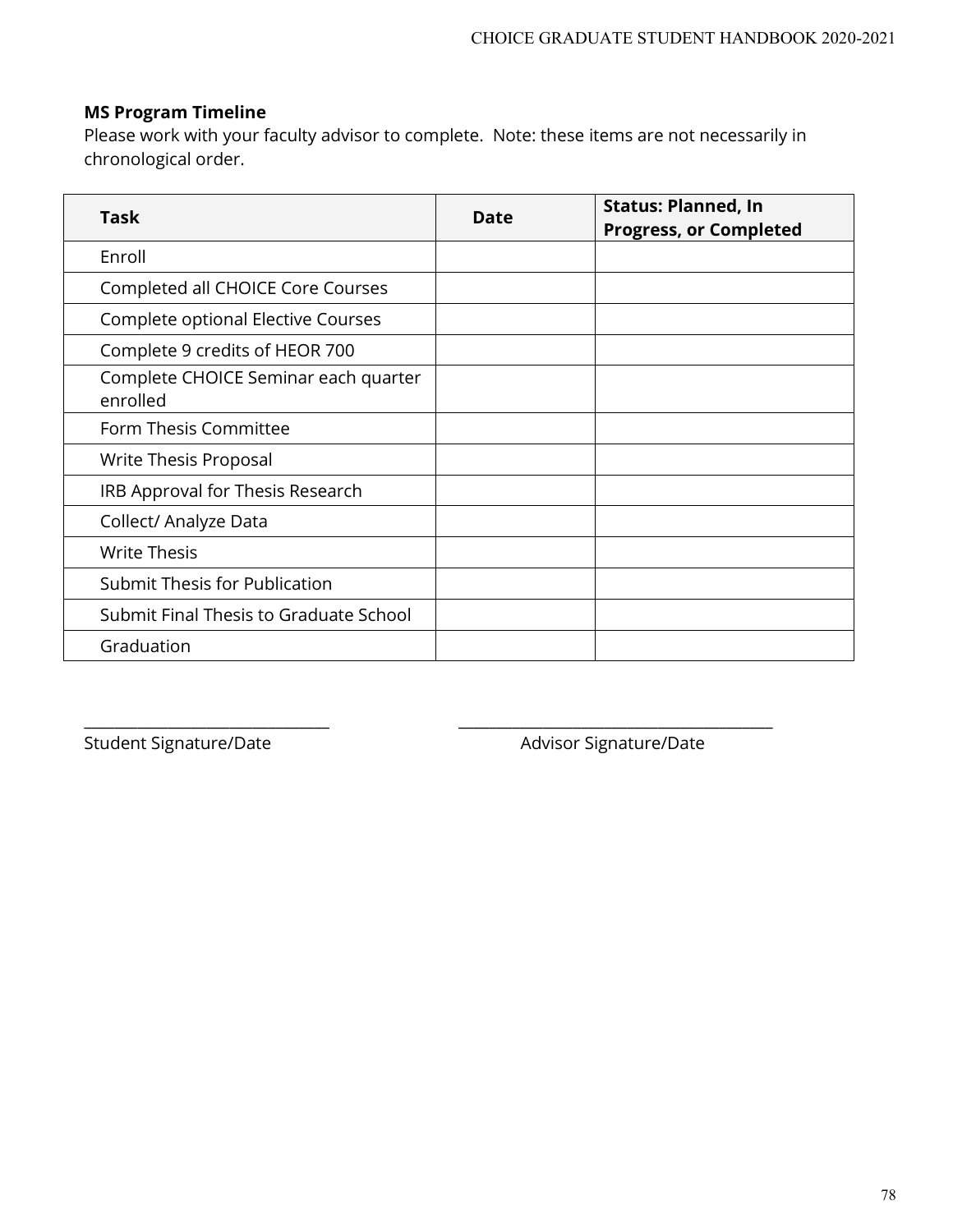**MS Program Timeline**

Please work with your faculty advisor to complete. Note: these items are not necessarily in chronological order.

| Task | Date | Status: Planned, In Progress, or Completed |
|---|---|---|
| Enroll | | |
| Completed all CHOICE Core Courses | | |
| Complete optional Elective Courses | | |
| Complete 9 credits of HEOR 700 | | |
| Complete CHOICE Seminar each quarter enrolled | | |
| Form Thesis Committee | | |
| Write Thesis Proposal | | |
| IRB Approval for Thesis Research | | |
| Collect/ Analyze Data | | |
| Write Thesis | | |
| Submit Thesis for Publication | | |
| Submit Final Thesis to Graduate School | | |
| Graduation | | |

_______________________________ Student Signature/Date

_______________________________ Advisor Signature/Date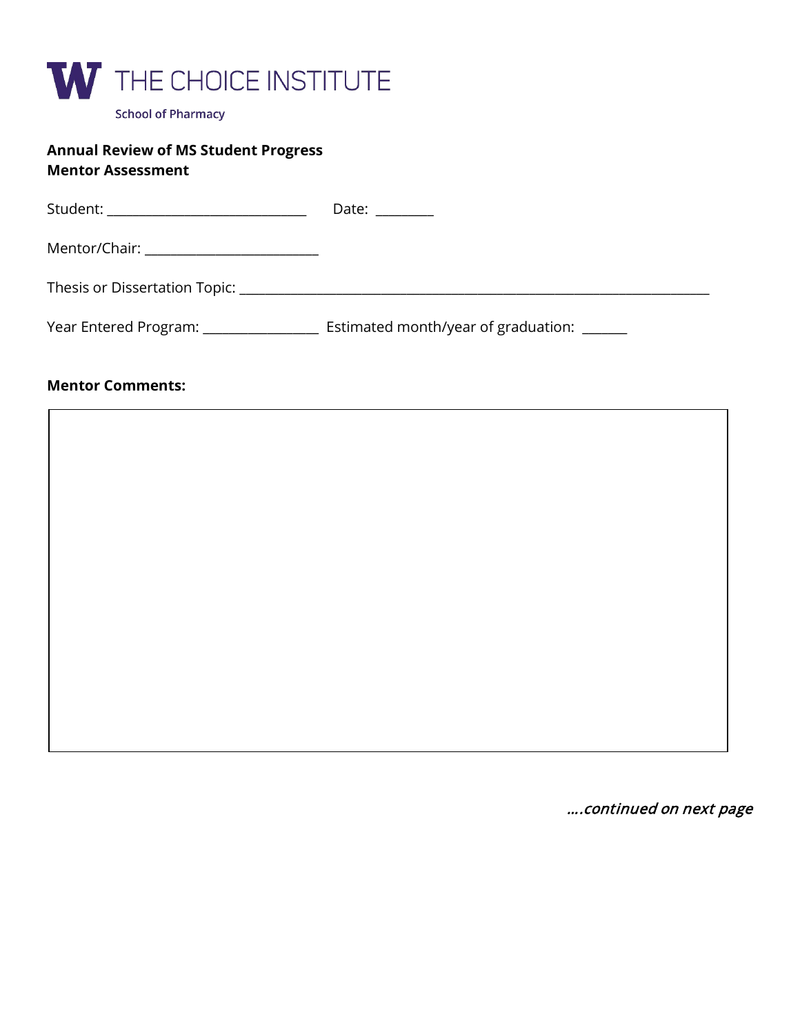THE CHOICE INSTITUTE

School of Pharmacy

**Annual Review of MS Student Progress**
**Mentor Assessment**

Student: ______________________________ Date: _________

Mentor/Chair: __________________________

Thesis or Dissertation Topic: ______________________________________________________________________

Year Entered Program: _________________ Estimated month/year of graduation: _______

**Mentor Comments:**

| |
|---|
| |

*….continued on next page*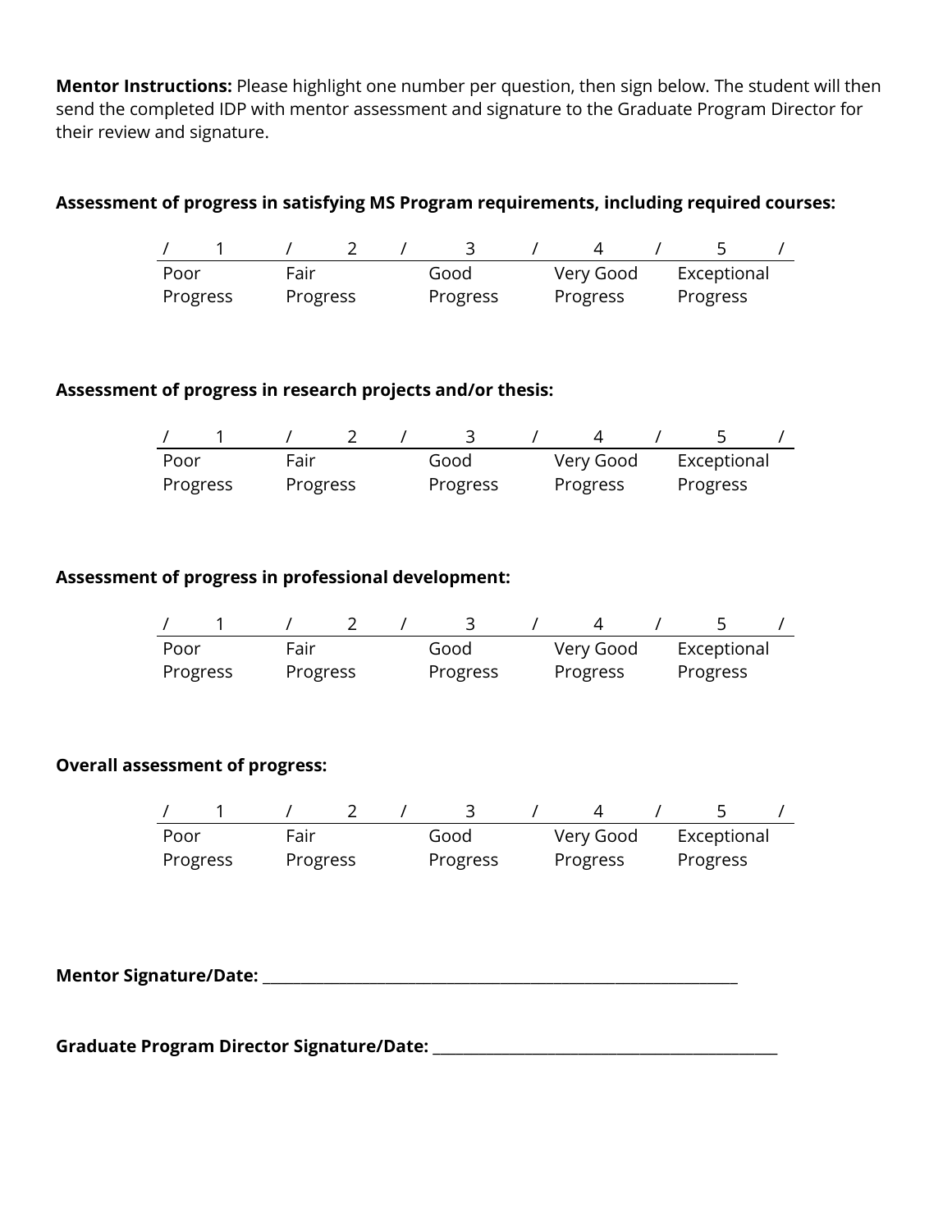**Mentor Instructions:** Please highlight one number per question, then sign below. The student will then send the completed IDP with mentor assessment and signature to the Graduate Program Director for their review and signature.

**Assessment of progress in satisfying MS Program requirements, including required courses:**

| 1 | 2 | 3 | 4 | 5 |
|---|---|---|---|---|
| Poor Progress | Fair Progress | Good Progress | Very Good Progress | Exceptional Progress |

**Assessment of progress in research projects and/or thesis:**

| 1 | 2 | 3 | 4 | 5 |
|---|---|---|---|---|
| Poor Progress | Fair Progress | Good Progress | Very Good Progress | Exceptional Progress |

**Assessment of progress in professional development:**

| 1 | 2 | 3 | 4 | 5 |
|---|---|---|---|---|
| Poor Progress | Fair Progress | Good Progress | Very Good Progress | Exceptional Progress |

**Overall assessment of progress:**

| 1 | 2 | 3 | 4 | 5 |
|---|---|---|---|---|
| Poor Progress | Fair Progress | Good Progress | Very Good Progress | Exceptional Progress |

**Mentor Signature/Date:** ______________________________________________

**Graduate Program Director Signature/Date:** __________________________________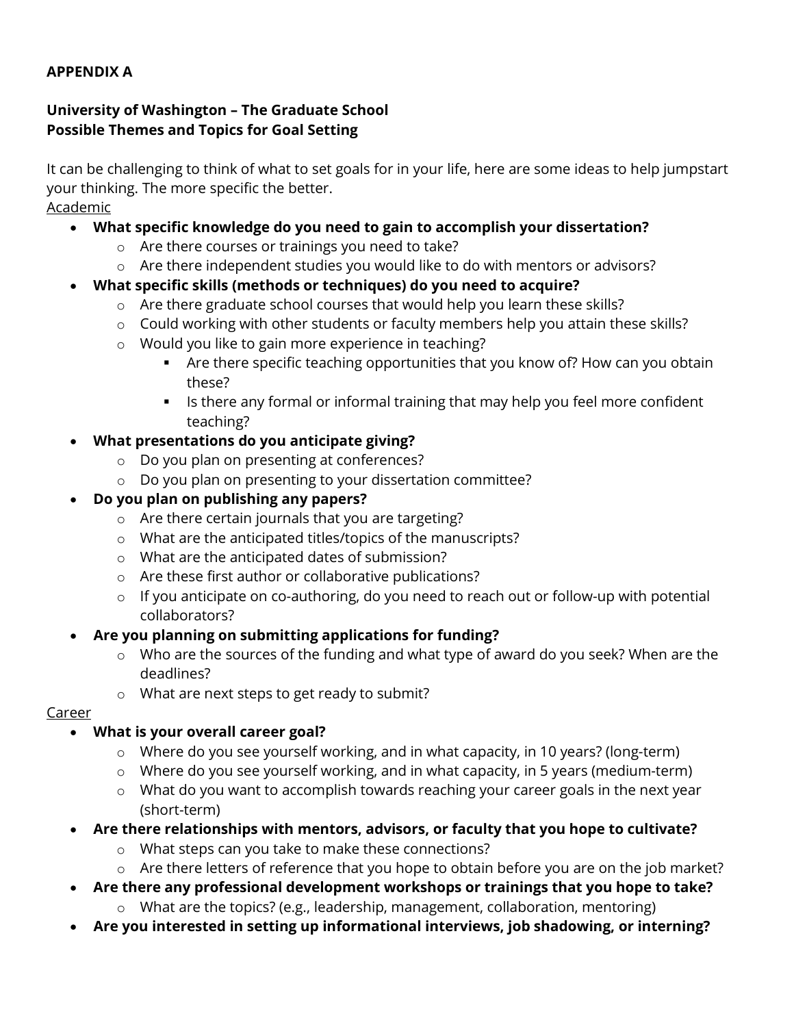**APPENDIX A**

**University of Washington – The Graduate School**
**Possible Themes and Topics for Goal Setting**

It can be challenging to think of what to set goals for in your life, here are some ideas to help jumpstart your thinking. The more specific the better.

<u>Academic</u>

- **What specific knowledge do you need to gain to accomplish your dissertation?**
  - Are there courses or trainings you need to take?
  - Are there independent studies you would like to do with mentors or advisors?
- **What specific skills (methods or techniques) do you need to acquire?**
  - Are there graduate school courses that would help you learn these skills?
  - Could working with other students or faculty members help you attain these skills?
  - Would you like to gain more experience in teaching?
    - Are there specific teaching opportunities that you know of? How can you obtain these?
    - Is there any formal or informal training that may help you feel more confident teaching?
- **What presentations do you anticipate giving?**
  - Do you plan on presenting at conferences?
  - Do you plan on presenting to your dissertation committee?
- **Do you plan on publishing any papers?**
  - Are there certain journals that you are targeting?
  - What are the anticipated titles/topics of the manuscripts?
  - What are the anticipated dates of submission?
  - Are these first author or collaborative publications?
  - If you anticipate on co-authoring, do you need to reach out or follow-up with potential collaborators?
- **Are you planning on submitting applications for funding?**
  - Who are the sources of the funding and what type of award do you seek? When are the deadlines?
  - What are next steps to get ready to submit?

<u>Career</u>

- **What is your overall career goal?**
  - Where do you see yourself working, and in what capacity, in 10 years? (long-term)
  - Where do you see yourself working, and in what capacity, in 5 years (medium-term)
  - What do you want to accomplish towards reaching your career goals in the next year (short-term)
- **Are there relationships with mentors, advisors, or faculty that you hope to cultivate?**
  - What steps can you take to make these connections?
  - Are there letters of reference that you hope to obtain before you are on the job market?
- **Are there any professional development workshops or trainings that you hope to take?**
  - What are the topics? (e.g., leadership, management, collaboration, mentoring)
- **Are you interested in setting up informational interviews, job shadowing, or interning?**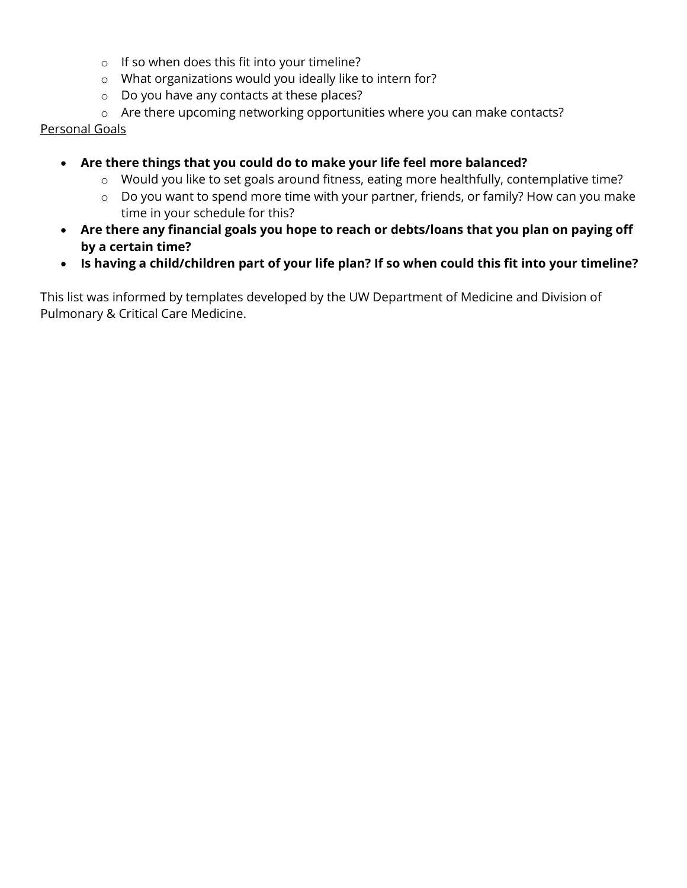- If so when does this fit into your timeline?
  - What organizations would you ideally like to intern for?
  - Do you have any contacts at these places?
  - Are there upcoming networking opportunities where you can make contacts?

<u>Personal Goals</u>

- **Are there things that you could do to make your life feel more balanced?**
  - Would you like to set goals around fitness, eating more healthfully, contemplative time?
  - Do you want to spend more time with your partner, friends, or family? How can you make time in your schedule for this?
- **Are there any financial goals you hope to reach or debts/loans that you plan on paying off by a certain time?**
- **Is having a child/children part of your life plan? If so when could this fit into your timeline?**

This list was informed by templates developed by the UW Department of Medicine and Division of Pulmonary & Critical Care Medicine.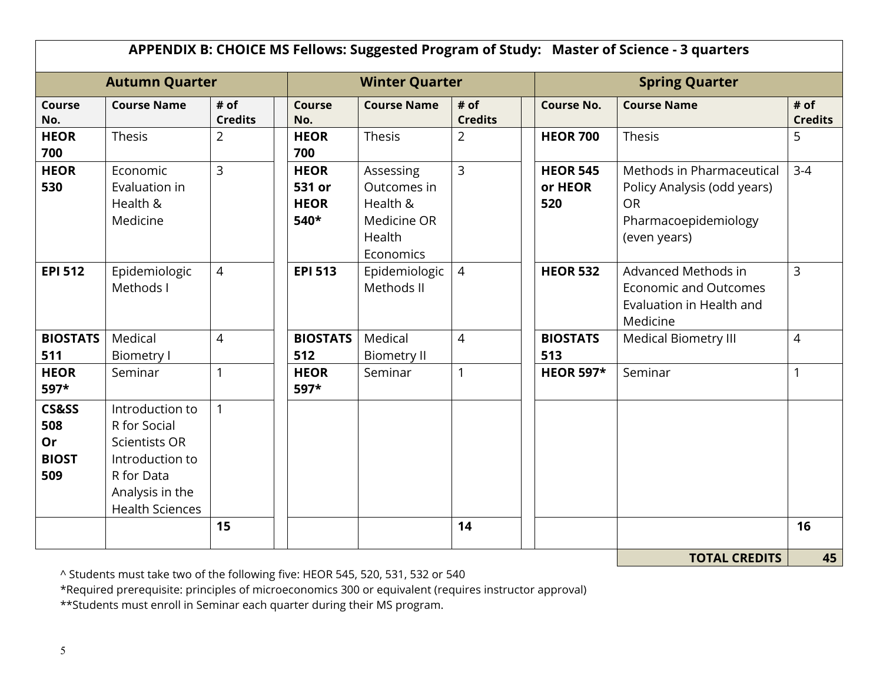| APPENDIX B: CHOICE MS Fellows: Suggested Program of Study: Master of Science - 3 quarters | | | | | | | | | | |
|---|---|---|---|---|---|---|---|---|---|---|
| **Autumn Quarter** | | | | **Winter Quarter** | | | | **Spring Quarter** | | |
| **Course No.** | **Course Name** | **# of Credits** | | **Course No.** | **Course Name** | **# of Credits** | | **Course No.** | **Course Name** | **# of Credits** |
| **HEOR 700** | Thesis | 2 | | **HEOR 700** | Thesis | 2 | | **HEOR 700** | Thesis | 5 |
| **HEOR 530** | Economic Evaluation in Health & Medicine | 3 | | **HEOR 531 or HEOR 540*** | Assessing Outcomes in Health & Medicine OR Health Economics | 3 | | **HEOR 545 or HEOR 520** | Methods in Pharmaceutical Policy Analysis (odd years) OR Pharmacoepidemiology (even years) | 3-4 |
| **EPI 512** | Epidemiologic Methods I | 4 | | **EPI 513** | Epidemiologic Methods II | 4 | | **HEOR 532** | Advanced Methods in Economic and Outcomes Evaluation in Health and Medicine | 3 |
| **BIOSTATS 511** | Medical Biometry I | 4 | | **BIOSTATS 512** | Medical Biometry II | 4 | | **BIOSTATS 513** | Medical Biometry III | 4 |
| **HEOR 597*** | Seminar | 1 | | **HEOR 597*** | Seminar | 1 | | **HEOR 597*** | Seminar | 1 |
| **CS&SS 508 Or BIOST 509** | Introduction to R for Social Scientists OR Introduction to R for Data Analysis in the Health Sciences | 1 | | | | | | | | |
| | | **15** | | | | **14** | | | | **16** |
| | | | | | | | | | **TOTAL CREDITS** | **45** |

^ Students must take two of the following five: HEOR 545, 520, 531, 532 or 540

*Required prerequisite: principles of microeconomics 300 or equivalent (requires instructor approval)

**Students must enroll in Seminar each quarter during their MS program.